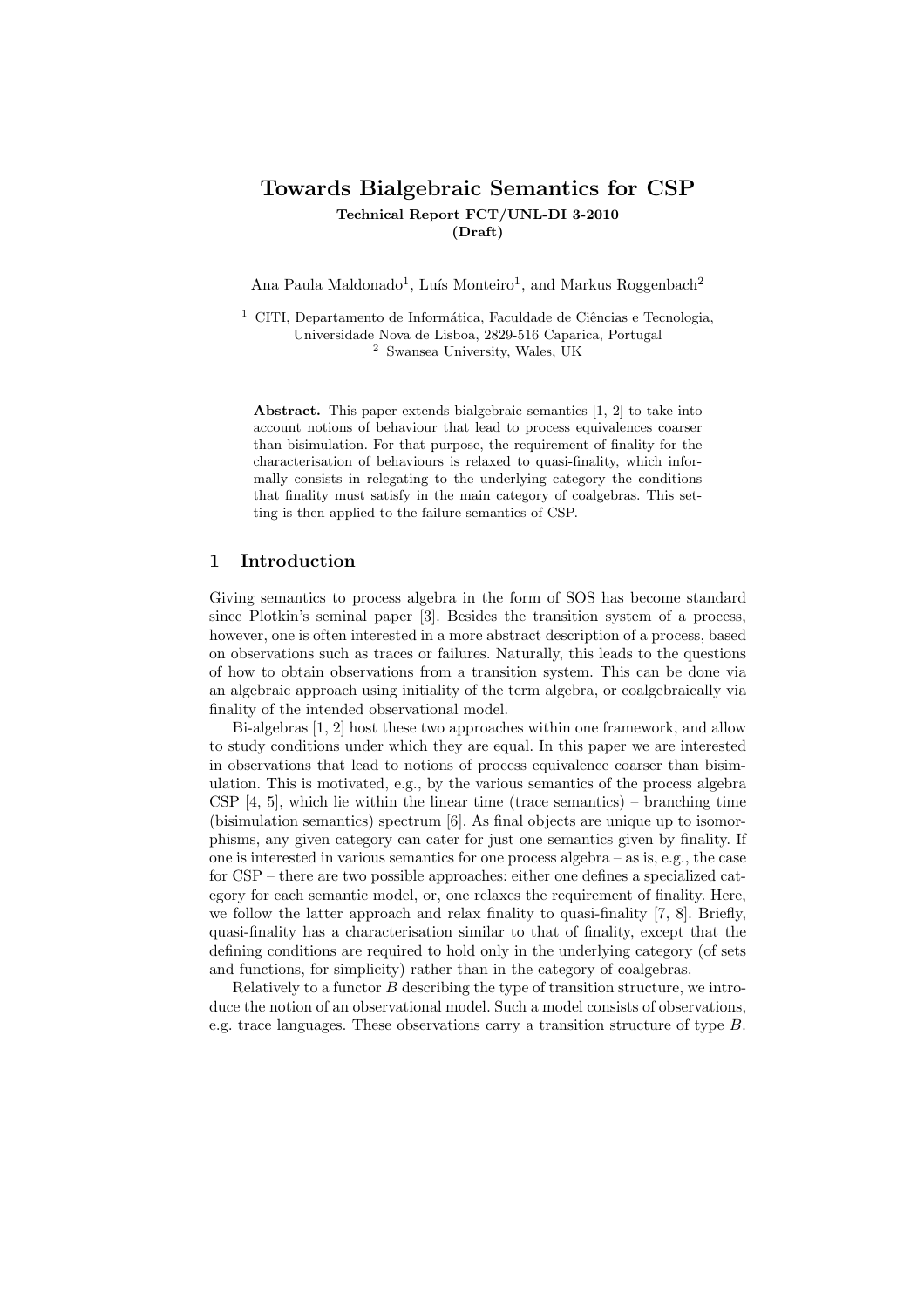# Towards Bialgebraic Semantics for CSP

**Technical Report FCT/UNL-DI 3-2010**
**(Draft)**

Ana Paula Maldonado[1], Luís Monteiro[1], and Markus Roggenbach[2]

[1] CITI, Departamento de Informática, Faculdade de Ciências e Tecnologia, Universidade Nova de Lisboa, 2829-516 Caparica, Portugal
[2] Swansea University, Wales, UK

**Abstract.** This paper extends bialgebraic semantics [1, 2] to take into account notions of behaviour that lead to process equivalences coarser than bisimulation. For that purpose, the requirement of finality for the characterisation of behaviours is relaxed to quasi-finality, which informally consists in relegating to the underlying category the conditions that finality must satisfy in the main category of coalgebras. This setting is then applied to the failure semantics of CSP.

## 1 Introduction

Giving semantics to process algebra in the form of SOS has become standard since Plotkin's seminal paper [3]. Besides the transition system of a process, however, one is often interested in a more abstract description of a process, based on observations such as traces or failures. Naturally, this leads to the questions of how to obtain observations from a transition system. This can be done via an algebraic approach using initiality of the term algebra, or coalgebraically via finality of the intended observational model.

Bi-algebras [1, 2] host these two approaches within one framework, and allow to study conditions under which they are equal. In this paper we are interested in observations that lead to notions of process equivalence coarser than bisimulation. This is motivated, e.g., by the various semantics of the process algebra CSP [4, 5], which lie within the linear time (trace semantics) – branching time (bisimulation semantics) spectrum [6]. As final objects are unique up to isomorphisms, any given category can cater for just one semantics given by finality. If one is interested in various semantics for one process algebra – as is, e.g., the case for CSP – there are two possible approaches: either one defines a specialized category for each semantic model, or, one relaxes the requirement of finality. Here, we follow the latter approach and relax finality to quasi-finality [7, 8]. Briefly, quasi-finality has a characterisation similar to that of finality, except that the defining conditions are required to hold only in the underlying category (of sets and functions, for simplicity) rather than in the category of coalgebras.

Relatively to a functor $B$ describing the type of transition structure, we introduce the notion of an observational model. Such a model consists of observations, e.g. trace languages. These observations carry a transition structure of type $B$.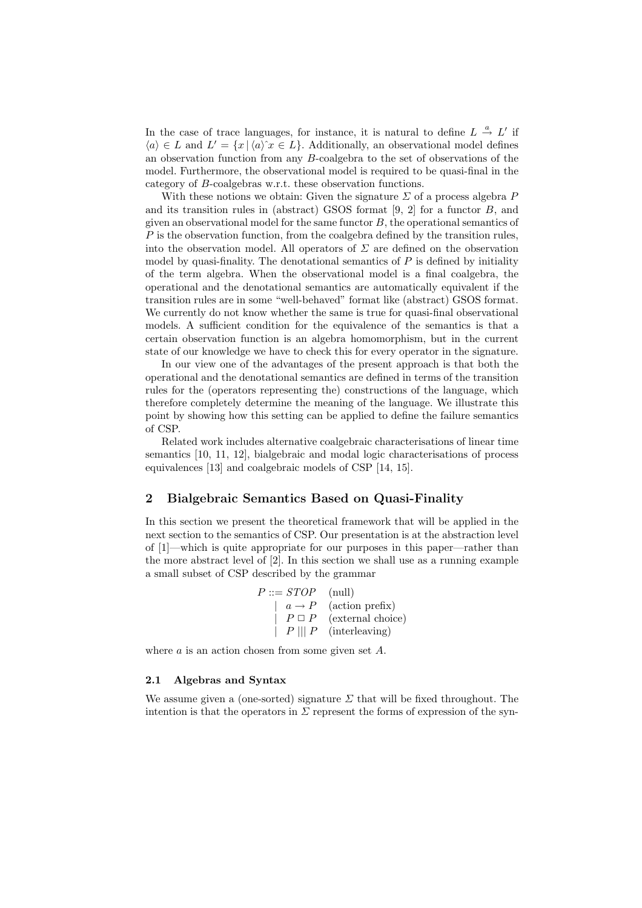In the case of trace languages, for instance, it is natural to define $L \xrightarrow{a} L'$ if $\langle a \rangle \in L$ and $L' = \{x \mid \langle a \rangle \hat{\ } x \in L\}$. Additionally, an observational model defines an observation function from any $B$-coalgebra to the set of observations of the model. Furthermore, the observational model is required to be quasi-final in the category of $B$-coalgebras w.r.t. these observation functions.

With these notions we obtain: Given the signature $\Sigma$ of a process algebra $P$ and its transition rules in (abstract) GSOS format [9, 2] for a functor $B$, and given an observational model for the same functor $B$, the operational semantics of $P$ is the observation function, from the coalgebra defined by the transition rules, into the observation model. All operators of $\Sigma$ are defined on the observation model by quasi-finality. The denotational semantics of $P$ is defined by initiality of the term algebra. When the observational model is a final coalgebra, the operational and the denotational semantics are automatically equivalent if the transition rules are in some "well-behaved" format like (abstract) GSOS format. We currently do not know whether the same is true for quasi-final observational models. A sufficient condition for the equivalence of the semantics is that a certain observation function is an algebra homomorphism, but in the current state of our knowledge we have to check this for every operator in the signature.

In our view one of the advantages of the present approach is that both the operational and the denotational semantics are defined in terms of the transition rules for the (operators representing the) constructions of the language, which therefore completely determine the meaning of the language. We illustrate this point by showing how this setting can be applied to define the failure semantics of CSP.

Related work includes alternative coalgebraic characterisations of linear time semantics [10, 11, 12], bialgebraic and modal logic characterisations of process equivalences [13] and coalgebraic models of CSP [14, 15].

## 2 Bialgebraic Semantics Based on Quasi-Finality

In this section we present the theoretical framework that will be applied in the next section to the semantics of CSP. Our presentation is at the abstraction level of [1]—which is quite appropriate for our purposes in this paper—rather than the more abstract level of [2]. In this section we shall use as a running example a small subset of CSP described by the grammar

$$
\begin{array}{rll}
P ::= & STOP & \text{(null)} \\
\mid & a \to P & \text{(action prefix)} \\
\mid & P \,\Box\, P & \text{(external choice)} \\
\mid & P \,|||\, P & \text{(interleaving)}
\end{array}
$$

where $a$ is an action chosen from some given set $A$.

### 2.1 Algebras and Syntax

We assume given a (one-sorted) signature $\Sigma$ that will be fixed throughout. The intention is that the operators in $\Sigma$ represent the forms of expression of the syn-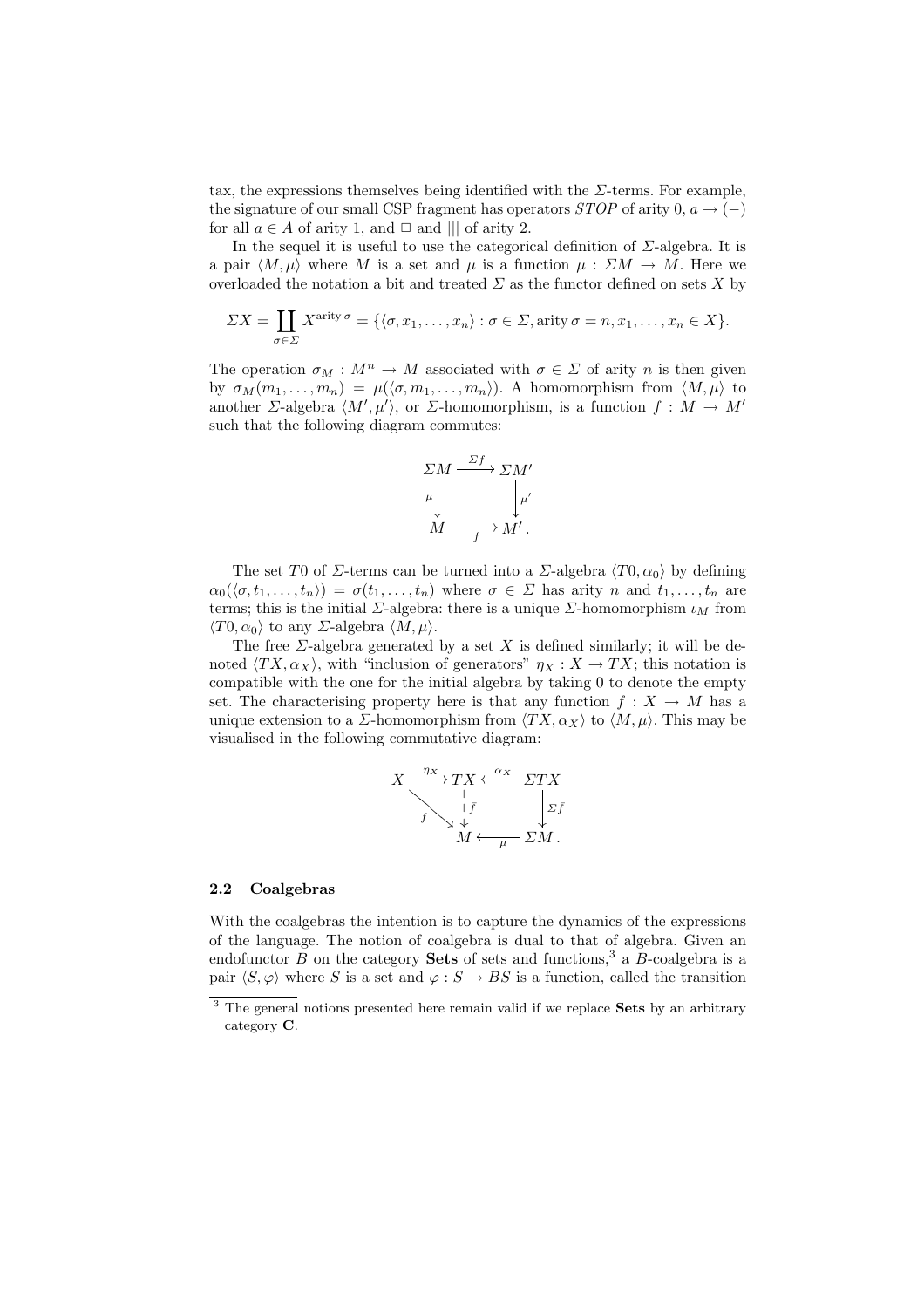tax, the expressions themselves being identified with the $\Sigma$-terms. For example, the signature of our small CSP fragment has operators $STOP$ of arity 0, $a \to (-)$ for all $a \in A$ of arity 1, and $\Box$ and $|||$ of arity 2.

In the sequel it is useful to use the categorical definition of $\Sigma$-algebra. It is a pair $\langle M, \mu \rangle$ where $M$ is a set and $\mu$ is a function $\mu : \Sigma M \to M$. Here we overloaded the notation a bit and treated $\Sigma$ as the functor defined on sets $X$ by

$$\Sigma X = \coprod_{\sigma \in \Sigma} X^{\operatorname{arity} \sigma} = \{\langle \sigma, x_1, \ldots, x_n \rangle : \sigma \in \Sigma, \operatorname{arity} \sigma = n, x_1, \ldots, x_n \in X\}.$$

The operation $\sigma_M : M^n \to M$ associated with $\sigma \in \Sigma$ of arity $n$ is then given by $\sigma_M(m_1, \ldots, m_n) = \mu(\langle \sigma, m_1, \ldots, m_n \rangle)$. A homomorphism from $\langle M, \mu \rangle$ to another $\Sigma$-algebra $\langle M', \mu' \rangle$, or $\Sigma$-homomorphism, is a function $f : M \to M'$ such that the following diagram commutes:

$$\begin{array}{ccc} \Sigma M & \xrightarrow{\Sigma f} & \Sigma M' \\ {\scriptstyle \mu} \downarrow & & \downarrow {\scriptstyle \mu'} \\ M & \xrightarrow[f]{} & M' . \end{array}$$

The set $T0$ of $\Sigma$-terms can be turned into a $\Sigma$-algebra $\langle T0, \alpha_0 \rangle$ by defining $\alpha_0(\langle \sigma, t_1, \ldots, t_n \rangle) = \sigma(t_1, \ldots, t_n)$ where $\sigma \in \Sigma$ has arity $n$ and $t_1, \ldots, t_n$ are terms; this is the initial $\Sigma$-algebra: there is a unique $\Sigma$-homomorphism $\iota_M$ from $\langle T0, \alpha_0 \rangle$ to any $\Sigma$-algebra $\langle M, \mu \rangle$.

The free $\Sigma$-algebra generated by a set $X$ is defined similarly; it will be denoted $\langle TX, \alpha_X \rangle$, with "inclusion of generators" $\eta_X : X \to TX$; this notation is compatible with the one for the initial algebra by taking 0 to denote the empty set. The characterising property here is that any function $f : X \to M$ has a unique extension to a $\Sigma$-homomorphism from $\langle TX, \alpha_X \rangle$ to $\langle M, \mu \rangle$. This may be visualised in the following commutative diagram:

$$\begin{array}{ccccc} X & \xrightarrow{\eta_X} & TX & \xleftarrow{\alpha_X} & \Sigma TX \\ & {\scriptstyle f} \searrow & \downarrow {\scriptstyle \bar{f}} & & \downarrow {\scriptstyle \Sigma \bar{f}} \\ & & M & \xleftarrow[\mu]{} & \Sigma M . \end{array}$$

### 2.2 Coalgebras

With the coalgebras the intention is to capture the dynamics of the expressions of the language. The notion of coalgebra is dual to that of algebra. Given an endofunctor $B$ on the category **Sets** of sets and functions,[3] a $B$-coalgebra is a pair $\langle S, \varphi \rangle$ where $S$ is a set and $\varphi : S \to BS$ is a function, called the transition

[3] The general notions presented here remain valid if we replace **Sets** by an arbitrary category **C**.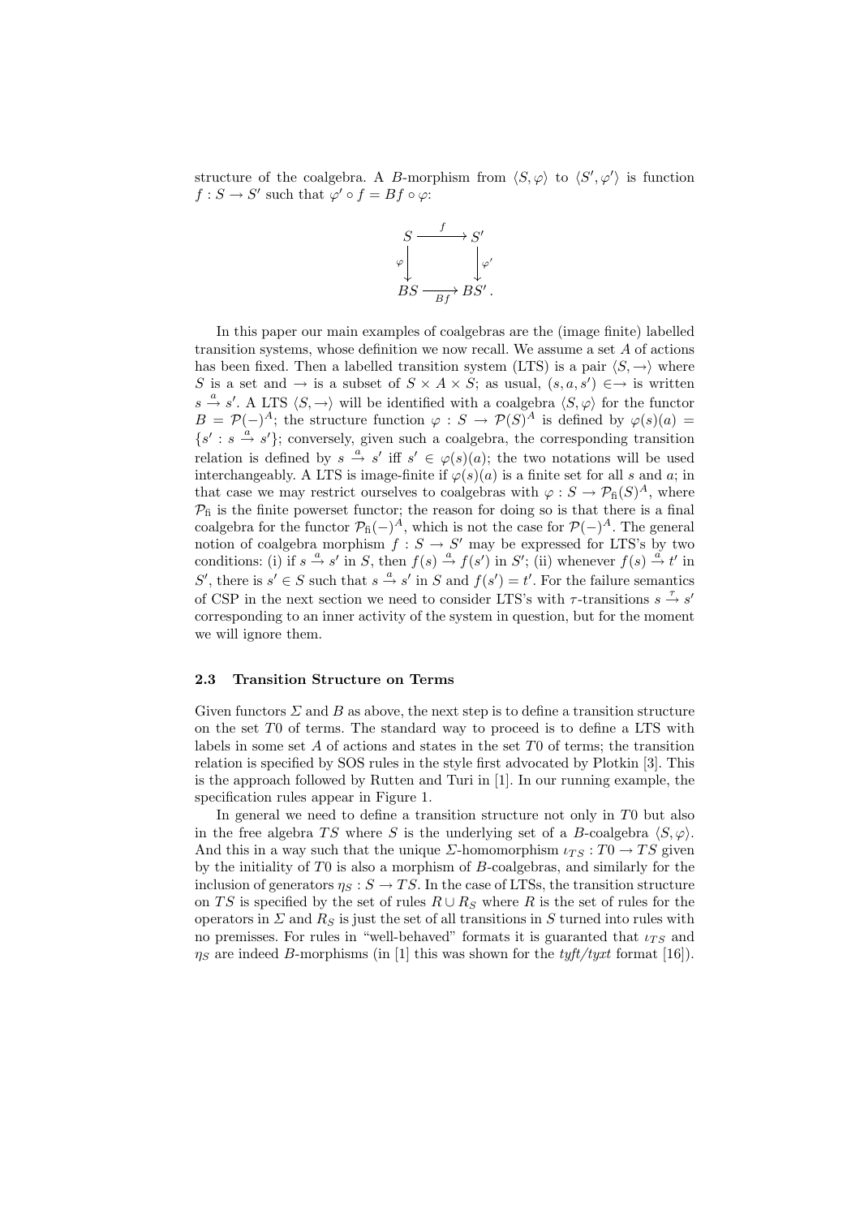structure of the coalgebra. A $B$-morphism from $\langle S, \varphi \rangle$ to $\langle S', \varphi' \rangle$ is function $f : S \to S'$ such that $\varphi' \circ f = Bf \circ \varphi$:

$$\begin{array}{ccc} S & \xrightarrow{f} & S' \\ {\scriptstyle\varphi}\downarrow & & \downarrow{\scriptstyle\varphi'} \\ BS & \xrightarrow[Bf]{} & BS' . \end{array}$$

In this paper our main examples of coalgebras are the (image finite) labelled transition systems, whose definition we now recall. We assume a set $A$ of actions has been fixed. Then a labelled transition system (LTS) is a pair $\langle S, \to \rangle$ where $S$ is a set and $\to$ is a subset of $S \times A \times S$; as usual, $(s, a, s') \in \to$ is written $s \xrightarrow{a} s'$. A LTS $\langle S, \to \rangle$ will be identified with a coalgebra $\langle S, \varphi \rangle$ for the functor $B = \mathcal{P}(-)^A$; the structure function $\varphi : S \to \mathcal{P}(S)^A$ is defined by $\varphi(s)(a) = \{s' : s \xrightarrow{a} s'\}$; conversely, given such a coalgebra, the corresponding transition relation is defined by $s \xrightarrow{a} s'$ iff $s' \in \varphi(s)(a)$; the two notations will be used interchangeably. A LTS is image-finite if $\varphi(s)(a)$ is a finite set for all $s$ and $a$; in that case we may restrict ourselves to coalgebras with $\varphi : S \to \mathcal{P}_{\text{fi}}(S)^A$, where $\mathcal{P}_{\text{fi}}$ is the finite powerset functor; the reason for doing so is that there is a final coalgebra for the functor $\mathcal{P}_{\text{fi}}(-)^A$, which is not the case for $\mathcal{P}(-)^A$. The general notion of coalgebra morphism $f : S \to S'$ may be expressed for LTS's by two conditions: (i) if $s \xrightarrow{a} s'$ in $S$, then $f(s) \xrightarrow{a} f(s')$ in $S'$; (ii) whenever $f(s) \xrightarrow{a} t'$ in $S'$, there is $s' \in S$ such that $s \xrightarrow{a} s'$ in $S$ and $f(s') = t'$. For the failure semantics of CSP in the next section we need to consider LTS's with $\tau$-transitions $s \xrightarrow{\tau} s'$ corresponding to an inner activity of the system in question, but for the moment we will ignore them.

### 2.3 Transition Structure on Terms

Given functors $\Sigma$ and $B$ as above, the next step is to define a transition structure on the set $T0$ of terms. The standard way to proceed is to define a LTS with labels in some set $A$ of actions and states in the set $T0$ of terms; the transition relation is specified by SOS rules in the style first advocated by Plotkin [3]. This is the approach followed by Rutten and Turi in [1]. In our running example, the specification rules appear in Figure 1.

In general we need to define a transition structure not only in $T0$ but also in the free algebra $TS$ where $S$ is the underlying set of a $B$-coalgebra $\langle S, \varphi \rangle$. And this in a way such that the unique $\Sigma$-homomorphism $\iota_{TS} : T0 \to TS$ given by the initiality of $T0$ is also a morphism of $B$-coalgebras, and similarly for the inclusion of generators $\eta_S : S \to TS$. In the case of LTSs, the transition structure on $TS$ is specified by the set of rules $R \cup R_S$ where $R$ is the set of rules for the operators in $\Sigma$ and $R_S$ is just the set of all transitions in $S$ turned into rules with no premisses. For rules in "well-behaved" formats it is guaranteed that $\iota_{TS}$ and $\eta_S$ are indeed $B$-morphisms (in [1] this was shown for the *tyft/tyxt* format [16]).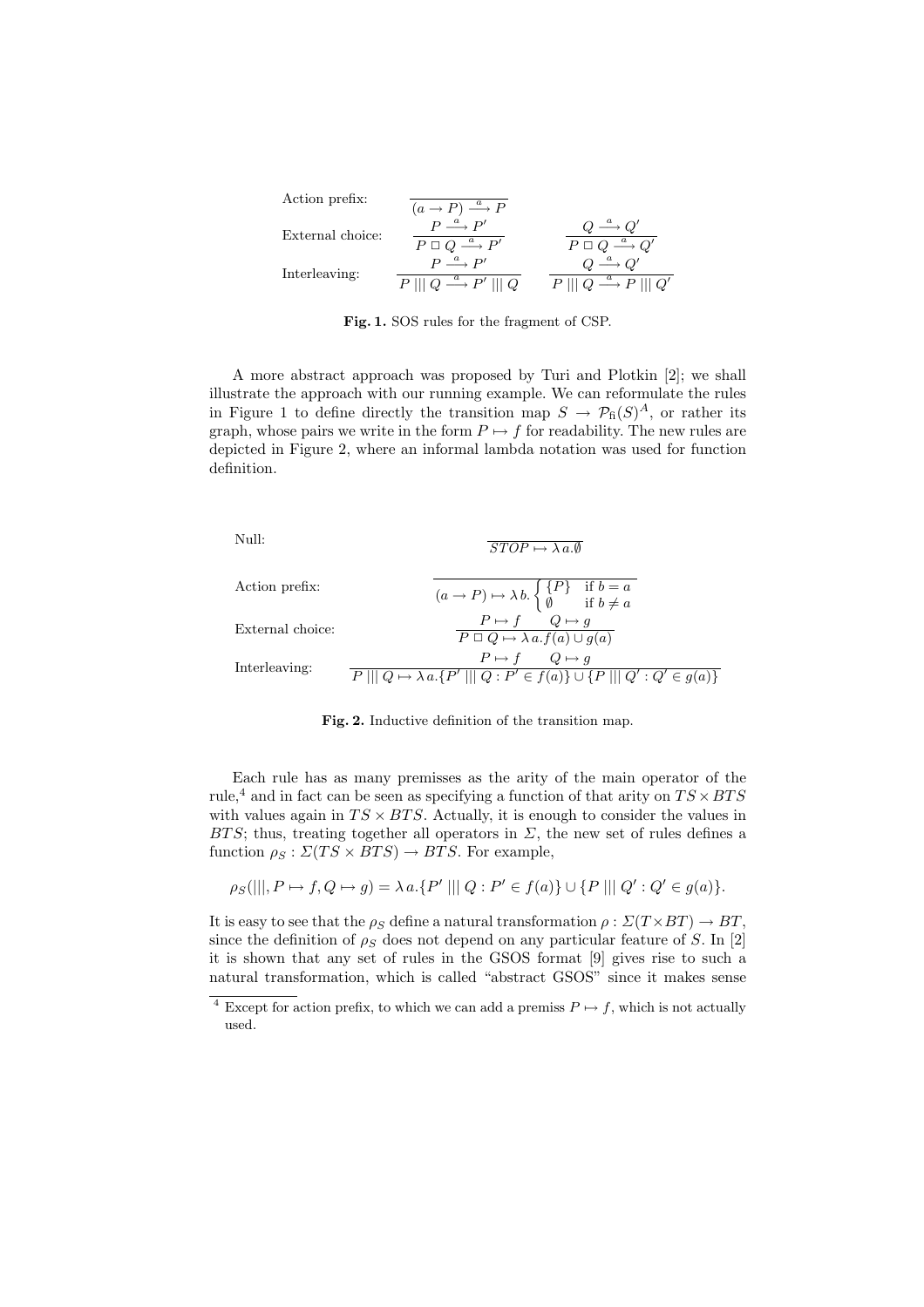Action prefix:
$$\frac{}{(a \to P) \xrightarrow{a} P}$$

External choice:
$$\frac{P \xrightarrow{a} P'}{P \,\square\, Q \xrightarrow{a} P'} \qquad \frac{Q \xrightarrow{a} Q'}{P \,\square\, Q \xrightarrow{a} Q'}$$

Interleaving:
$$\frac{P \xrightarrow{a} P'}{P \,|||\, Q \xrightarrow{a} P' \,|||\, Q} \qquad \frac{Q \xrightarrow{a} Q'}{P \,|||\, Q \xrightarrow{a} P \,|||\, Q'}$$

**Fig. 1.** SOS rules for the fragment of CSP.

A more abstract approach was proposed by Turi and Plotkin [2]; we shall illustrate the approach with our running example. We can reformulate the rules in Figure 1 to define directly the transition map $S \to \mathcal{P}_{\mathrm{fi}}(S)^A$, or rather its graph, whose pairs we write in the form $P \mapsto f$ for readability. The new rules are depicted in Figure 2, where an informal lambda notation was used for function definition.

Null:
$$\frac{}{STOP \mapsto \lambda\, a. \emptyset}$$

Action prefix:
$$\frac{}{(a \to P) \mapsto \lambda\, b. \begin{cases} \{P\} & \text{if } b = a \\ \emptyset & \text{if } b \neq a \end{cases}}$$

External choice:
$$\frac{P \mapsto f \qquad Q \mapsto g}{P \,\square\, Q \mapsto \lambda\, a. f(a) \cup g(a)}$$

Interleaving:
$$\frac{P \mapsto f \qquad Q \mapsto g}{P \,|||\, Q \mapsto \lambda\, a. \{P' \,|||\, Q : P' \in f(a)\} \cup \{P \,|||\, Q' : Q' \in g(a)\}}$$

**Fig. 2.** Inductive definition of the transition map.

Each rule has as many premisses as the arity of the main operator of the rule,[4] and in fact can be seen as specifying a function of that arity on $TS \times BTS$ with values again in $TS \times BTS$. Actually, it is enough to consider the values in $BTS$; thus, treating together all operators in $\Sigma$, the new set of rules defines a function $\rho_S : \Sigma(TS \times BTS) \to BTS$. For example,

$$\rho_S(|||, P \mapsto f, Q \mapsto g) = \lambda\, a. \{P' \,|||\, Q : P' \in f(a)\} \cup \{P \,|||\, Q' : Q' \in g(a)\}.$$

It is easy to see that the $\rho_S$ define a natural transformation $\rho : \Sigma(T \times BT) \to BT$, since the definition of $\rho_S$ does not depend on any particular feature of $S$. In [2] it is shown that any set of rules in the GSOS format [9] gives rise to such a natural transformation, which is called "abstract GSOS" since it makes sense

[4] Except for action prefix, to which we can add a premiss $P \mapsto f$, which is not actually used.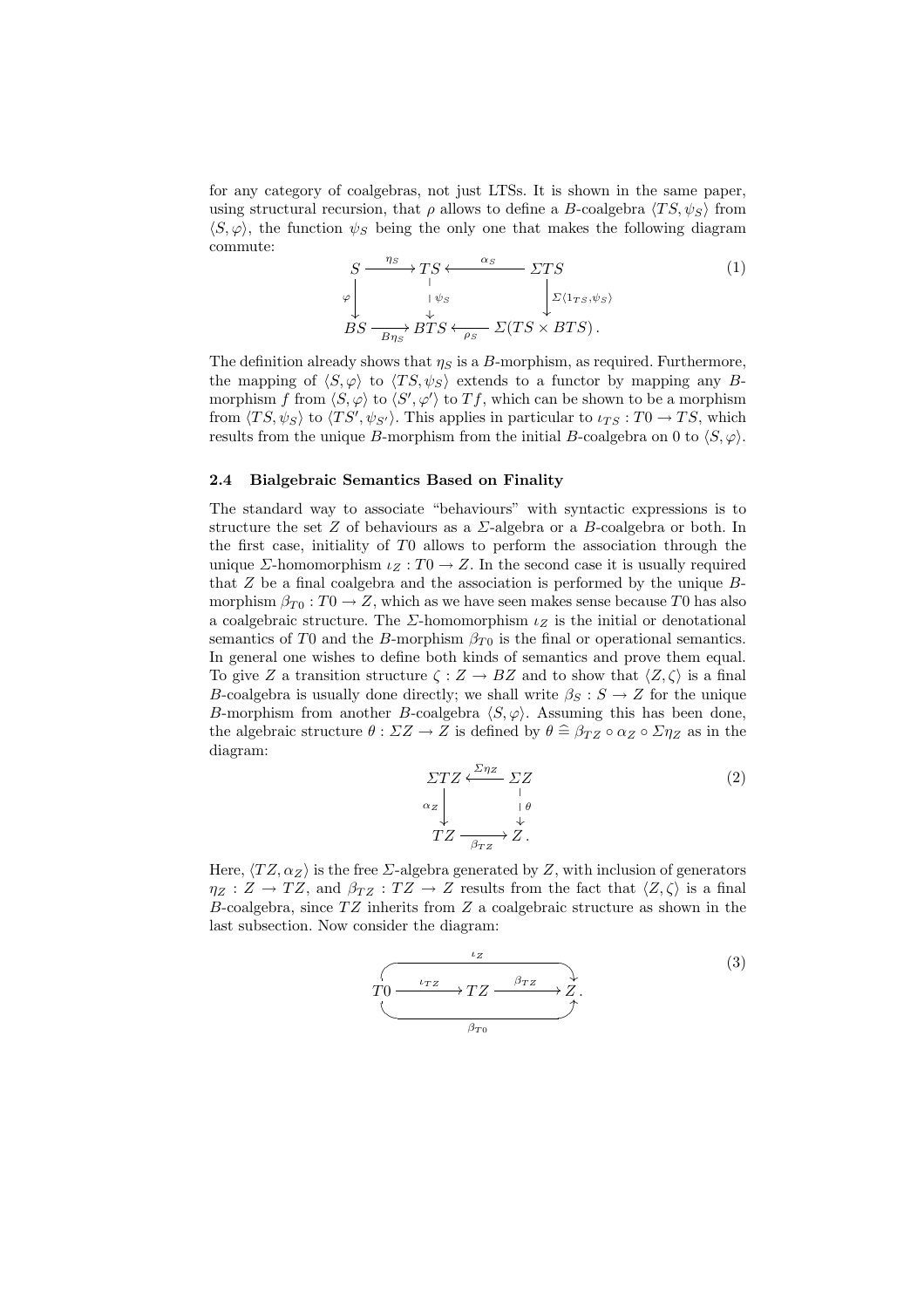for any category of coalgebras, not just LTSs. It is shown in the same paper, using structural recursion, that $\rho$ allows to define a $B$-coalgebra $\langle TS, \psi_S \rangle$ from $\langle S, \varphi \rangle$, the function $\psi_S$ being the only one that makes the following diagram commute:

$$
\begin{array}{ccccc}
S & \xrightarrow{\eta_S} & TS & \xleftarrow{\alpha_S} & \Sigma TS \\
\varphi \downarrow & & \downarrow \psi_S & & \downarrow \Sigma\langle 1_{TS}, \psi_S \rangle \\
BS & \xrightarrow[B\eta_S]{} & BTS & \xleftarrow[\rho_S]{} & \Sigma(TS \times BTS)\,.
\end{array} \tag{1}
$$

The definition already shows that $\eta_S$ is a $B$-morphism, as required. Furthermore, the mapping of $\langle S, \varphi \rangle$ to $\langle TS, \psi_S \rangle$ extends to a functor by mapping any $B$-morphism $f$ from $\langle S, \varphi \rangle$ to $\langle S', \varphi' \rangle$ to $Tf$, which can be shown to be a morphism from $\langle TS, \psi_S \rangle$ to $\langle TS', \psi_{S'} \rangle$. This applies in particular to $\iota_{TS} : T0 \to TS$, which results from the unique $B$-morphism from the initial $B$-coalgebra on 0 to $\langle S, \varphi \rangle$.

### 2.4 Bialgebraic Semantics Based on Finality

The standard way to associate "behaviours" with syntactic expressions is to structure the set $Z$ of behaviours as a $\Sigma$-algebra or a $B$-coalgebra or both. In the first case, initiality of $T0$ allows to perform the association through the unique $\Sigma$-homomorphism $\iota_Z : T0 \to Z$. In the second case it is usually required that $Z$ be a final coalgebra and the association is performed by the unique $B$-morphism $\beta_{T0} : T0 \to Z$, which as we have seen makes sense because $T0$ has also a coalgebraic structure. The $\Sigma$-homomorphism $\iota_Z$ is the initial or denotational semantics of $T0$ and the $B$-morphism $\beta_{T0}$ is the final or operational semantics. In general one wishes to define both kinds of semantics and prove them equal. To give $Z$ a transition structure $\zeta : Z \to BZ$ and to show that $\langle Z, \zeta \rangle$ is a final $B$-coalgebra is usually done directly; we shall write $\beta_S : S \to Z$ for the unique $B$-morphism from another $B$-coalgebra $\langle S, \varphi \rangle$. Assuming this has been done, the algebraic structure $\theta : \Sigma Z \to Z$ is defined by $\theta \mathrel{\widehat{=}} \beta_{TZ} \circ \alpha_Z \circ \Sigma\eta_Z$ as in the diagram:

$$
\begin{array}{ccc}
\Sigma TZ & \xleftarrow{\Sigma\eta_Z} & \Sigma Z \\
\alpha_Z \downarrow & & \downarrow \theta \\
TZ & \xrightarrow[\beta_{TZ}]{} & Z\,.
\end{array} \tag{2}
$$

Here, $\langle TZ, \alpha_Z \rangle$ is the free $\Sigma$-algebra generated by $Z$, with inclusion of generators $\eta_Z : Z \to TZ$, and $\beta_{TZ} : TZ \to Z$ results from the fact that $\langle Z, \zeta \rangle$ is a final $B$-coalgebra, since $TZ$ inherits from $Z$ a coalgebraic structure as shown in the last subsection. Now consider the diagram:

$$
T0 \xrightarrow{\iota_{TZ}} TZ \xrightarrow{\beta_{TZ}} Z\,, \qquad \iota_Z : T0 \to Z, \qquad \beta_{T0} : T0 \to Z \tag{3}
$$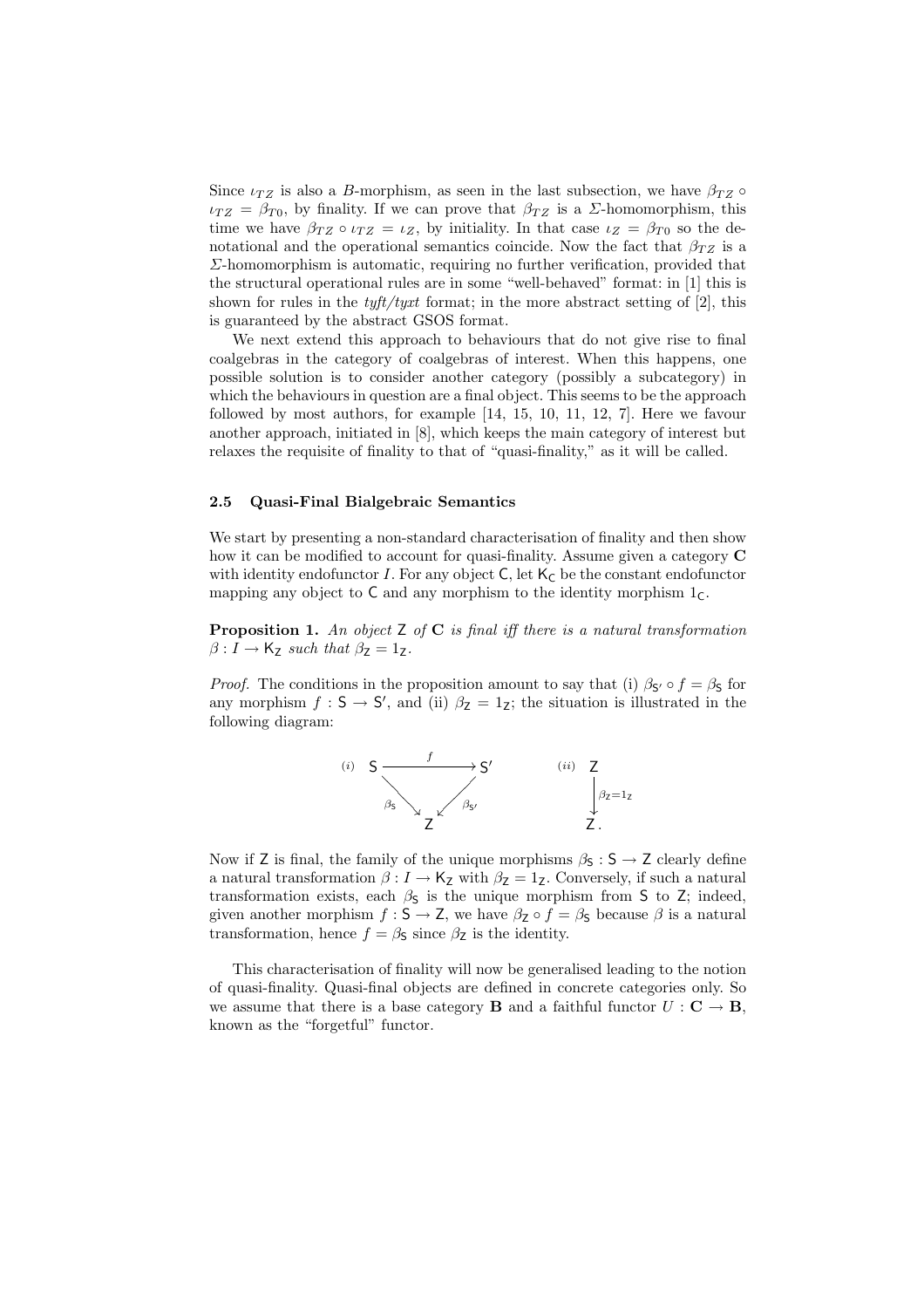Since $\iota_{TZ}$ is also a $B$-morphism, as seen in the last subsection, we have $\beta_{TZ} \circ \iota_{TZ} = \beta_{T0}$, by finality. If we can prove that $\beta_{TZ}$ is a $\Sigma$-homomorphism, this time we have $\beta_{TZ} \circ \iota_{TZ} = \iota_Z$, by initiality. In that case $\iota_Z = \beta_{T0}$ so the denotational and the operational semantics coincide. Now the fact that $\beta_{TZ}$ is a $\Sigma$-homomorphism is automatic, requiring no further verification, provided that the structural operational rules are in some "well-behaved" format: in [1] this is shown for rules in the *tyft/tyxt* format; in the more abstract setting of [2], this is guaranteed by the abstract GSOS format.

We next extend this approach to behaviours that do not give rise to final coalgebras in the category of coalgebras of interest. When this happens, one possible solution is to consider another category (possibly a subcategory) in which the behaviours in question are a final object. This seems to be the approach followed by most authors, for example [14, 15, 10, 11, 12, 7]. Here we favour another approach, initiated in [8], which keeps the main category of interest but relaxes the requisite of finality to that of "quasi-finality," as it will be called.

### 2.5 Quasi-Final Bialgebraic Semantics

We start by presenting a non-standard characterisation of finality and then show how it can be modified to account for quasi-finality. Assume given a category $\mathbf{C}$ with identity endofunctor $I$. For any object $\mathsf{C}$, let $\mathsf{K}_\mathsf{C}$ be the constant endofunctor mapping any object to $\mathsf{C}$ and any morphism to the identity morphism $1_\mathsf{C}$.

**Proposition 1.** *An object $\mathsf{Z}$ of $\mathbf{C}$ is final iff there is a natural transformation $\beta : I \to \mathsf{K}_\mathsf{Z}$ such that $\beta_\mathsf{Z} = 1_\mathsf{Z}$.*

*Proof.* The conditions in the proposition amount to say that (i) $\beta_{\mathsf{S}'} \circ f = \beta_\mathsf{S}$ for any morphism $f : \mathsf{S} \to \mathsf{S}'$, and (ii) $\beta_\mathsf{Z} = 1_\mathsf{Z}$; the situation is illustrated in the following diagram:

$$(i)\quad \begin{array}{ccc} \mathsf{S} & \xrightarrow{\;f\;} & \mathsf{S}' \\ & {\scriptstyle \beta_\mathsf{S}} \searrow \quad \swarrow {\scriptstyle \beta_{\mathsf{S}'}} & \\ & \mathsf{Z} & \end{array} \qquad\qquad (ii)\quad \begin{array}{c} \mathsf{Z} \\ \downarrow {\scriptstyle \beta_\mathsf{Z} = 1_\mathsf{Z}} \\ \mathsf{Z}\,. \end{array}$$

Now if $\mathsf{Z}$ is final, the family of the unique morphisms $\beta_\mathsf{S} : \mathsf{S} \to \mathsf{Z}$ clearly define a natural transformation $\beta : I \to \mathsf{K}_\mathsf{Z}$ with $\beta_\mathsf{Z} = 1_\mathsf{Z}$. Conversely, if such a natural transformation exists, each $\beta_\mathsf{S}$ is the unique morphism from $\mathsf{S}$ to $\mathsf{Z}$; indeed, given another morphism $f : \mathsf{S} \to \mathsf{Z}$, we have $\beta_\mathsf{Z} \circ f = \beta_\mathsf{S}$ because $\beta$ is a natural transformation, hence $f = \beta_\mathsf{S}$ since $\beta_\mathsf{Z}$ is the identity.

This characterisation of finality will now be generalised leading to the notion of quasi-finality. Quasi-final objects are defined in concrete categories only. So we assume that there is a base category $\mathbf{B}$ and a faithful functor $U : \mathbf{C} \to \mathbf{B}$, known as the "forgetful" functor.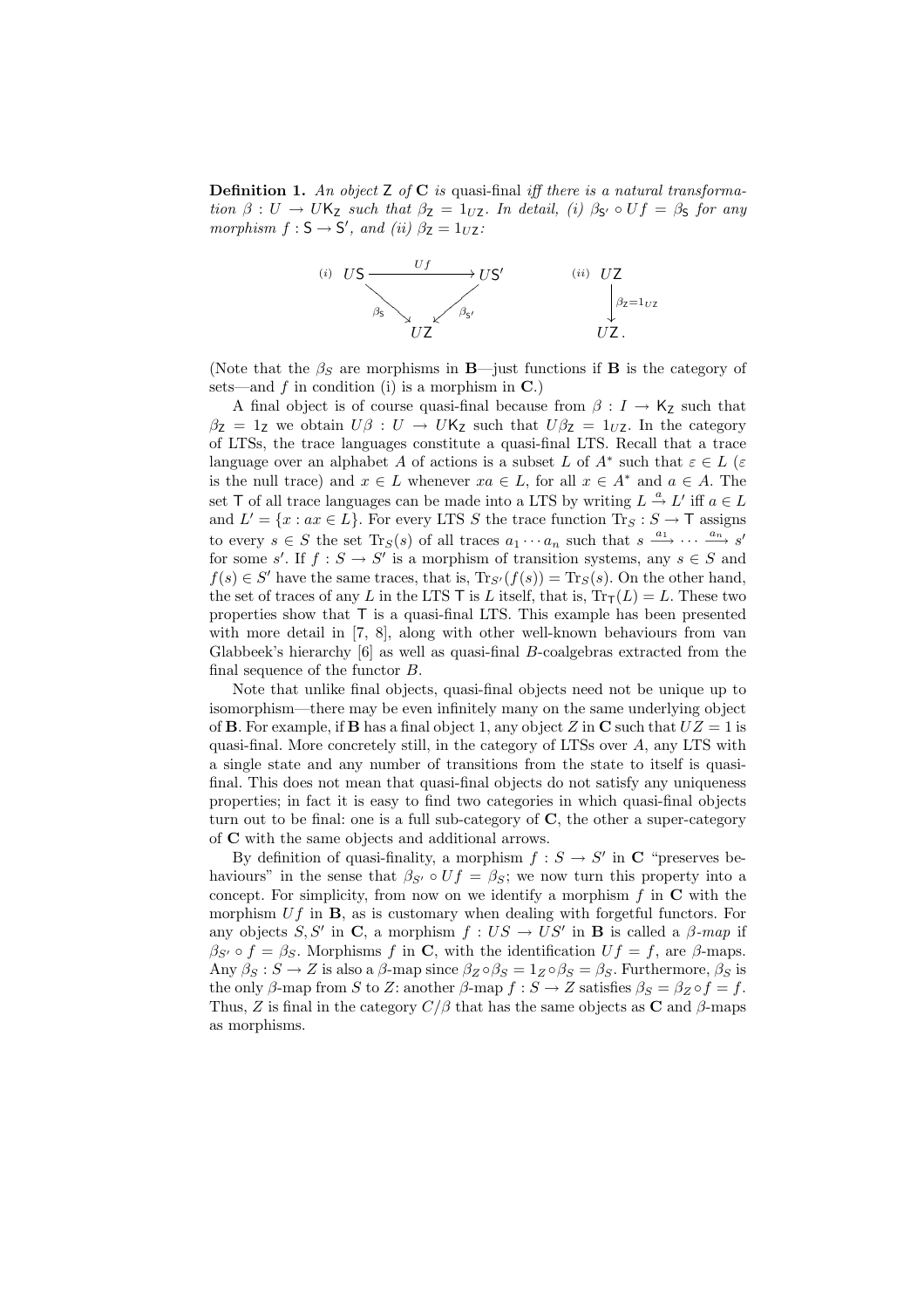**Definition 1.** *An object* $\mathsf{Z}$ *of* $\mathbf{C}$ *is* quasi-final *iff there is a natural transformation* $\beta : U \to U\mathsf{K}_\mathsf{Z}$ *such that* $\beta_\mathsf{Z} = 1_{U\mathsf{Z}}$*. In detail, (i)* $\beta_{\mathsf{S}'} \circ Uf = \beta_\mathsf{S}$ *for any morphism* $f : \mathsf{S} \to \mathsf{S}'$*, and (ii)* $\beta_\mathsf{Z} = 1_{U\mathsf{Z}}$*:*

$$(i)\quad \begin{array}{ccc} U\mathsf{S} & \xrightarrow{Uf} & U\mathsf{S}' \\ & {\scriptstyle \beta_\mathsf{S}} \searrow \quad \swarrow {\scriptstyle \beta_{\mathsf{S}'}} & \\ & U\mathsf{Z} & \end{array} \qquad\qquad (ii)\quad \begin{array}{c} U\mathsf{Z} \\ \big\downarrow {\scriptstyle \beta_\mathsf{Z} = 1_{U\mathsf{Z}}} \\ U\mathsf{Z}\,. \end{array}$$

(Note that the $\beta_S$ are morphisms in $\mathbf{B}$—just functions if $\mathbf{B}$ is the category of sets—and $f$ in condition (i) is a morphism in $\mathbf{C}$.)

A final object is of course quasi-final because from $\beta : I \to \mathsf{K}_\mathsf{Z}$ such that $\beta_\mathsf{Z} = 1_\mathsf{Z}$ we obtain $U\beta : U \to U\mathsf{K}_\mathsf{Z}$ such that $U\beta_\mathsf{Z} = 1_{U\mathsf{Z}}$. In the category of LTSs, the trace languages constitute a quasi-final LTS. Recall that a trace language over an alphabet $A$ of actions is a subset $L$ of $A^*$ such that $\varepsilon \in L$ ($\varepsilon$ is the null trace) and $x \in L$ whenever $xa \in L$, for all $x \in A^*$ and $a \in A$. The set $\mathsf{T}$ of all trace languages can be made into a LTS by writing $L \xrightarrow{a} L'$ iff $a \in L$ and $L' = \{x : ax \in L\}$. For every LTS $S$ the trace function $\mathrm{Tr}_S : S \to \mathsf{T}$ assigns to every $s \in S$ the set $\mathrm{Tr}_S(s)$ of all traces $a_1 \cdots a_n$ such that $s \xrightarrow{a_1} \cdots \xrightarrow{a_n} s'$ for some $s'$. If $f : S \to S'$ is a morphism of transition systems, any $s \in S$ and $f(s) \in S'$ have the same traces, that is, $\mathrm{Tr}_{S'}(f(s)) = \mathrm{Tr}_S(s)$. On the other hand, the set of traces of any $L$ in the LTS $\mathsf{T}$ is $L$ itself, that is, $\mathrm{Tr}_\mathsf{T}(L) = L$. These two properties show that $\mathsf{T}$ is a quasi-final LTS. This example has been presented with more detail in [7, 8], along with other well-known behaviours from van Glabbeek's hierarchy [6] as well as quasi-final $B$-coalgebras extracted from the final sequence of the functor $B$.

Note that unlike final objects, quasi-final objects need not be unique up to isomorphism—there may be even infinitely many on the same underlying object of $\mathbf{B}$. For example, if $\mathbf{B}$ has a final object 1, any object $Z$ in $\mathbf{C}$ such that $UZ = 1$ is quasi-final. More concretely still, in the category of LTSs over $A$, any LTS with a single state and any number of transitions from the state to itself is quasi-final. This does not mean that quasi-final objects do not satisfy any uniqueness properties; in fact it is easy to find two categories in which quasi-final objects turn out to be final: one is a full sub-category of $\mathbf{C}$, the other a super-category of $\mathbf{C}$ with the same objects and additional arrows.

By definition of quasi-finality, a morphism $f : S \to S'$ in $\mathbf{C}$ "preserves behaviours" in the sense that $\beta_{S'} \circ Uf = \beta_S$; we now turn this property into a concept. For simplicity, from now on we identify a morphism $f$ in $\mathbf{C}$ with the morphism $Uf$ in $\mathbf{B}$, as is customary when dealing with forgetful functors. For any objects $S, S'$ in $\mathbf{C}$, a morphism $f : US \to US'$ in $\mathbf{B}$ is called a *$\beta$-map* if $\beta_{S'} \circ f = \beta_S$. Morphisms $f$ in $\mathbf{C}$, with the identification $Uf = f$, are $\beta$-maps. Any $\beta_S : S \to Z$ is also a $\beta$-map since $\beta_Z \circ \beta_S = 1_Z \circ \beta_S = \beta_S$. Furthermore, $\beta_S$ is the only $\beta$-map from $S$ to $Z$: another $\beta$-map $f : S \to Z$ satisfies $\beta_S = \beta_Z \circ f = f$. Thus, $Z$ is final in the category $C/\beta$ that has the same objects as $\mathbf{C}$ and $\beta$-maps as morphisms.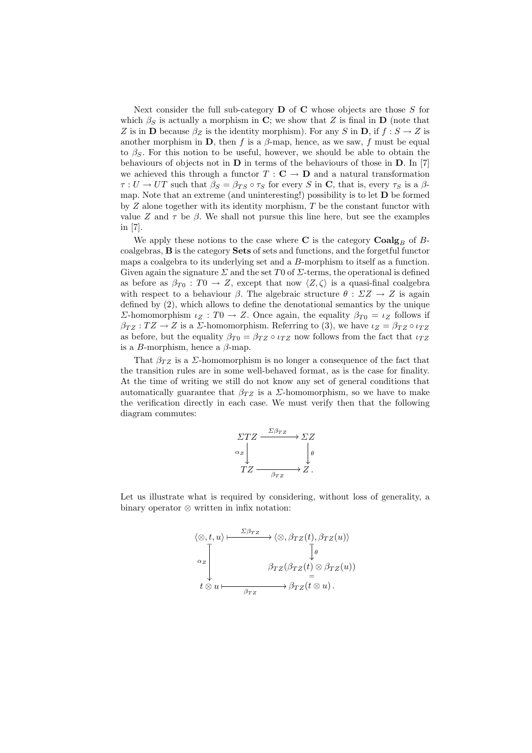Next consider the full sub-category $\mathbf{D}$ of $\mathbf{C}$ whose objects are those $S$ for which $\beta_S$ is actually a morphism in $\mathbf{C}$; we show that $Z$ is final in $\mathbf{D}$ (note that $Z$ is in $\mathbf{D}$ because $\beta_Z$ is the identity morphism). For any $S$ in $\mathbf{D}$, if $f : S \to Z$ is another morphism in $\mathbf{D}$, then $f$ is a $\beta$-map, hence, as we saw, $f$ must be equal to $\beta_S$. For this notion to be useful, however, we should be able to obtain the behaviours of objects not in $\mathbf{D}$ in terms of the behaviours of those in $\mathbf{D}$. In [7] we achieved this through a functor $T : \mathbf{C} \to \mathbf{D}$ and a natural transformation $\tau : U \to UT$ such that $\beta_S = \beta_{TS} \circ \tau_S$ for every $S$ in $\mathbf{C}$, that is, every $\tau_S$ is a $\beta$-map. Note that an extreme (and uninteresting!) possibility is to let $\mathbf{D}$ be formed by $Z$ alone together with its identity morphism, $T$ be the constant functor with value $Z$ and $\tau$ be $\beta$. We shall not pursue this line here, but see the examples in [7].

We apply these notions to the case where $\mathbf{C}$ is the category $\mathbf{Coalg}_B$ of $B$-coalgebras, $\mathbf{B}$ is the category $\mathbf{Sets}$ of sets and functions, and the forgetful functor maps a coalgebra to its underlying set and a $B$-morphism to itself as a function. Given again the signature $\Sigma$ and the set $T0$ of $\Sigma$-terms, the operational is defined as before as $\beta_{T0} : T0 \to Z$, except that now $\langle Z, \zeta \rangle$ is a quasi-final coalgebra with respect to a behaviour $\beta$. The algebraic structure $\theta : \Sigma Z \to Z$ is again defined by (2), which allows to define the denotational semantics by the unique $\Sigma$-homomorphism $\iota_Z : T0 \to Z$. Once again, the equality $\beta_{T0} = \iota_Z$ follows if $\beta_{TZ} : TZ \to Z$ is a $\Sigma$-homomorphism. Referring to (3), we have $\iota_Z = \beta_{TZ} \circ \iota_{TZ}$ as before, but the equality $\beta_{T0} = \beta_{TZ} \circ \iota_{TZ}$ now follows from the fact that $\iota_{TZ}$ is a $B$-morphism, hence a $\beta$-map.

That $\beta_{TZ}$ is a $\Sigma$-homomorphism is no longer a consequence of the fact that the transition rules are in some well-behaved format, as is the case for finality. At the time of writing we still do not know any set of general conditions that automatically guarantee that $\beta_{TZ}$ is a $\Sigma$-homomorphism, so we have to make the verification directly in each case. We must verify then that the following diagram commutes:

$$
\begin{array}{ccc}
\Sigma TZ & \xrightarrow{\Sigma\beta_{TZ}} & \Sigma Z \\
{\scriptstyle \alpha_Z}\downarrow & & \downarrow{\scriptstyle \theta} \\
TZ & \xrightarrow[\beta_{TZ}]{} & Z\,.
\end{array}
$$

Let us illustrate what is required by considering, without loss of generality, a binary operator $\otimes$ written in infix notation:

$$
\begin{array}{ccc}
\langle \otimes, t, u \rangle & \xmapsto{\Sigma\beta_{TZ}} & \langle \otimes, \beta_{TZ}(t), \beta_{TZ}(u) \rangle \\
{\scriptstyle \alpha_Z}\downarrow & & \downarrow{\scriptstyle \theta} \\
 & & \beta_{TZ}(\beta_{TZ}(t) \otimes \beta_{TZ}(u)) \\
 & & = \\
t \otimes u & \xmapsto[\beta_{TZ}]{} & \beta_{TZ}(t \otimes u)\,.
\end{array}
$$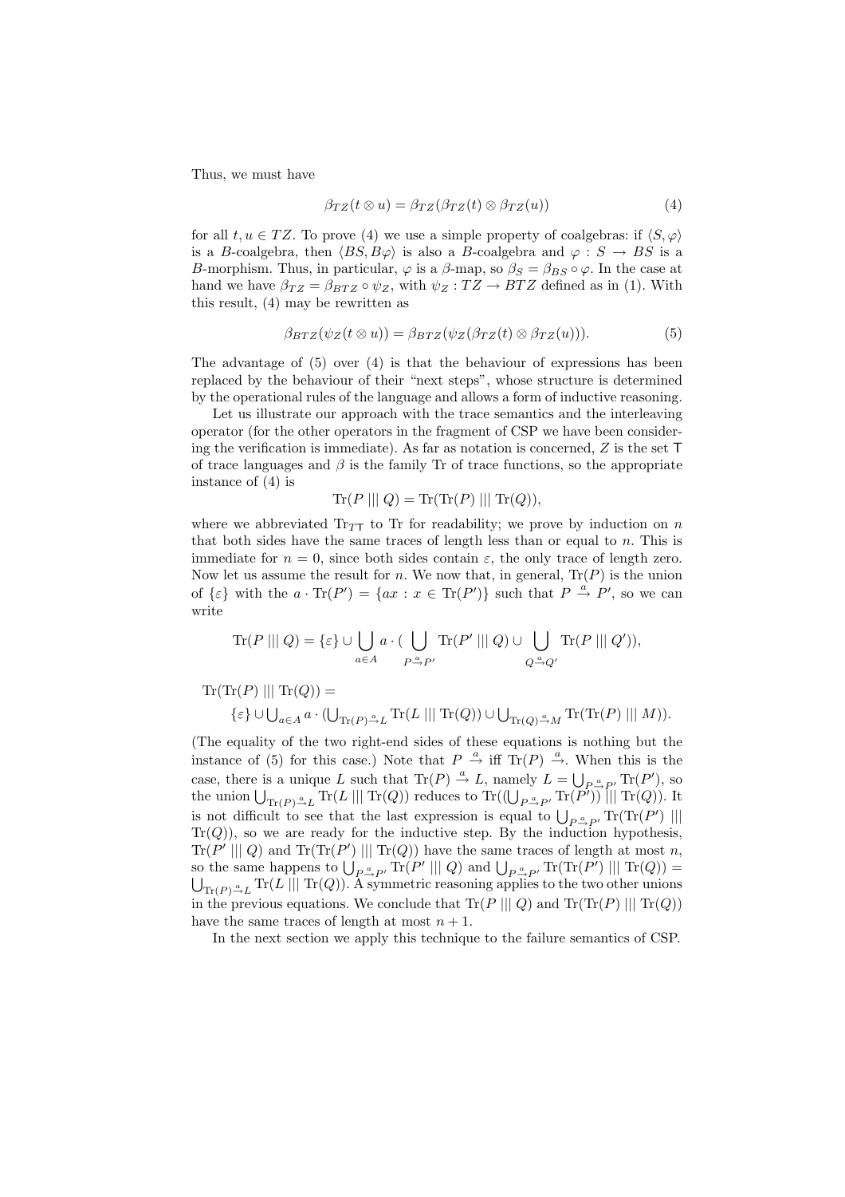Thus, we must have

$$\beta_{TZ}(t \otimes u) = \beta_{TZ}(\beta_{TZ}(t) \otimes \beta_{TZ}(u)) \tag{4}$$

for all $t, u \in TZ$. To prove (4) we use a simple property of coalgebras: if $\langle S, \varphi\rangle$ is a $B$-coalgebra, then $\langle BS, B\varphi\rangle$ is also a $B$-coalgebra and $\varphi : S \to BS$ is a $B$-morphism. Thus, in particular, $\varphi$ is a $\beta$-map, so $\beta_S = \beta_{BS} \circ \varphi$. In the case at hand we have $\beta_{TZ} = \beta_{BTZ} \circ \psi_Z$, with $\psi_Z : TZ \to BTZ$ defined as in (1). With this result, (4) may be rewritten as

$$\beta_{BTZ}(\psi_Z(t \otimes u)) = \beta_{BTZ}(\psi_Z(\beta_{TZ}(t) \otimes \beta_{TZ}(u))). \tag{5}$$

The advantage of (5) over (4) is that the behaviour of expressions has been replaced by the behaviour of their "next steps", whose structure is determined by the operational rules of the language and allows a form of inductive reasoning.

Let us illustrate our approach with the trace semantics and the interleaving operator (for the other operators in the fragment of CSP we have been considering the verification is immediate). As far as notation is concerned, $Z$ is the set $\mathsf{T}$ of trace languages and $\beta$ is the family Tr of trace functions, so the appropriate instance of (4) is

$$\mathrm{Tr}(P \mathbin{|||} Q) = \mathrm{Tr}(\mathrm{Tr}(P) \mathbin{|||} \mathrm{Tr}(Q)),$$

where we abbreviated $\mathrm{Tr}_{T\mathsf{T}}$ to Tr for readability; we prove by induction on $n$ that both sides have the same traces of length less than or equal to $n$. This is immediate for $n = 0$, since both sides contain $\varepsilon$, the only trace of length zero. Now let us assume the result for $n$. We now that, in general, $\mathrm{Tr}(P)$ is the union of $\{\varepsilon\}$ with the $a \cdot \mathrm{Tr}(P') = \{ax : x \in \mathrm{Tr}(P')\}$ such that $P \xrightarrow{a} P'$, so we can write

$$\mathrm{Tr}(P \mathbin{|||} Q) = \{\varepsilon\} \cup \bigcup_{a\in A} a \cdot (\bigcup_{P \xrightarrow{a} P'} \mathrm{Tr}(P' \mathbin{|||} Q) \cup \bigcup_{Q \xrightarrow{a} Q'} \mathrm{Tr}(P \mathbin{|||} Q')),$$

$\mathrm{Tr}(\mathrm{Tr}(P) \mathbin{|||} \mathrm{Tr}(Q)) =$

$$\{\varepsilon\} \cup \textstyle\bigcup_{a\in A} a \cdot (\bigcup_{\mathrm{Tr}(P) \xrightarrow{a} L} \mathrm{Tr}(L \mathbin{|||} \mathrm{Tr}(Q)) \cup \bigcup_{\mathrm{Tr}(Q) \xrightarrow{a} M} \mathrm{Tr}(\mathrm{Tr}(P) \mathbin{|||} M)).$$

(The equality of the two right-end sides of these equations is nothing but the instance of (5) for this case.) Note that $P \xrightarrow{a}$ iff $\mathrm{Tr}(P) \xrightarrow{a}$. When this is the case, there is a unique $L$ such that $\mathrm{Tr}(P) \xrightarrow{a} L$, namely $L = \bigcup_{P \xrightarrow{a} P'} \mathrm{Tr}(P')$, so the union $\bigcup_{\mathrm{Tr}(P) \xrightarrow{a} L} \mathrm{Tr}(L \mathbin{|||} \mathrm{Tr}(Q))$ reduces to $\mathrm{Tr}((\bigcup_{P \xrightarrow{a} P'} \mathrm{Tr}(P')) \mathbin{|||} \mathrm{Tr}(Q))$. It is not difficult to see that the last expression is equal to $\bigcup_{P \xrightarrow{a} P'} \mathrm{Tr}(\mathrm{Tr}(P') \mathbin{|||} \mathrm{Tr}(Q))$, so we are ready for the inductive step. By the induction hypothesis, $\mathrm{Tr}(P' \mathbin{|||} Q)$ and $\mathrm{Tr}(\mathrm{Tr}(P') \mathbin{|||} \mathrm{Tr}(Q))$ have the same traces of length at most $n$, so the same happens to $\bigcup_{P \xrightarrow{a} P'} \mathrm{Tr}(P' \mathbin{|||} Q)$ and $\bigcup_{P \xrightarrow{a} P'} \mathrm{Tr}(\mathrm{Tr}(P') \mathbin{|||} \mathrm{Tr}(Q)) = \bigcup_{\mathrm{Tr}(P) \xrightarrow{a} L} \mathrm{Tr}(L \mathbin{|||} \mathrm{Tr}(Q))$. A symmetric reasoning applies to the two other unions in the previous equations. We conclude that $\mathrm{Tr}(P \mathbin{|||} Q)$ and $\mathrm{Tr}(\mathrm{Tr}(P) \mathbin{|||} \mathrm{Tr}(Q))$ have the same traces of length at most $n + 1$.

In the next section we apply this technique to the failure semantics of CSP.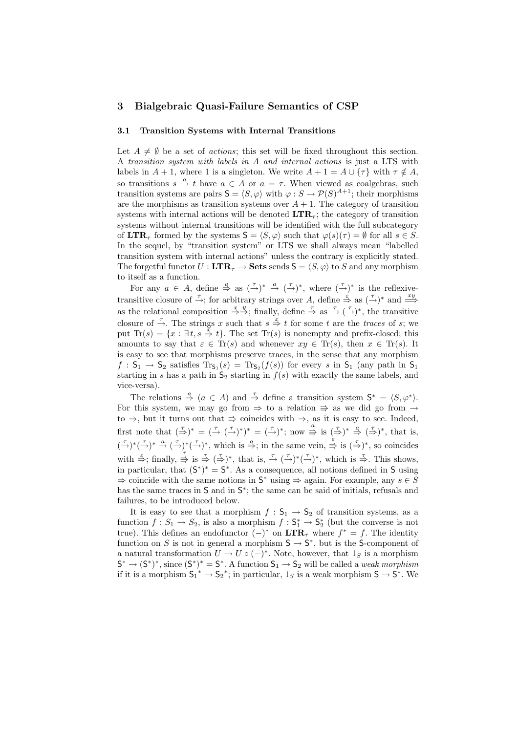## 3 Bialgebraic Quasi-Failure Semantics of CSP

### 3.1 Transition Systems with Internal Transitions

Let $A \neq \emptyset$ be a set of *actions*; this set will be fixed throughout this section. A *transition system with labels in A and internal actions* is just a LTS with labels in $A+1$, where 1 is a singleton. We write $A+1 = A \cup \{\tau\}$ with $\tau \notin A$, so transitions $s \xrightarrow{a} t$ have $a \in A$ or $a = \tau$. When viewed as coalgebras, such transition systems are pairs $\mathsf{S} = \langle S, \varphi \rangle$ with $\varphi : S \to \mathcal{P}(S)^{A+1}$; their morphisms are the morphisms as transition systems over $A+1$. The category of transition systems with internal actions will be denoted $\mathbf{LTR}_\tau$; the category of transition systems without internal transitions will be identified with the full subcategory of $\mathbf{LTR}_\tau$ formed by the systems $\mathsf{S} = \langle S, \varphi \rangle$ such that $\varphi(s)(\tau) = \emptyset$ for all $s \in S$. In the sequel, by "transition system" or LTS we shall always mean "labelled transition system with internal actions" unless the contrary is explicitly stated. The forgetful functor $U : \mathbf{LTR}_\tau \to \mathbf{Sets}$ sends $\mathsf{S} = \langle S, \varphi \rangle$ to $S$ and any morphism to itself as a function.

For any $a \in A$, define $\overset{a}{\Rightarrow}$ as $(\xrightarrow{\tau})^* \xrightarrow{a} (\xrightarrow{\tau})^*$, where $(\xrightarrow{\tau})^*$ is the reflexive-transitive closure of $\xrightarrow{\tau}$; for arbitrary strings over $A$, define $\overset{\varepsilon}{\Rightarrow}$ as $(\xrightarrow{\tau})^*$ and $\overset{xy}{\Longrightarrow}$ as the relational composition $\overset{x}{\Rightarrow}\overset{y}{\Rightarrow}$; finally, define $\overset{\tau}{\Rightarrow}$ as $\xrightarrow{\tau} (\xrightarrow{\tau})^*$, the transitive closure of $\xrightarrow{\tau}$. The strings $x$ such that $s \overset{x}{\Rightarrow} t$ for some $t$ are the *traces* of $s$; we put $\mathrm{Tr}(s) = \{x : \exists t, s \overset{x}{\Rightarrow} t\}$. The set $\mathrm{Tr}(s)$ is nonempty and prefix-closed; this amounts to say that $\varepsilon \in \mathrm{Tr}(s)$ and whenever $xy \in \mathrm{Tr}(s)$, then $x \in \mathrm{Tr}(s)$. It is easy to see that morphisms preserve traces, in the sense that any morphism $f : \mathsf{S}_1 \to \mathsf{S}_2$ satisfies $\mathrm{Tr}_{\mathsf{S}_1}(s) = \mathrm{Tr}_{\mathsf{S}_2}(f(s))$ for every $s$ in $\mathsf{S}_1$ (any path in $\mathsf{S}_1$ starting in $s$ has a path in $\mathsf{S}_2$ starting in $f(s)$ with exactly the same labels, and vice-versa).

The relations $\overset{a}{\Rightarrow}$ $(a \in A)$ and $\overset{\tau}{\Rightarrow}$ define a transition system $\mathsf{S}^* = \langle S, \varphi^* \rangle$. For this system, we may go from $\Rightarrow$ to a relation $\Rrightarrow$ as we did go from $\to$ to $\Rightarrow$, but it turns out that $\Rrightarrow$ coincides with $\Rightarrow$, as it is easy to see. Indeed, first note that $(\overset{\tau}{\Rightarrow})^* = (\xrightarrow{\tau} (\xrightarrow{\tau})^*)^* = (\xrightarrow{\tau})^*$; now $\overset{a}{\Rrightarrow}$ is $(\overset{\tau}{\Rightarrow})^* \overset{a}{\Rightarrow} (\overset{\tau}{\Rightarrow})^*$, that is, $(\xrightarrow{\tau})^*(\xrightarrow{\tau})^* \xrightarrow{a} (\xrightarrow{\tau})^*(\xrightarrow{\tau})^*$, which is $\overset{a}{\Rightarrow}$; in the same vein, $\overset{\varepsilon}{\Rrightarrow}$ is $(\overset{\tau}{\Rightarrow})^*$, so coincides with $\overset{\varepsilon}{\Rightarrow}$; finally, $\overset{\tau}{\Rrightarrow}$ is $\overset{\tau}{\Rightarrow} (\overset{\tau}{\Rightarrow})^*$, that is, $\xrightarrow{\tau} (\xrightarrow{\tau})^*(\xrightarrow{\tau})^*$, which is $\overset{\tau}{\Rightarrow}$. This shows, in particular, that $(\mathsf{S}^*)^* = \mathsf{S}^*$. As a consequence, all notions defined in $\mathsf{S}$ using $\Rightarrow$ coincide with the same notions in $\mathsf{S}^*$ using $\Rightarrow$ again. For example, any $s \in S$ has the same traces in $\mathsf{S}$ and in $\mathsf{S}^*$; the same can be said of initials, refusals and failures, to be introduced below.

It is easy to see that a morphism $f : \mathsf{S}_1 \to \mathsf{S}_2$ of transition systems, as a function $f : S_1 \to S_2$, is also a morphism $f : \mathsf{S}_1^* \to \mathsf{S}_2^*$ (but the converse is not true). This defines an endofunctor $(-)^*$ on $\mathbf{LTR}_\tau$ where $f^* = f$. The identity function on $S$ is not in general a morphism $\mathsf{S} \to \mathsf{S}^*$, but is the $\mathsf{S}$-component of a natural transformation $U \to U \circ (-)^*$. Note, however, that $1_S$ is a morphism $\mathsf{S}^* \to (\mathsf{S}^*)^*$, since $(\mathsf{S}^*)^* = \mathsf{S}^*$. A function $\mathsf{S}_1 \to \mathsf{S}_2$ will be called a *weak morphism* if it is a morphism ${\mathsf{S}_1}^* \to {\mathsf{S}_2}^*$; in particular, $1_S$ is a weak morphism $\mathsf{S} \to \mathsf{S}^*$. We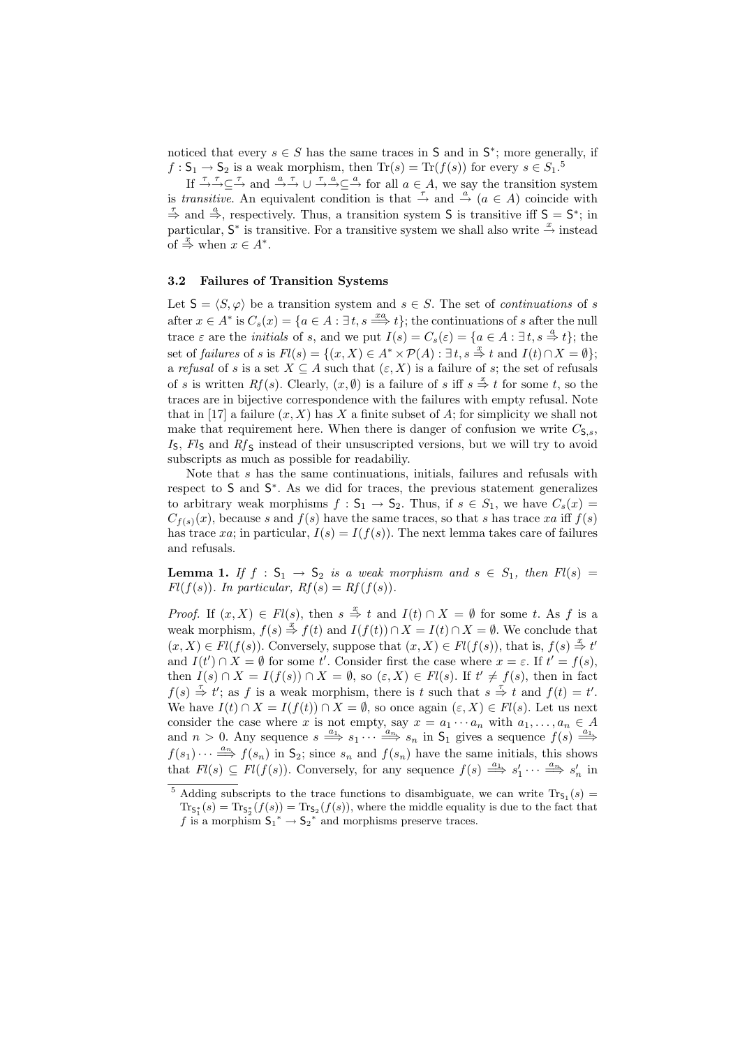noticed that every $s \in S$ has the same traces in $\mathsf{S}$ and in $\mathsf{S}^*$; more generally, if $f : \mathsf{S}_1 \to \mathsf{S}_2$ is a weak morphism, then $\mathrm{Tr}(s) = \mathrm{Tr}(f(s))$ for every $s \in S_1$.[5]

If $\xrightarrow{\tau}\xrightarrow{\tau} \subseteq \xrightarrow{\tau}$ and $\xrightarrow{a}\xrightarrow{\tau} \cup \xrightarrow{\tau}\xrightarrow{a} \subseteq \xrightarrow{a}$ for all $a \in A$, we say the transition system is *transitive*. An equivalent condition is that $\xrightarrow{\tau}$ and $\xrightarrow{a}$ $(a \in A)$ coincide with $\overset{\tau}{\Rightarrow}$ and $\overset{a}{\Rightarrow}$, respectively. Thus, a transition system $\mathsf{S}$ is transitive iff $\mathsf{S} = \mathsf{S}^*$; in particular, $\mathsf{S}^*$ is transitive. For a transitive system we shall also write $\xrightarrow{x}$ instead of $\overset{x}{\Rightarrow}$ when $x \in A^*$.

### 3.2 Failures of Transition Systems

Let $\mathsf{S} = \langle S, \varphi \rangle$ be a transition system and $s \in S$. The set of *continuations* of $s$ after $x \in A^*$ is $C_s(x) = \{a \in A : \exists t, s \overset{xa}{\Longrightarrow} t\}$; the continuations of $s$ after the null trace $\varepsilon$ are the *initials* of $s$, and we put $I(s) = C_s(\varepsilon) = \{a \in A : \exists t, s \overset{a}{\Rightarrow} t\}$; the set of *failures* of $s$ is $Fl(s) = \{(x, X) \in A^* \times \mathcal{P}(A) : \exists t, s \overset{x}{\Rightarrow} t \text{ and } I(t) \cap X = \emptyset\}$; a *refusal* of $s$ is a set $X \subseteq A$ such that $(\varepsilon, X)$ is a failure of $s$; the set of refusals of $s$ is written $Rf(s)$. Clearly, $(x, \emptyset)$ is a failure of $s$ iff $s \overset{x}{\Rightarrow} t$ for some $t$, so the traces are in bijective correspondence with the failures with empty refusal. Note that in [17] a failure $(x, X)$ has $X$ a finite subset of $A$; for simplicity we shall not make that requirement here. When there is danger of confusion we write $C_{\mathsf{S},s}$, $I_\mathsf{S}$, $Fl_\mathsf{S}$ and $Rf_\mathsf{S}$ instead of their unsuscripted versions, but we will try to avoid subscripts as much as possible for readabiliy.

Note that $s$ has the same continuations, initials, failures and refusals with respect to $\mathsf{S}$ and $\mathsf{S}^*$. As we did for traces, the previous statement generalizes to arbitrary weak morphisms $f : \mathsf{S}_1 \to \mathsf{S}_2$. Thus, if $s \in S_1$, we have $C_s(x) = C_{f(s)}(x)$, because $s$ and $f(s)$ have the same traces, so that $s$ has trace $xa$ iff $f(s)$ has trace $xa$; in particular, $I(s) = I(f(s))$. The next lemma takes care of failures and refusals.

**Lemma 1.** *If $f : \mathsf{S}_1 \to \mathsf{S}_2$ is a weak morphism and $s \in S_1$, then $Fl(s) = Fl(f(s))$. In particular, $Rf(s) = Rf(f(s))$.*

*Proof.* If $(x, X) \in Fl(s)$, then $s \overset{x}{\Rightarrow} t$ and $I(t) \cap X = \emptyset$ for some $t$. As $f$ is a weak morphism, $f(s) \overset{x}{\Rightarrow} f(t)$ and $I(f(t)) \cap X = I(t) \cap X = \emptyset$. We conclude that $(x, X) \in Fl(f(s))$. Conversely, suppose that $(x, X) \in Fl(f(s))$, that is, $f(s) \overset{x}{\Rightarrow} t'$ and $I(t') \cap X = \emptyset$ for some $t'$. Consider first the case where $x = \varepsilon$. If $t' = f(s)$, then $I(s) \cap X = I(f(s)) \cap X = \emptyset$, so $(\varepsilon, X) \in Fl(s)$. If $t' \neq f(s)$, then in fact $f(s) \overset{\tau}{\Rightarrow} t'$; as $f$ is a weak morphism, there is $t$ such that $s \overset{\tau}{\Rightarrow} t$ and $f(t) = t'$. We have $I(t) \cap X = I(f(t)) \cap X = \emptyset$, so once again $(\varepsilon, X) \in Fl(s)$. Let us next consider the case where $x$ is not empty, say $x = a_1 \cdots a_n$ with $a_1, \ldots, a_n \in A$ and $n > 0$. Any sequence $s \overset{a_1}{\Longrightarrow} s_1 \cdots \overset{a_n}{\Longrightarrow} s_n$ in $\mathsf{S}_1$ gives a sequence $f(s) \overset{a_1}{\Longrightarrow} f(s_1) \cdots \overset{a_n}{\Longrightarrow} f(s_n)$ in $\mathsf{S}_2$; since $s_n$ and $f(s_n)$ have the same initials, this shows that $Fl(s) \subseteq Fl(f(s))$. Conversely, for any sequence $f(s) \overset{a_1}{\Longrightarrow} s'_1 \cdots \overset{a_n}{\Longrightarrow} s'_n$ in

[5] Adding subscripts to the trace functions to disambiguate, we can write $\mathrm{Tr}_{\mathsf{S}_1}(s) = \mathrm{Tr}_{\mathsf{S}_1^*}(s) = \mathrm{Tr}_{\mathsf{S}_2^*}(f(s)) = \mathrm{Tr}_{\mathsf{S}_2}(f(s))$, where the middle equality is due to the fact that $f$ is a morphism ${\mathsf{S}_1}^* \to {\mathsf{S}_2}^*$ and morphisms preserve traces.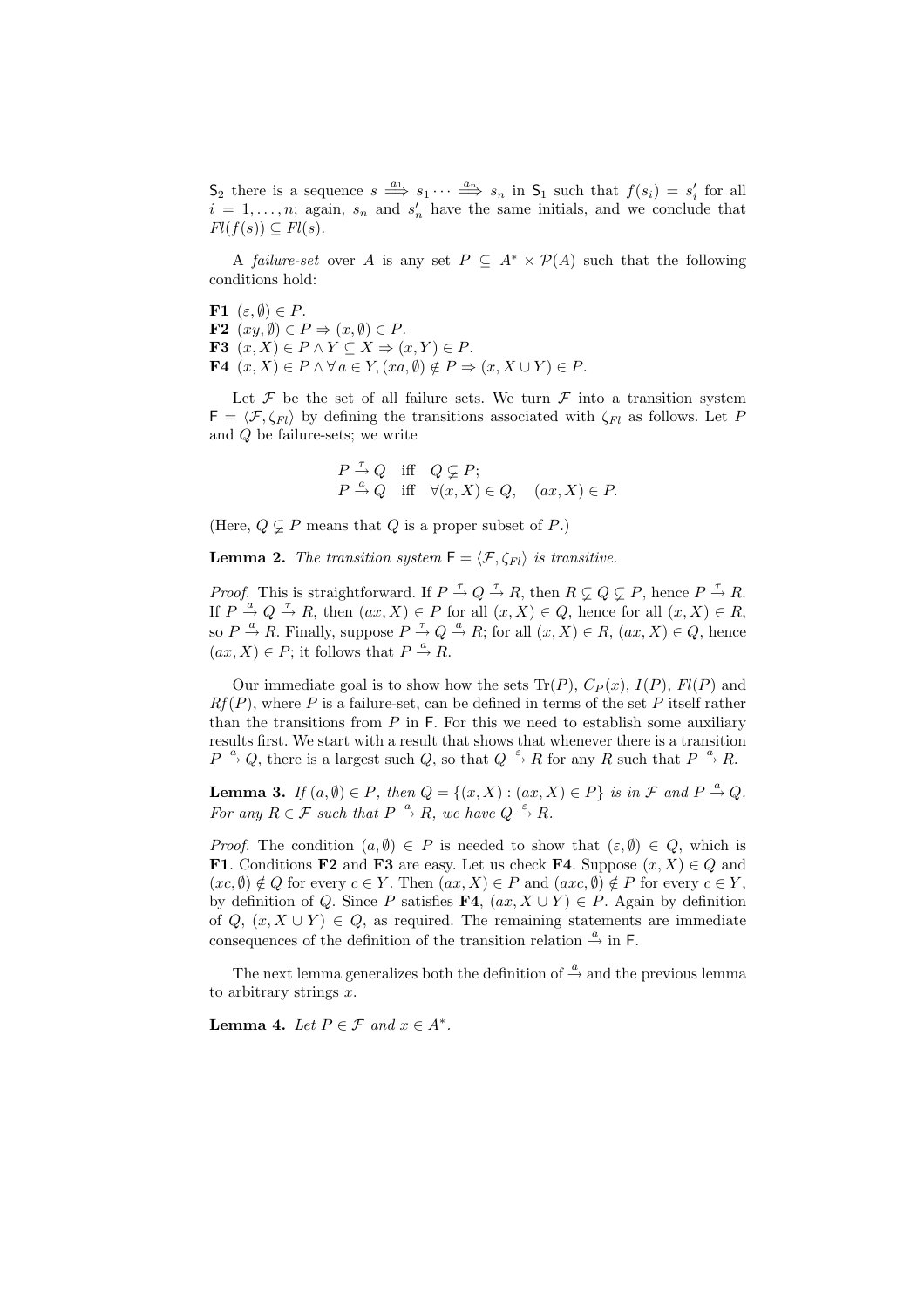$\mathsf{S}_2$ there is a sequence $s \overset{a_1}{\Longrightarrow} s_1 \cdots \overset{a_n}{\Longrightarrow} s_n$ in $\mathsf{S}_1$ such that $f(s_i) = s'_i$ for all $i = 1, \ldots, n$; again, $s_n$ and $s'_n$ have the same initials, and we conclude that $Fl(f(s)) \subseteq Fl(s)$.

A *failure-set* over $A$ is any set $P \subseteq A^* \times \mathcal{P}(A)$ such that the following conditions hold:

**F1** $(\varepsilon, \emptyset) \in P$.
**F2** $(xy, \emptyset) \in P \Rightarrow (x, \emptyset) \in P$.
**F3** $(x, X) \in P \wedge Y \subseteq X \Rightarrow (x, Y) \in P$.
**F4** $(x, X) \in P \wedge \forall\, a \in Y, (xa, \emptyset) \notin P \Rightarrow (x, X \cup Y) \in P$.

Let $\mathcal{F}$ be the set of all failure sets. We turn $\mathcal{F}$ into a transition system $\mathsf{F} = \langle \mathcal{F}, \zeta_{Fl} \rangle$ by defining the transitions associated with $\zeta_{Fl}$ as follows. Let $P$ and $Q$ be failure-sets; we write

$$
\begin{aligned}
P \xrightarrow{\tau} Q \quad &\text{iff} \quad Q \subsetneq P; \\
P \xrightarrow{a} Q \quad &\text{iff} \quad \forall (x, X) \in Q, \quad (ax, X) \in P.
\end{aligned}
$$

(Here, $Q \subsetneq P$ means that $Q$ is a proper subset of $P$.)

**Lemma 2.** *The transition system $\mathsf{F} = \langle \mathcal{F}, \zeta_{Fl} \rangle$ is transitive.*

*Proof.* This is straightforward. If $P \xrightarrow{\tau} Q \xrightarrow{\tau} R$, then $R \subsetneq Q \subsetneq P$, hence $P \xrightarrow{\tau} R$. If $P \xrightarrow{a} Q \xrightarrow{\tau} R$, then $(ax, X) \in P$ for all $(x, X) \in Q$, hence for all $(x, X) \in R$, so $P \xrightarrow{a} R$. Finally, suppose $P \xrightarrow{\tau} Q \xrightarrow{a} R$; for all $(x, X) \in R$, $(ax, X) \in Q$, hence $(ax, X) \in P$; it follows that $P \xrightarrow{a} R$.

Our immediate goal is to show how the sets $\mathrm{Tr}(P)$, $C_P(x)$, $I(P)$, $Fl(P)$ and $Rf(P)$, where $P$ is a failure-set, can be defined in terms of the set $P$ itself rather than the transitions from $P$ in $\mathsf{F}$. For this we need to establish some auxiliary results first. We start with a result that shows that whenever there is a transition $P \xrightarrow{a} Q$, there is a largest such $Q$, so that $Q \xrightarrow{\varepsilon} R$ for any $R$ such that $P \xrightarrow{a} R$.

**Lemma 3.** *If $(a, \emptyset) \in P$, then $Q = \{(x, X) : (ax, X) \in P\}$ is in $\mathcal{F}$ and $P \xrightarrow{a} Q$. For any $R \in \mathcal{F}$ such that $P \xrightarrow{a} R$, we have $Q \xrightarrow{\varepsilon} R$.*

*Proof.* The condition $(a, \emptyset) \in P$ is needed to show that $(\varepsilon, \emptyset) \in Q$, which is **F1**. Conditions **F2** and **F3** are easy. Let us check **F4**. Suppose $(x, X) \in Q$ and $(xc, \emptyset) \notin Q$ for every $c \in Y$. Then $(ax, X) \in P$ and $(axc, \emptyset) \notin P$ for every $c \in Y$, by definition of $Q$. Since $P$ satisfies **F4**, $(ax, X \cup Y) \in P$. Again by definition of $Q$, $(x, X \cup Y) \in Q$, as required. The remaining statements are immediate consequences of the definition of the transition relation $\xrightarrow{a}$ in $\mathsf{F}$.

The next lemma generalizes both the definition of $\xrightarrow{a}$ and the previous lemma to arbitrary strings $x$.

**Lemma 4.** *Let $P \in \mathcal{F}$ and $x \in A^*$.*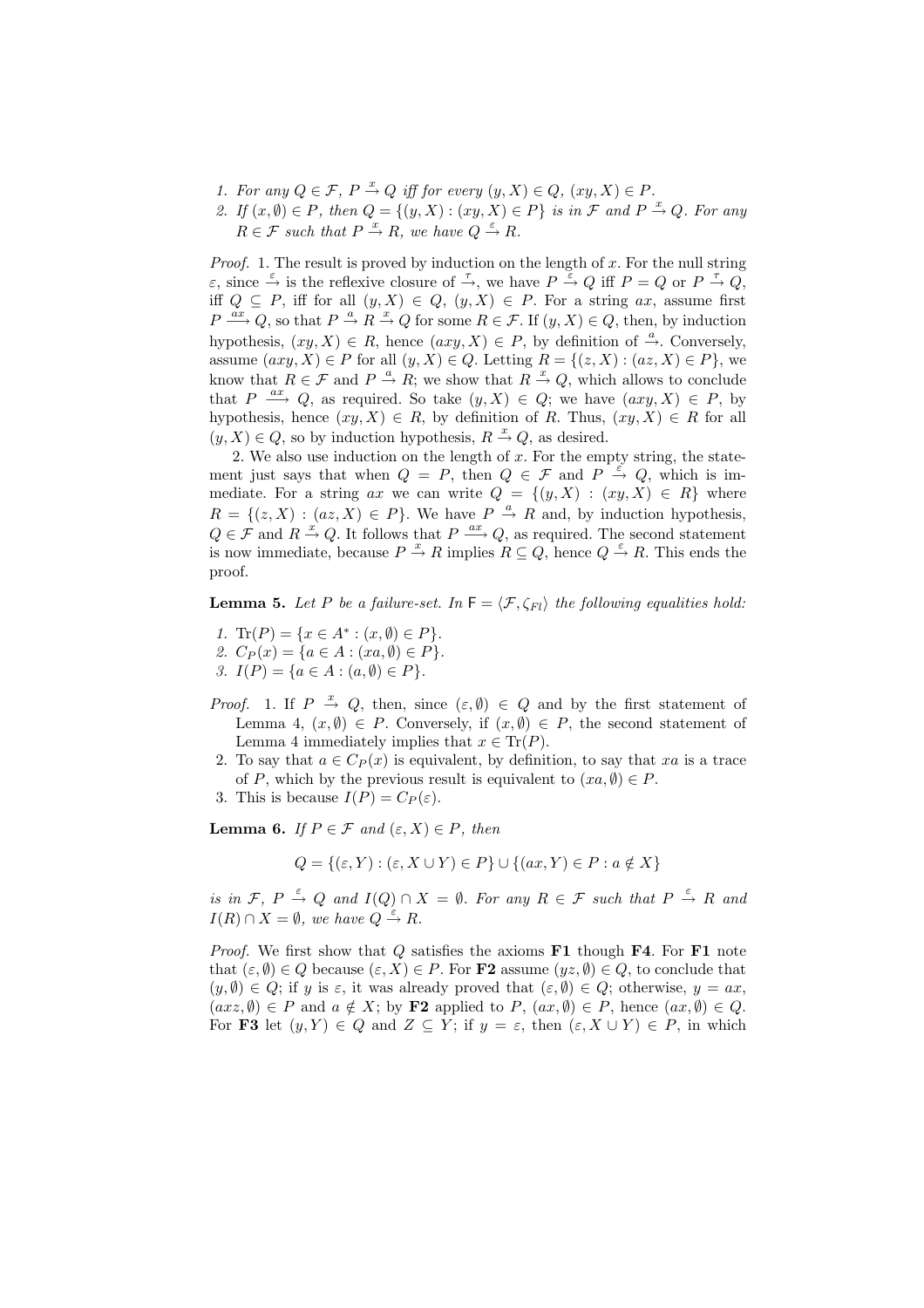1. *For any $Q \in \mathcal{F}$, $P \xrightarrow{x} Q$ iff for every $(y, X) \in Q$, $(xy, X) \in P$.*
2. *If $(x, \emptyset) \in P$, then $Q = \{(y, X) : (xy, X) \in P\}$ is in $\mathcal{F}$ and $P \xrightarrow{x} Q$. For any $R \in \mathcal{F}$ such that $P \xrightarrow{x} R$, we have $Q \xrightarrow{\varepsilon} R$.*

*Proof.* 1. The result is proved by induction on the length of $x$. For the null string $\varepsilon$, since $\xrightarrow{\varepsilon}$ is the reflexive closure of $\xrightarrow{\tau}$, we have $P \xrightarrow{\varepsilon} Q$ iff $P = Q$ or $P \xrightarrow{\tau} Q$, iff $Q \subseteq P$, iff for all $(y, X) \in Q$, $(y, X) \in P$. For a string $ax$, assume first $P \xrightarrow{ax} Q$, so that $P \xrightarrow{a} R \xrightarrow{x} Q$ for some $R \in \mathcal{F}$. If $(y, X) \in Q$, then, by induction hypothesis, $(xy, X) \in R$, hence $(axy, X) \in P$, by definition of $\xrightarrow{a}$. Conversely, assume $(axy, X) \in P$ for all $(y, X) \in Q$. Letting $R = \{(z, X) : (az, X) \in P\}$, we know that $R \in \mathcal{F}$ and $P \xrightarrow{a} R$; we show that $R \xrightarrow{x} Q$, which allows to conclude that $P \xrightarrow{ax} Q$, as required. So take $(y, X) \in Q$; we have $(axy, X) \in P$, by hypothesis, hence $(xy, X) \in R$, by definition of $R$. Thus, $(xy, X) \in R$ for all $(y, X) \in Q$, so by induction hypothesis, $R \xrightarrow{x} Q$, as desired.

2. We also use induction on the length of $x$. For the empty string, the statement just says that when $Q = P$, then $Q \in \mathcal{F}$ and $P \xrightarrow{\varepsilon} Q$, which is immediate. For a string $ax$ we can write $Q = \{(y, X) : (xy, X) \in R\}$ where $R = \{(z, X) : (az, X) \in P\}$. We have $P \xrightarrow{a} R$ and, by induction hypothesis, $Q \in \mathcal{F}$ and $R \xrightarrow{x} Q$. It follows that $P \xrightarrow{ax} Q$, as required. The second statement is now immediate, because $P \xrightarrow{x} R$ implies $R \subseteq Q$, hence $Q \xrightarrow{\varepsilon} R$. This ends the proof.

**Lemma 5.** *Let $P$ be a failure-set. In $\mathsf{F} = \langle \mathcal{F}, \zeta_{Fl} \rangle$ the following equalities hold:*

1. *$\mathrm{Tr}(P) = \{x \in A^* : (x, \emptyset) \in P\}$.*
2. *$C_P(x) = \{a \in A : (xa, \emptyset) \in P\}$.*
3. *$I(P) = \{a \in A : (a, \emptyset) \in P\}$.*

*Proof.*
1. If $P \xrightarrow{x} Q$, then, since $(\varepsilon, \emptyset) \in Q$ and by the first statement of Lemma 4, $(x, \emptyset) \in P$. Conversely, if $(x, \emptyset) \in P$, the second statement of Lemma 4 immediately implies that $x \in \mathrm{Tr}(P)$.
2. To say that $a \in C_P(x)$ is equivalent, by definition, to say that $xa$ is a trace of $P$, which by the previous result is equivalent to $(xa, \emptyset) \in P$.
3. This is because $I(P) = C_P(\varepsilon)$.

**Lemma 6.** *If $P \in \mathcal{F}$ and $(\varepsilon, X) \in P$, then*

$$Q = \{(\varepsilon, Y) : (\varepsilon, X \cup Y) \in P\} \cup \{(ax, Y) \in P : a \notin X\}$$

*is in $\mathcal{F}$, $P \xrightarrow{\varepsilon} Q$ and $I(Q) \cap X = \emptyset$. For any $R \in \mathcal{F}$ such that $P \xrightarrow{\varepsilon} R$ and $I(R) \cap X = \emptyset$, we have $Q \xrightarrow{\varepsilon} R$.*

*Proof.* We first show that $Q$ satisfies the axioms **F1** though **F4**. For **F1** note that $(\varepsilon, \emptyset) \in Q$ because $(\varepsilon, X) \in P$. For **F2** assume $(yz, \emptyset) \in Q$, to conclude that $(y, \emptyset) \in Q$; if $y$ is $\varepsilon$, it was already proved that $(\varepsilon, \emptyset) \in Q$; otherwise, $y = ax$, $(axz, \emptyset) \in P$ and $a \notin X$; by **F2** applied to $P$, $(ax, \emptyset) \in P$, hence $(ax, \emptyset) \in Q$. For **F3** let $(y, Y) \in Q$ and $Z \subseteq Y$; if $y = \varepsilon$, then $(\varepsilon, X \cup Y) \in P$, in which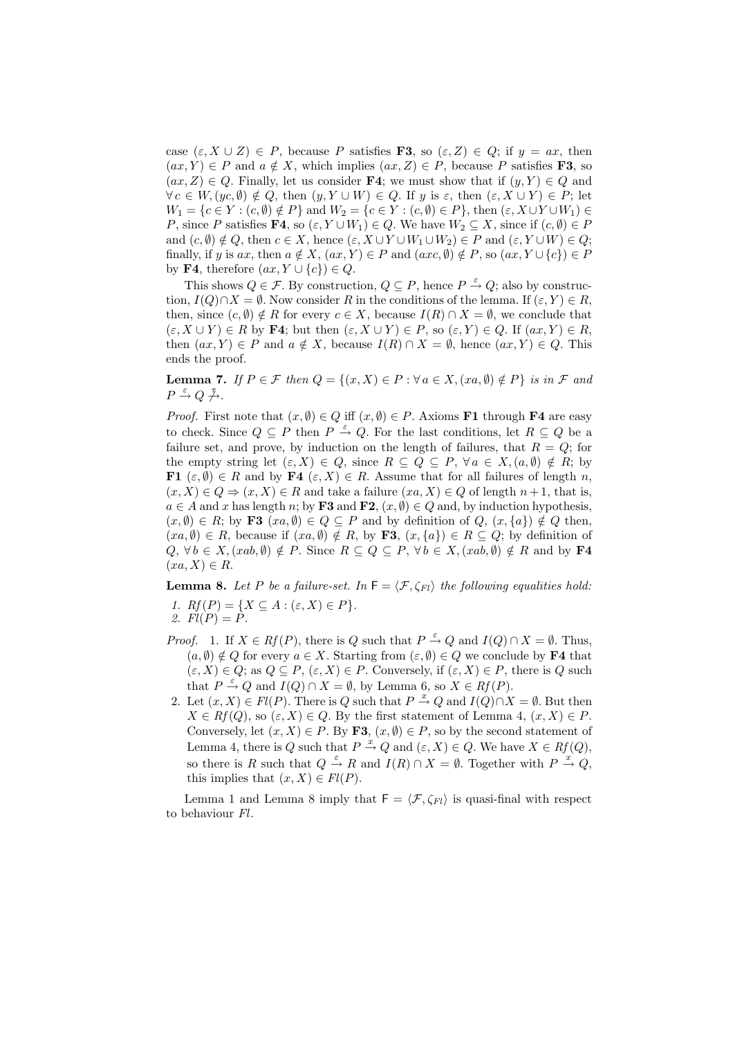case $(\varepsilon, X \cup Z) \in P$, because $P$ satisfies **F3**, so $(\varepsilon, Z) \in Q$; if $y = ax$, then $(ax, Y) \in P$ and $a \notin X$, which implies $(ax, Z) \in P$, because $P$ satisfies **F3**, so $(ax, Z) \in Q$. Finally, let us consider **F4**; we must show that if $(y, Y) \in Q$ and $\forall\, c \in W, (yc, \emptyset) \notin Q$, then $(y, Y \cup W) \in Q$. If $y$ is $\varepsilon$, then $(\varepsilon, X \cup Y) \in P$; let $W_1 = \{c \in Y : (c, \emptyset) \notin P\}$ and $W_2 = \{c \in Y : (c, \emptyset) \in P\}$, then $(\varepsilon, X \cup Y \cup W_1) \in P$, since $P$ satisfies **F4**, so $(\varepsilon, Y \cup W_1) \in Q$. We have $W_2 \subseteq X$, since if $(c, \emptyset) \in P$ and $(c, \emptyset) \notin Q$, then $c \in X$, hence $(\varepsilon, X \cup Y \cup W_1 \cup W_2) \in P$ and $(\varepsilon, Y \cup W) \in Q$; finally, if $y$ is $ax$, then $a \notin X$, $(ax, Y) \in P$ and $(axc, \emptyset) \notin P$, so $(ax, Y \cup \{c\}) \in P$ by **F4**, therefore $(ax, Y \cup \{c\}) \in Q$.

This shows $Q \in \mathcal{F}$. By construction, $Q \subseteq P$, hence $P \xrightarrow{\varepsilon} Q$; also by construction, $I(Q) \cap X = \emptyset$. Now consider $R$ in the conditions of the lemma. If $(\varepsilon, Y) \in R$, then, since $(c, \emptyset) \notin R$ for every $c \in X$, because $I(R) \cap X = \emptyset$, we conclude that $(\varepsilon, X \cup Y) \in R$ by **F4**; but then $(\varepsilon, X \cup Y) \in P$, so $(\varepsilon, Y) \in Q$. If $(ax, Y) \in R$, then $(ax, Y) \in P$ and $a \notin X$, because $I(R) \cap X = \emptyset$, hence $(ax, Y) \in Q$. This ends the proof.

**Lemma 7.** *If $P \in \mathcal{F}$ then $Q = \{(x, X) \in P : \forall\, a \in X, (xa, \emptyset) \notin P\}$ is in $\mathcal{F}$ and $P \xrightarrow{\varepsilon} Q \not\xrightarrow{\tau}$.*

*Proof.* First note that $(x, \emptyset) \in Q$ iff $(x, \emptyset) \in P$. Axioms **F1** through **F4** are easy to check. Since $Q \subseteq P$ then $P \xrightarrow{\varepsilon} Q$. For the last conditions, let $R \subseteq Q$ be a failure set, and prove, by induction on the length of failures, that $R = Q$; for the empty string let $(\varepsilon, X) \in Q$, since $R \subseteq Q \subseteq P$, $\forall\, a \in X, (a, \emptyset) \notin R$; by **F1** $(\varepsilon, \emptyset) \in R$ and by **F4** $(\varepsilon, X) \in R$. Assume that for all failures of length $n$, $(x, X) \in Q \Rightarrow (x, X) \in R$ and take a failure $(xa, X) \in Q$ of length $n+1$, that is, $a \in A$ and $x$ has length $n$; by **F3** and **F2**, $(x, \emptyset) \in Q$ and, by induction hypothesis, $(x, \emptyset) \in R$; by **F3** $(xa, \emptyset) \in Q \subseteq P$ and by definition of $Q$, $(x, \{a\}) \notin Q$ then, $(xa, \emptyset) \in R$, because if $(xa, \emptyset) \notin R$, by **F3**, $(x, \{a\}) \in R \subseteq Q$; by definition of $Q$, $\forall\, b \in X, (xab, \emptyset) \notin P$. Since $R \subseteq Q \subseteq P$, $\forall\, b \in X, (xab, \emptyset) \notin R$ and by **F4** $(xa, X) \in R$.

**Lemma 8.** *Let $P$ be a failure-set. In $\mathsf{F} = \langle \mathcal{F}, \zeta_{Fl} \rangle$ the following equalities hold:*

1. *$Rf(P) = \{X \subseteq A : (\varepsilon, X) \in P\}$.*
2. *$Fl(P) = P$.*

*Proof.*
1. If $X \in Rf(P)$, there is $Q$ such that $P \xrightarrow{\varepsilon} Q$ and $I(Q) \cap X = \emptyset$. Thus, $(a, \emptyset) \notin Q$ for every $a \in X$. Starting from $(\varepsilon, \emptyset) \in Q$ we conclude by **F4** that $(\varepsilon, X) \in Q$; as $Q \subseteq P$, $(\varepsilon, X) \in P$. Conversely, if $(\varepsilon, X) \in P$, there is $Q$ such that $P \xrightarrow{\varepsilon} Q$ and $I(Q) \cap X = \emptyset$, by Lemma 6, so $X \in Rf(P)$.
2. Let $(x, X) \in Fl(P)$. There is $Q$ such that $P \xrightarrow{x} Q$ and $I(Q) \cap X = \emptyset$. But then $X \in Rf(Q)$, so $(\varepsilon, X) \in Q$. By the first statement of Lemma 4, $(x, X) \in P$. Conversely, let $(x, X) \in P$. By **F3**, $(x, \emptyset) \in P$, so by the second statement of Lemma 4, there is $Q$ such that $P \xrightarrow{x} Q$ and $(\varepsilon, X) \in Q$. We have $X \in Rf(Q)$, so there is $R$ such that $Q \xrightarrow{\varepsilon} R$ and $I(R) \cap X = \emptyset$. Together with $P \xrightarrow{x} Q$, this implies that $(x, X) \in Fl(P)$.

Lemma 1 and Lemma 8 imply that $\mathsf{F} = \langle \mathcal{F}, \zeta_{Fl} \rangle$ is quasi-final with respect to behaviour $Fl$.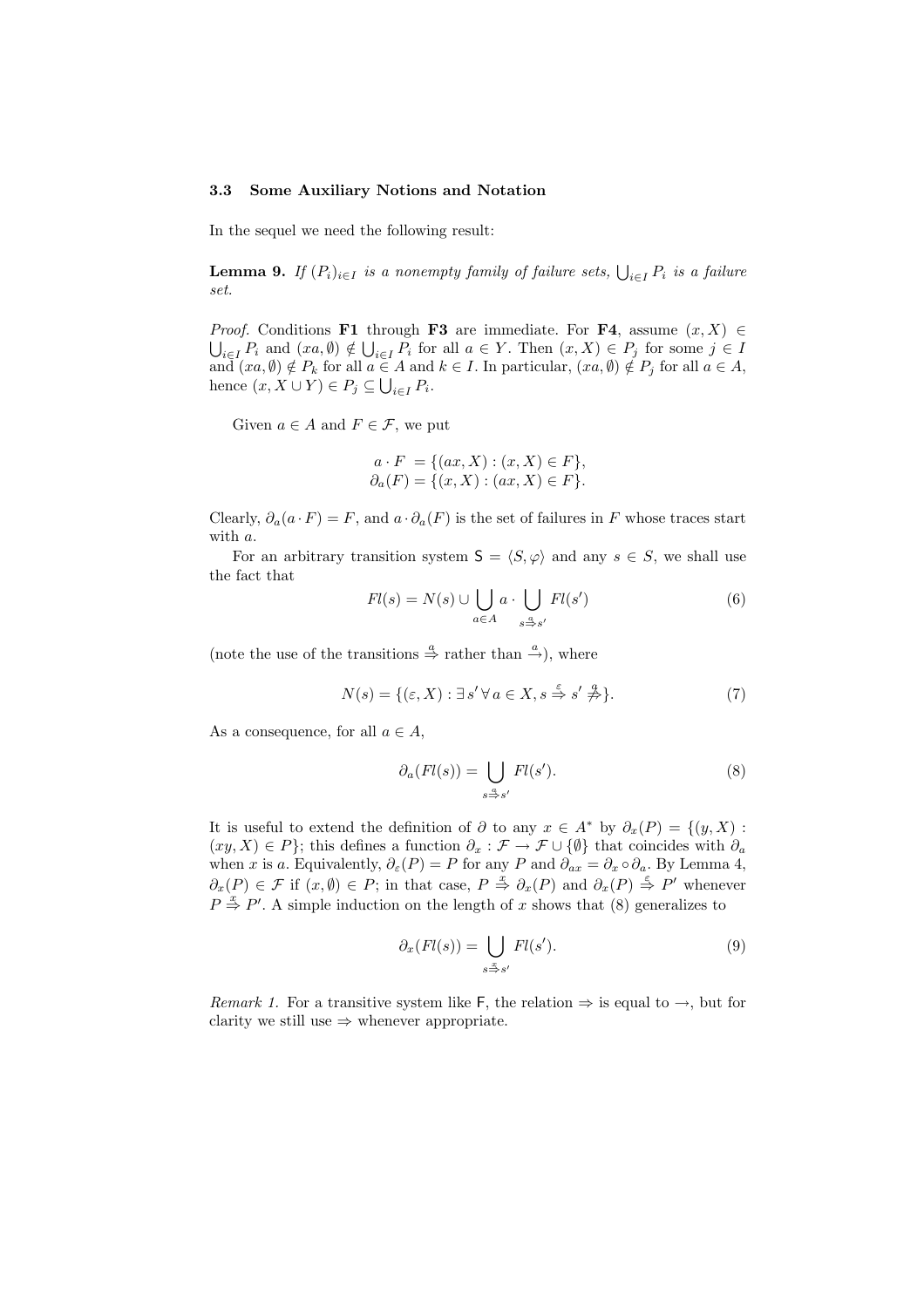### 3.3 Some Auxiliary Notions and Notation

In the sequel we need the following result:

**Lemma 9.** *If $(P_i)_{i\in I}$ is a nonempty family of failure sets, $\bigcup_{i\in I} P_i$ is a failure set.*

*Proof.* Conditions **F1** through **F3** are immediate. For **F4**, assume $(x, X) \in \bigcup_{i\in I} P_i$ and $(xa, \emptyset) \notin \bigcup_{i\in I} P_i$ for all $a \in Y$. Then $(x, X) \in P_j$ for some $j \in I$ and $(xa, \emptyset) \notin P_k$ for all $a \in A$ and $k \in I$. In particular, $(xa, \emptyset) \notin P_j$ for all $a \in A$, hence $(x, X \cup Y) \in P_j \subseteq \bigcup_{i\in I} P_i$.

Given $a \in A$ and $F \in \mathcal{F}$, we put

$$
\begin{aligned}
a \cdot F &= \{(ax, X) : (x, X) \in F\},\\
\partial_a(F) &= \{(x, X) : (ax, X) \in F\}.
\end{aligned}
$$

Clearly, $\partial_a(a \cdot F) = F$, and $a \cdot \partial_a(F)$ is the set of failures in $F$ whose traces start with $a$.

For an arbitrary transition system $\mathsf{S} = \langle S, \varphi\rangle$ and any $s \in S$, we shall use the fact that

$$
Fl(s) = N(s) \cup \bigcup_{a\in A} a \cdot \bigcup_{s \overset{a}{\Rightarrow} s'} Fl(s') \tag{6}
$$

(note the use of the transitions $\overset{a}{\Rightarrow}$ rather than $\overset{a}{\rightarrow}$), where

$$
N(s) = \{(\varepsilon, X) : \exists\, s'\, \forall\, a \in X, s \overset{\varepsilon}{\Rightarrow} s' \overset{a}{\not\Rightarrow}\}. \tag{7}
$$

As a consequence, for all $a \in A$,

$$
\partial_a(Fl(s)) = \bigcup_{s \overset{a}{\Rightarrow} s'} Fl(s'). \tag{8}
$$

It is useful to extend the definition of $\partial$ to any $x \in A^*$ by $\partial_x(P) = \{(y, X) : (xy, X) \in P\}$; this defines a function $\partial_x : \mathcal{F} \to \mathcal{F} \cup \{\emptyset\}$ that coincides with $\partial_a$ when $x$ is $a$. Equivalently, $\partial_\varepsilon(P) = P$ for any $P$ and $\partial_{ax} = \partial_x \circ \partial_a$. By Lemma 4, $\partial_x(P) \in \mathcal{F}$ if $(x, \emptyset) \in P$; in that case, $P \overset{x}{\Rightarrow} \partial_x(P)$ and $\partial_x(P) \overset{\varepsilon}{\Rightarrow} P'$ whenever $P \overset{x}{\Rightarrow} P'$. A simple induction on the length of $x$ shows that (8) generalizes to

$$
\partial_x(Fl(s)) = \bigcup_{s \overset{x}{\Rightarrow} s'} Fl(s'). \tag{9}
$$

*Remark 1.* For a transitive system like $\mathsf{F}$, the relation $\Rightarrow$ is equal to $\rightarrow$, but for clarity we still use $\Rightarrow$ whenever appropriate.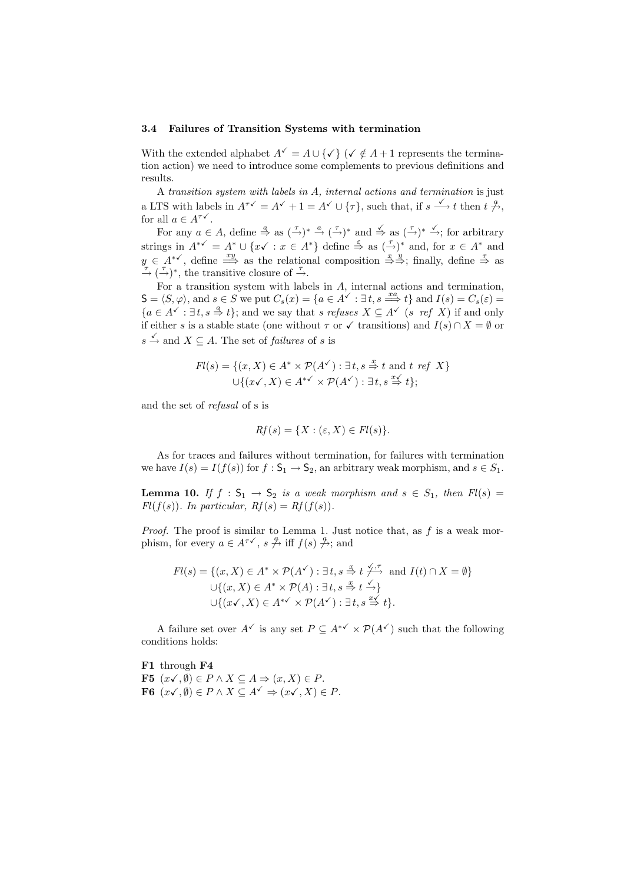### 3.4 Failures of Transition Systems with termination

With the extended alphabet $A^{\checkmark} = A \cup \{\checkmark\}$ ($\checkmark \notin A + 1$ represents the termination action) we need to introduce some complements to previous definitions and results.

A *transition system with labels in A, internal actions and termination* is just a LTS with labels in $A^{\tau\checkmark} = A^{\checkmark} + 1 = A^{\checkmark} \cup \{\tau\}$, such that, if $s \xrightarrow{\checkmark} t$ then $t \not\xrightarrow{a}$, for all $a \in A^{\tau\checkmark}$.

For any $a \in A$, define $\stackrel{a}{\Rightarrow}$ as $(\xrightarrow{\tau})^* \xrightarrow{a} (\xrightarrow{\tau})^*$ and $\stackrel{\checkmark}{\Rightarrow}$ as $(\xrightarrow{\tau})^* \xrightarrow{\checkmark}$; for arbitrary strings in $A^{*\checkmark} = A^* \cup \{x\checkmark : x \in A^*\}$ define $\stackrel{\varepsilon}{\Rightarrow}$ as $(\xrightarrow{\tau})^*$ and, for $x \in A^*$ and $y \in A^{*\checkmark}$, define $\stackrel{xy}{\Longrightarrow}$ as the relational composition $\stackrel{x}{\Rightarrow}\stackrel{y}{\Rightarrow}$; finally, define $\stackrel{\tau}{\Rightarrow}$ as $\xrightarrow{\tau} (\xrightarrow{\tau})^*$, the transitive closure of $\xrightarrow{\tau}$.

For a transition system with labels in $A$, internal actions and termination, $\mathsf{S} = \langle S, \varphi\rangle$, and $s \in S$ we put $C_s(x) = \{a \in A^{\checkmark} : \exists\, t, s \stackrel{xa}{\Longrightarrow} t\}$ and $I(s) = C_s(\varepsilon) = \{a \in A^{\checkmark} : \exists\, t, s \stackrel{a}{\Rightarrow} t\}$; and we say that $s$ *refuses* $X \subseteq A^{\checkmark}$ ($s$ *ref* $X$) if and only if either $s$ is a stable state (one without $\tau$ or $\checkmark$ transitions) and $I(s) \cap X = \emptyset$ or $s \xrightarrow{\checkmark}$ and $X \subseteq A$. The set of *failures* of $s$ is

$$
\begin{aligned}
Fl(s) = \{(x, X) \in A^* \times \mathcal{P}(A^{\checkmark}) : \exists\, t, s \stackrel{x}{\Rightarrow} t \text{ and } t \ \textit{ref}\ X\} \\
\cup \{(x\checkmark, X) \in A^{*\checkmark} \times \mathcal{P}(A^{\checkmark}) : \exists\, t, s \stackrel{x\checkmark}{\Rightarrow} t\};
\end{aligned}
$$

and the set of *refusal* of s is

$$
Rf(s) = \{X : (\varepsilon, X) \in Fl(s)\}.
$$

As for traces and failures without termination, for failures with termination we have $I(s) = I(f(s))$ for $f : \mathsf{S}_1 \to \mathsf{S}_2$, an arbitrary weak morphism, and $s \in S_1$.

**Lemma 10.** *If $f : \mathsf{S}_1 \to \mathsf{S}_2$ is a weak morphism and $s \in S_1$, then $Fl(s) = Fl(f(s))$. In particular, $Rf(s) = Rf(f(s))$.*

*Proof.* The proof is similar to Lemma 1. Just notice that, as $f$ is a weak morphism, for every $a \in A^{\tau\checkmark}$, $s \not\xrightarrow{a}$ iff $f(s) \not\xrightarrow{a}$; and

$$
\begin{aligned}
Fl(s) = &\{(x, X) \in A^* \times \mathcal{P}(A^{\checkmark}) : \exists\, t, s \stackrel{x}{\Rightarrow} t \not\xrightarrow{\checkmark,\tau} \text{ and } I(t) \cap X = \emptyset\} \\
&\cup \{(x, X) \in A^* \times \mathcal{P}(A) : \exists\, t, s \stackrel{x}{\Rightarrow} t \xrightarrow{\checkmark}\} \\
&\cup \{(x\checkmark, X) \in A^{*\checkmark} \times \mathcal{P}(A^{\checkmark}) : \exists\, t, s \stackrel{x\checkmark}{\Rightarrow} t\}.
\end{aligned}
$$

A failure set over $A^{\checkmark}$ is any set $P \subseteq A^{*\checkmark} \times \mathcal{P}(A^{\checkmark})$ such that the following conditions holds:

**F1** through **F4**
**F5** $(x\checkmark, \emptyset) \in P \wedge X \subseteq A \Rightarrow (x, X) \in P$.
**F6** $(x\checkmark, \emptyset) \in P \wedge X \subseteq A^{\checkmark} \Rightarrow (x\checkmark, X) \in P$.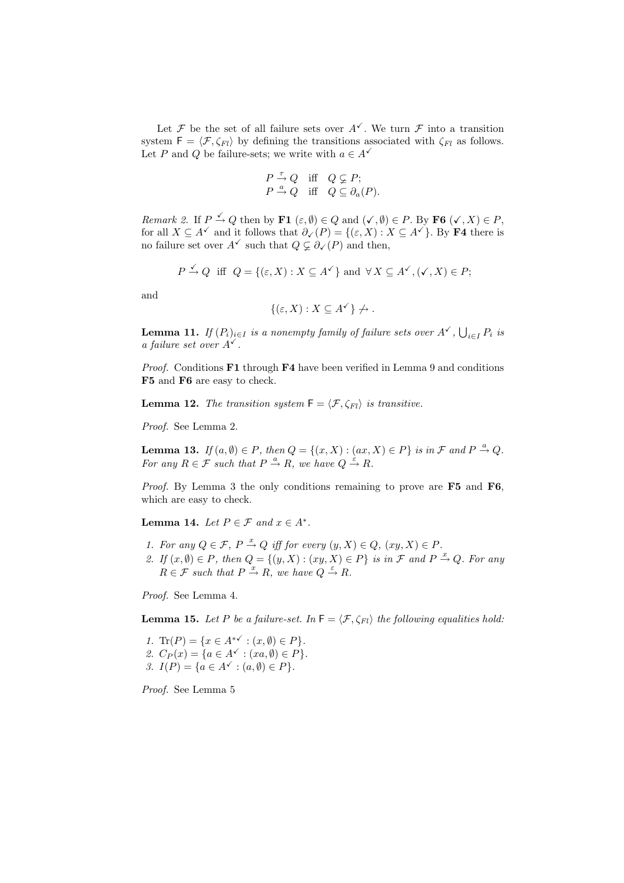Let $\mathcal{F}$ be the set of all failure sets over $A^{\checkmark}$. We turn $\mathcal{F}$ into a transition system $\mathsf{F} = \langle \mathcal{F}, \zeta_{Fl} \rangle$ by defining the transitions associated with $\zeta_{Fl}$ as follows. Let $P$ and $Q$ be failure-sets; we write with $a \in A^{\checkmark}$

$$
\begin{array}{lll}
P \xrightarrow{\tau} Q & \text{iff} & Q \subsetneq P; \\
P \xrightarrow{a} Q & \text{iff} & Q \subseteq \partial_a(P).
\end{array}
$$

*Remark 2.* If $P \xrightarrow{\checkmark} Q$ then by **F1** $(\varepsilon, \emptyset) \in Q$ and $(\checkmark, \emptyset) \in P$. By **F6** $(\checkmark, X) \in P$, for all $X \subseteq A^{\checkmark}$ and it follows that $\partial_{\checkmark}(P) = \{(\varepsilon, X) : X \subseteq A^{\checkmark}\}$. By **F4** there is no failure set over $A^{\checkmark}$ such that $Q \subsetneq \partial_{\checkmark}(P)$ and then,

$$
P \xrightarrow{\checkmark} Q \ \text{ iff } \ Q = \{(\varepsilon, X) : X \subseteq A^{\checkmark}\} \text{ and } \forall\, X \subseteq A^{\checkmark}, (\checkmark, X) \in P;
$$

and

$$
\{(\varepsilon, X) : X \subseteq A^{\checkmark}\} \not\rightarrow .
$$

**Lemma 11.** *If $(P_i)_{i \in I}$ is a nonempty family of failure sets over $A^{\checkmark}$, $\bigcup_{i \in I} P_i$ is a failure set over $A^{\checkmark}$.*

*Proof.* Conditions **F1** through **F4** have been verified in Lemma 9 and conditions **F5** and **F6** are easy to check.

**Lemma 12.** *The transition system $\mathsf{F} = \langle \mathcal{F}, \zeta_{Fl} \rangle$ is transitive.*

*Proof.* See Lemma 2.

**Lemma 13.** *If $(a, \emptyset) \in P$, then $Q = \{(x, X) : (ax, X) \in P\}$ is in $\mathcal{F}$ and $P \xrightarrow{a} Q$. For any $R \in \mathcal{F}$ such that $P \xrightarrow{a} R$, we have $Q \xrightarrow{\varepsilon} R$.*

*Proof.* By Lemma 3 the only conditions remaining to prove are **F5** and **F6**, which are easy to check.

**Lemma 14.** *Let $P \in \mathcal{F}$ and $x \in A^*$.*

1. *For any $Q \in \mathcal{F}$, $P \xrightarrow{x} Q$ iff for every $(y, X) \in Q$, $(xy, X) \in P$.*
2. *If $(x, \emptyset) \in P$, then $Q = \{(y, X) : (xy, X) \in P\}$ is in $\mathcal{F}$ and $P \xrightarrow{x} Q$. For any $R \in \mathcal{F}$ such that $P \xrightarrow{x} R$, we have $Q \xrightarrow{\varepsilon} R$.*

*Proof.* See Lemma 4.

**Lemma 15.** *Let $P$ be a failure-set. In $\mathsf{F} = \langle \mathcal{F}, \zeta_{Fl} \rangle$ the following equalities hold:*

1. *$\mathrm{Tr}(P) = \{x \in A^{*\checkmark} : (x, \emptyset) \in P\}$.*
2. *$C_P(x) = \{a \in A^{\checkmark} : (xa, \emptyset) \in P\}$.*
3. *$I(P) = \{a \in A^{\checkmark} : (a, \emptyset) \in P\}$.*

*Proof.* See Lemma 5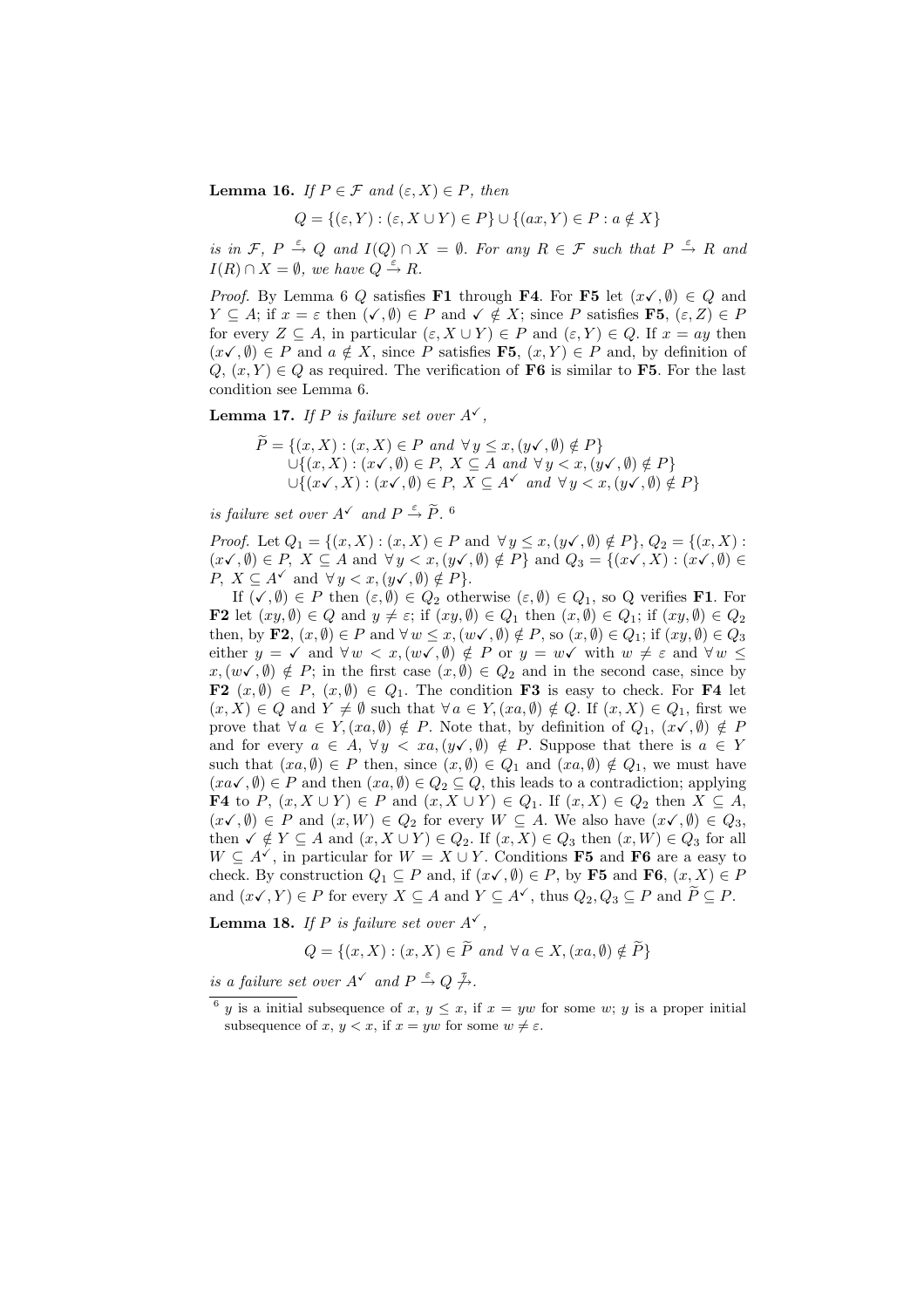**Lemma 16.** *If $P \in \mathcal{F}$ and $(\varepsilon, X) \in P$, then*

$$Q = \{(\varepsilon, Y) : (\varepsilon, X \cup Y) \in P\} \cup \{(ax, Y) \in P : a \notin X\}$$

*is in $\mathcal{F}$, $P \xrightarrow{\varepsilon} Q$ and $I(Q) \cap X = \emptyset$. For any $R \in \mathcal{F}$ such that $P \xrightarrow{\varepsilon} R$ and $I(R) \cap X = \emptyset$, we have $Q \xrightarrow{\varepsilon} R$.*

*Proof.* By Lemma 6 $Q$ satisfies **F1** through **F4**. For **F5** let $(x\checkmark, \emptyset) \in Q$ and $Y \subseteq A$; if $x = \varepsilon$ then $(\checkmark, \emptyset) \in P$ and $\checkmark \notin X$; since $P$ satisfies **F5**, $(\varepsilon, Z) \in P$ for every $Z \subseteq A$, in particular $(\varepsilon, X \cup Y) \in P$ and $(\varepsilon, Y) \in Q$. If $x = ay$ then $(x\checkmark, \emptyset) \in P$ and $a \notin X$, since $P$ satisfies **F5**, $(x, Y) \in P$ and, by definition of $Q$, $(x, Y) \in Q$ as required. The verification of **F6** is similar to **F5**. For the last condition see Lemma 6.

**Lemma 17.** *If $P$ is failure set over $A^{\checkmark}$,*

$$\begin{aligned}
\widetilde{P} = &\{(x, X) : (x, X) \in P \text{ and } \forall\, y \leq x, (y\checkmark, \emptyset) \notin P\} \\
&\cup \{(x, X) : (x\checkmark, \emptyset) \in P,\ X \subseteq A \text{ and } \forall\, y < x, (y\checkmark, \emptyset) \notin P\} \\
&\cup \{(x\checkmark, X) : (x\checkmark, \emptyset) \in P,\ X \subseteq A^{\checkmark} \text{ and } \forall\, y < x, (y\checkmark, \emptyset) \notin P\}
\end{aligned}$$

*is failure set over $A^{\checkmark}$ and $P \xrightarrow{\varepsilon} \widetilde{P}$.* [6]

*Proof.* Let $Q_1 = \{(x, X) : (x, X) \in P \text{ and } \forall\, y \leq x, (y\checkmark, \emptyset) \notin P\}$, $Q_2 = \{(x, X) : (x\checkmark, \emptyset) \in P,\ X \subseteq A \text{ and } \forall\, y < x, (y\checkmark, \emptyset) \notin P\}$ and $Q_3 = \{(x\checkmark, X) : (x\checkmark, \emptyset) \in P,\ X \subseteq A^{\checkmark} \text{ and } \forall\, y < x, (y\checkmark, \emptyset) \notin P\}$.

If $(\checkmark, \emptyset) \in P$ then $(\varepsilon, \emptyset) \in Q_2$ otherwise $(\varepsilon, \emptyset) \in Q_1$, so Q verifies **F1**. For **F2** let $(xy, \emptyset) \in Q$ and $y \neq \varepsilon$; if $(xy, \emptyset) \in Q_1$ then $(x, \emptyset) \in Q_1$; if $(xy, \emptyset) \in Q_2$ then, by **F2**, $(x, \emptyset) \in P$ and $\forall\, w \leq x, (w\checkmark, \emptyset) \notin P$, so $(x, \emptyset) \in Q_1$; if $(xy, \emptyset) \in Q_3$ either $y = \checkmark$ and $\forall\, w < x, (w\checkmark, \emptyset) \notin P$ or $y = w\checkmark$ with $w \neq \varepsilon$ and $\forall\, w \leq x, (w\checkmark, \emptyset) \notin P$; in the first case $(x, \emptyset) \in Q_2$ and in the second case, since by **F2** $(x, \emptyset) \in P$, $(x, \emptyset) \in Q_1$. The condition **F3** is easy to check. For **F4** let $(x, X) \in Q$ and $Y \neq \emptyset$ such that $\forall\, a \in Y, (xa, \emptyset) \notin Q$. If $(x, X) \in Q_1$, first we prove that $\forall\, a \in Y, (xa, \emptyset) \notin P$. Note that, by definition of $Q_1$, $(x\checkmark, \emptyset) \notin P$ and for every $a \in A$, $\forall\, y < xa, (y\checkmark, \emptyset) \notin P$. Suppose that there is $a \in Y$ such that $(xa, \emptyset) \in P$ then, since $(x, \emptyset) \in Q_1$ and $(xa, \emptyset) \notin Q_1$, we must have $(xa\checkmark, \emptyset) \in P$ and then $(xa, \emptyset) \in Q_2 \subseteq Q$, this leads to a contradiction; applying **F4** to $P$, $(x, X \cup Y) \in P$ and $(x, X \cup Y) \in Q_1$. If $(x, X) \in Q_2$ then $X \subseteq A$, $(x\checkmark, \emptyset) \in P$ and $(x, W) \in Q_2$ for every $W \subseteq A$. We also have $(x\checkmark, \emptyset) \in Q_3$, then $\checkmark \notin Y \subseteq A$ and $(x, X \cup Y) \in Q_2$. If $(x, X) \in Q_3$ then $(x, W) \in Q_3$ for all $W \subseteq A^{\checkmark}$, in particular for $W = X \cup Y$. Conditions **F5** and **F6** are a easy to check. By construction $Q_1 \subseteq P$ and, if $(x\checkmark, \emptyset) \in P$, by **F5** and **F6**, $(x, X) \in P$ and $(x\checkmark, Y) \in P$ for every $X \subseteq A$ and $Y \subseteq A^{\checkmark}$, thus $Q_2, Q_3 \subseteq P$ and $\widetilde{P} \subseteq P$.

**Lemma 18.** *If $P$ is failure set over $A^{\checkmark}$,*

$$Q = \{(x, X) : (x, X) \in \widetilde{P} \text{ and } \forall\, a \in X, (xa, \emptyset) \notin \widetilde{P}\}$$

*is a failure set over $A^{\checkmark}$ and $P \xrightarrow{\varepsilon} Q \xrightarrow{\tau}\!\!\!\!\not\;\;$.*

---

[6] $y$ is a initial subsequence of $x$, $y \leq x$, if $x = yw$ for some $w$; $y$ is a proper initial subsequence of $x$, $y < x$, if $x = yw$ for some $w \neq \varepsilon$.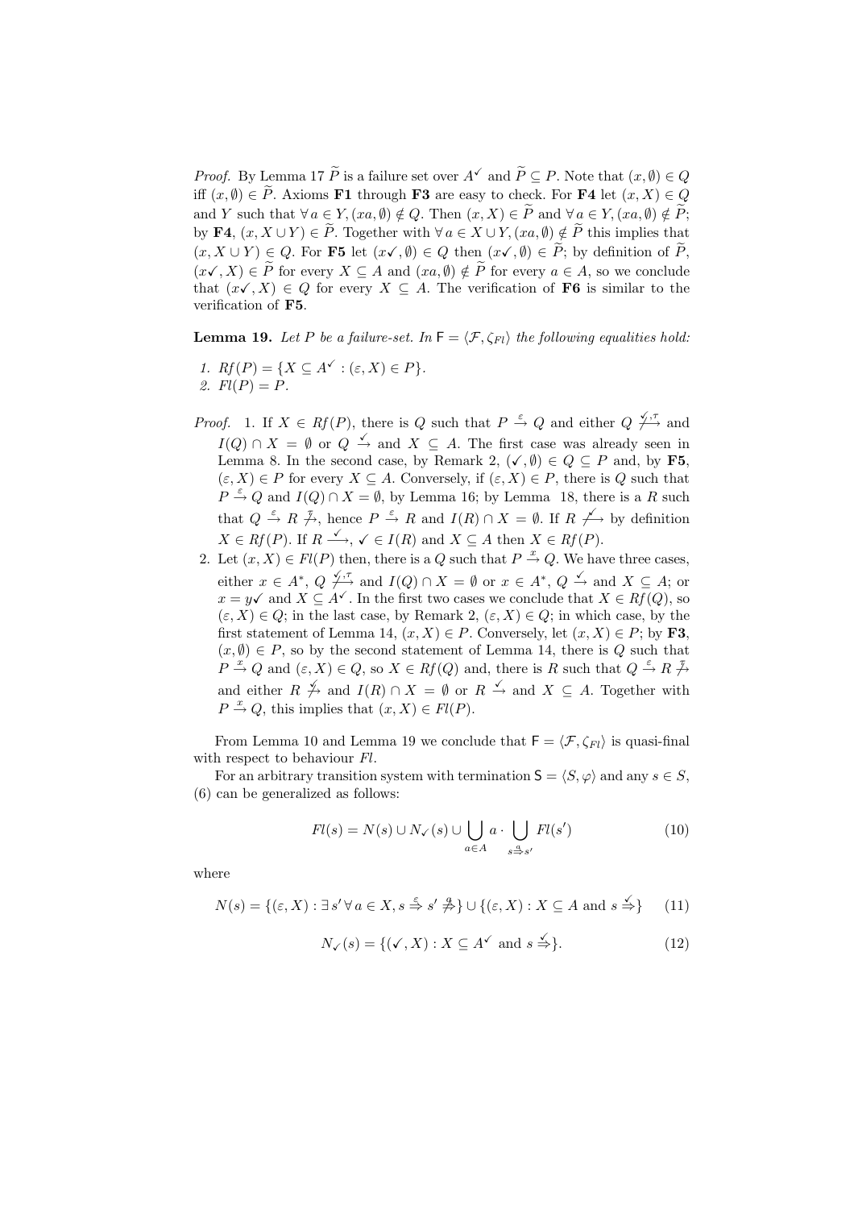*Proof.* By Lemma 17 $\widetilde{P}$ is a failure set over $A^{\checkmark}$ and $\widetilde{P} \subseteq P$. Note that $(x, \emptyset) \in Q$ iff $(x, \emptyset) \in \widetilde{P}$. Axioms **F1** through **F3** are easy to check. For **F4** let $(x, X) \in Q$ and $Y$ such that $\forall\, a \in Y, (xa, \emptyset) \notin Q$. Then $(x, X) \in \widetilde{P}$ and $\forall\, a \in Y, (xa, \emptyset) \notin \widetilde{P}$; by **F4**, $(x, X \cup Y) \in \widetilde{P}$. Together with $\forall\, a \in X \cup Y, (xa, \emptyset) \notin \widetilde{P}$ this implies that $(x, X \cup Y) \in Q$. For **F5** let $(x\checkmark, \emptyset) \in Q$ then $(x\checkmark, \emptyset) \in \widetilde{P}$; by definition of $\widetilde{P}$, $(x\checkmark, X) \in \widetilde{P}$ for every $X \subseteq A$ and $(xa, \emptyset) \notin \widetilde{P}$ for every $a \in A$, so we conclude that $(x\checkmark, X) \in Q$ for every $X \subseteq A$. The verification of **F6** is similar to the verification of **F5**.

**Lemma 19.** *Let $P$ be a failure-set. In $\mathsf{F} = \langle \mathcal{F}, \zeta_{Fl} \rangle$ the following equalities hold:*

1. *$Rf(P) = \{X \subseteq A^{\checkmark} : (\varepsilon, X) \in P\}$.*
2. *$Fl(P) = P$.*

*Proof.*
1. If $X \in Rf(P)$, there is $Q$ such that $P \xrightarrow{\varepsilon} Q$ and either $Q \stackrel{\checkmark,\tau}{\not\longrightarrow}$ and $I(Q) \cap X = \emptyset$ or $Q \xrightarrow{\checkmark}$ and $X \subseteq A$. The first case was already seen in Lemma 8. In the second case, by Remark 2, $(\checkmark, \emptyset) \in Q \subseteq P$ and, by **F5**, $(\varepsilon, X) \in P$ for every $X \subseteq A$. Conversely, if $(\varepsilon, X) \in P$, there is $Q$ such that $P \xrightarrow{\varepsilon} Q$ and $I(Q) \cap X = \emptyset$, by Lemma 16; by Lemma 18, there is a $R$ such that $Q \xrightarrow{\varepsilon} R \stackrel{\tau}{\not\rightarrow}$, hence $P \xrightarrow{\varepsilon} R$ and $I(R) \cap X = \emptyset$. If $R \stackrel{\checkmark}{\not\longrightarrow}$ by definition $X \in Rf(P)$. If $R \xrightarrow{\checkmark}$, $\checkmark \in I(R)$ and $X \subseteq A$ then $X \in Rf(P)$.
2. Let $(x, X) \in Fl(P)$ then, there is a $Q$ such that $P \xrightarrow{x} Q$. We have three cases, either $x \in A^*$, $Q \stackrel{\checkmark,\tau}{\not\longrightarrow}$ and $I(Q) \cap X = \emptyset$ or $x \in A^*$, $Q \xrightarrow{\checkmark}$ and $X \subseteq A$; or $x = y\checkmark$ and $X \subseteq A^{\checkmark}$. In the first two cases we conclude that $X \in Rf(Q)$, so $(\varepsilon, X) \in Q$; in the last case, by Remark 2, $(\varepsilon, X) \in Q$; in which case, by the first statement of Lemma 14, $(x, X) \in P$. Conversely, let $(x, X) \in P$; by **F3**, $(x, \emptyset) \in P$, so by the second statement of Lemma 14, there is $Q$ such that $P \xrightarrow{x} Q$ and $(\varepsilon, X) \in Q$, so $X \in Rf(Q)$ and, there is $R$ such that $Q \xrightarrow{\varepsilon} R \stackrel{\tau}{\not\rightarrow}$ and either $R \stackrel{\checkmark}{\not\rightarrow}$ and $I(R) \cap X = \emptyset$ or $R \xrightarrow{\checkmark}$ and $X \subseteq A$. Together with $P \xrightarrow{x} Q$, this implies that $(x, X) \in Fl(P)$.

From Lemma 10 and Lemma 19 we conclude that $\mathsf{F} = \langle \mathcal{F}, \zeta_{Fl} \rangle$ is quasi-final with respect to behaviour $Fl$.

For an arbitrary transition system with termination $\mathsf{S} = \langle S, \varphi \rangle$ and any $s \in S$, (6) can be generalized as follows:

$$Fl(s) = N(s) \cup N_{\checkmark}(s) \cup \bigcup_{a \in A} a \cdot \bigcup_{s \stackrel{a}{\Rightarrow} s'} Fl(s') \tag{10}$$

where

$$N(s) = \{(\varepsilon, X) : \exists\, s' \,\forall\, a \in X, s \stackrel{\varepsilon}{\Rightarrow} s' \stackrel{a}{\not\Rightarrow}\} \cup \{(\varepsilon, X) : X \subseteq A \text{ and } s \stackrel{\checkmark}{\Rightarrow}\} \tag{11}$$

$$N_{\checkmark}(s) = \{(\checkmark, X) : X \subseteq A^{\checkmark} \text{ and } s \stackrel{\checkmark}{\Rightarrow}\}. \tag{12}$$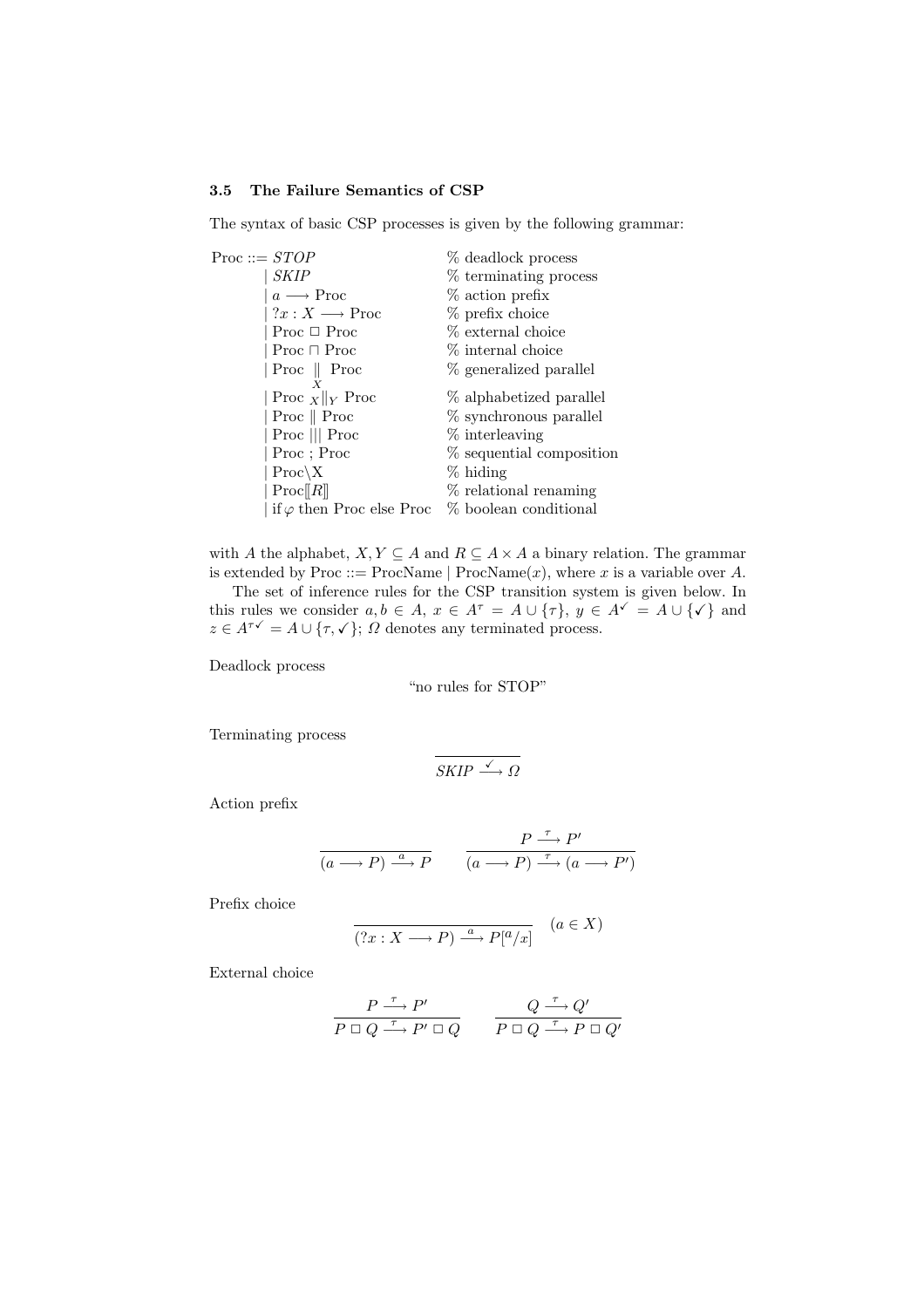### 3.5 The Failure Semantics of CSP

The syntax of basic CSP processes is given by the following grammar:

| | |
|---|---|
| Proc ::= $STOP$ | % deadlock process |
| \| $SKIP$ | % terminating process |
| \| $a \longrightarrow$ Proc | % action prefix |
| \| $?x : X \longrightarrow$ Proc | % prefix choice |
| \| Proc $\Box$ Proc | % external choice |
| \| Proc $\sqcap$ Proc | % internal choice |
| \| Proc $\underset{X}{\parallel}$ Proc | % generalized parallel |
| \| Proc ${}_X\|_Y$ Proc | % alphabetized parallel |
| \| Proc $\parallel$ Proc | % synchronous parallel |
| \| Proc $\|\|\|$ Proc | % interleaving |
| \| Proc ; Proc | % sequential composition |
| \| Proc$\setminus$X | % hiding |
| \| Proc$[\![R]\!]$ | % relational renaming |
| \| if $\varphi$ then Proc else Proc | % boolean conditional |

with $A$ the alphabet, $X, Y \subseteq A$ and $R \subseteq A \times A$ a binary relation. The grammar is extended by Proc ::= ProcName | ProcName($x$), where $x$ is a variable over $A$.

The set of inference rules for the CSP transition system is given below. In this rules we consider $a, b \in A$, $x \in A^\tau = A \cup \{\tau\}$, $y \in A^\checkmark = A \cup \{\checkmark\}$ and $z \in A^{\tau\checkmark} = A \cup \{\tau, \checkmark\}$; $\Omega$ denotes any terminated process.

Deadlock process

"no rules for STOP"

Terminating process

$$\frac{}{SKIP \xrightarrow{\checkmark} \Omega}$$

Action prefix

$$\frac{}{(a \longrightarrow P) \xrightarrow{a} P} \qquad \frac{P \xrightarrow{\tau} P'}{(a \longrightarrow P) \xrightarrow{\tau} (a \longrightarrow P')}$$

Prefix choice

$$\frac{}{(?x : X \longrightarrow P) \xrightarrow{a} P[a/x]} \quad (a \in X)$$

External choice

$$\frac{P \xrightarrow{\tau} P'}{P \Box Q \xrightarrow{\tau} P' \Box Q} \qquad \frac{Q \xrightarrow{\tau} Q'}{P \Box Q \xrightarrow{\tau} P \Box Q'}$$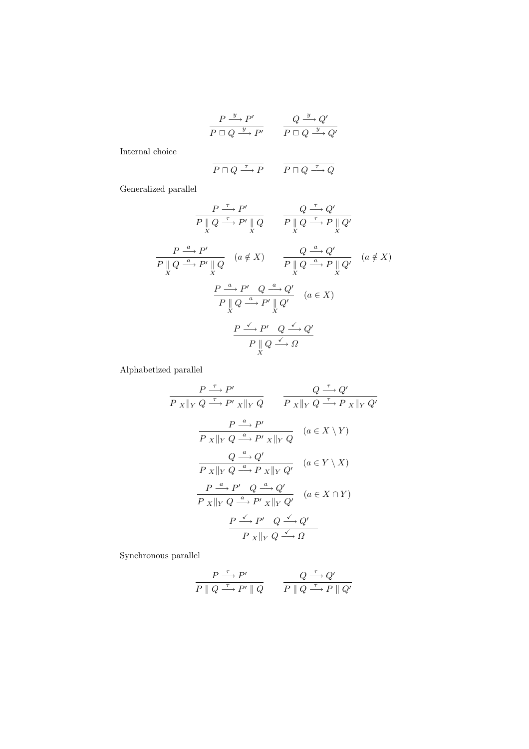$$\frac{P \xrightarrow{y} P'}{P \mathbin{\Box} Q \xrightarrow{y} P'} \qquad \frac{Q \xrightarrow{y} Q'}{P \mathbin{\Box} Q \xrightarrow{y} Q'}$$

Internal choice

$$\frac{}{P \sqcap Q \xrightarrow{\tau} P} \qquad \frac{}{P \sqcap Q \xrightarrow{\tau} Q}$$

Generalized parallel

$$\frac{P \xrightarrow{\tau} P'}{P \underset{X}{\parallel} Q \xrightarrow{\tau} P' \underset{X}{\parallel} Q} \qquad \frac{Q \xrightarrow{\tau} Q'}{P \underset{X}{\parallel} Q \xrightarrow{\tau} P \underset{X}{\parallel} Q'}$$

$$\frac{P \xrightarrow{a} P'}{P \underset{X}{\parallel} Q \xrightarrow{a} P' \underset{X}{\parallel} Q} \quad (a \notin X) \qquad \frac{Q \xrightarrow{a} Q'}{P \underset{X}{\parallel} Q \xrightarrow{a} P \underset{X}{\parallel} Q'} \quad (a \notin X)$$

$$\frac{P \xrightarrow{a} P' \quad Q \xrightarrow{a} Q'}{P \underset{X}{\parallel} Q \xrightarrow{a} P' \underset{X}{\parallel} Q'} \quad (a \in X)$$

$$\frac{P \xrightarrow{\checkmark} P' \quad Q \xrightarrow{\checkmark} Q'}{P \underset{X}{\parallel} Q \xrightarrow{\checkmark} \Omega}$$

Alphabetized parallel

$$\frac{P \xrightarrow{\tau} P'}{P \ {}_X\|_Y \ Q \xrightarrow{\tau} P' \ {}_X\|_Y \ Q} \qquad \frac{Q \xrightarrow{\tau} Q'}{P \ {}_X\|_Y \ Q \xrightarrow{\tau} P \ {}_X\|_Y \ Q'}$$

$$\frac{P \xrightarrow{a} P'}{P \ {}_X\|_Y \ Q \xrightarrow{a} P' \ {}_X\|_Y \ Q} \quad (a \in X \setminus Y)$$

$$\frac{Q \xrightarrow{a} Q'}{P \ {}_X\|_Y \ Q \xrightarrow{a} P \ {}_X\|_Y \ Q'} \quad (a \in Y \setminus X)$$

$$\frac{P \xrightarrow{a} P' \quad Q \xrightarrow{a} Q'}{P \ {}_X\|_Y \ Q \xrightarrow{a} P' \ {}_X\|_Y \ Q'} \quad (a \in X \cap Y)$$

$$\frac{P \xrightarrow{\checkmark} P' \quad Q \xrightarrow{\checkmark} Q'}{P \ {}_X\|_Y \ Q \xrightarrow{\checkmark} \Omega}$$

Synchronous parallel

$$\frac{P \xrightarrow{\tau} P'}{P \parallel Q \xrightarrow{\tau} P' \parallel Q} \qquad \frac{Q \xrightarrow{\tau} Q'}{P \parallel Q \xrightarrow{\tau} P \parallel Q'}$$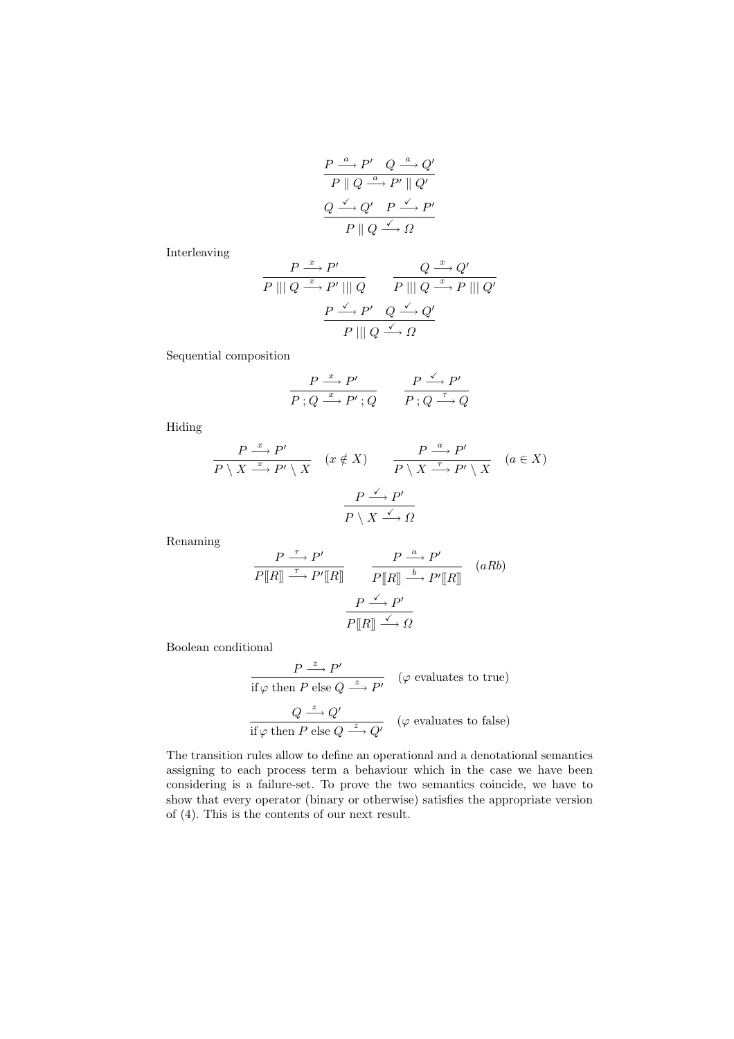$$\frac{P \xrightarrow{a} P' \quad Q \xrightarrow{a} Q'}{P \parallel Q \xrightarrow{a} P' \parallel Q'}$$

$$\frac{Q \xrightarrow{\checkmark} Q' \quad P \xrightarrow{\checkmark} P'}{P \parallel Q \xrightarrow{\checkmark} \Omega}$$

Interleaving

$$\frac{P \xrightarrow{x} P'}{P \mathbin{|||} Q \xrightarrow{x} P' \mathbin{|||} Q} \qquad \frac{Q \xrightarrow{x} Q'}{P \mathbin{|||} Q \xrightarrow{x} P \mathbin{|||} Q'}$$

$$\frac{P \xrightarrow{\checkmark} P' \quad Q \xrightarrow{\checkmark} Q'}{P \mathbin{|||} Q \xrightarrow{\checkmark} \Omega}$$

Sequential composition

$$\frac{P \xrightarrow{x} P'}{P \, ; Q \xrightarrow{x} P' \, ; Q} \qquad \frac{P \xrightarrow{\checkmark} P'}{P \, ; Q \xrightarrow{\tau} Q}$$

Hiding

$$\frac{P \xrightarrow{x} P'}{P \setminus X \xrightarrow{x} P' \setminus X} \quad (x \notin X) \qquad \frac{P \xrightarrow{a} P'}{P \setminus X \xrightarrow{\tau} P' \setminus X} \quad (a \in X)$$

$$\frac{P \xrightarrow{\checkmark} P'}{P \setminus X \xrightarrow{\checkmark} \Omega}$$

Renaming

$$\frac{P \xrightarrow{\tau} P'}{P[\![R]\!] \xrightarrow{\tau} P'[\![R]\!]} \qquad \frac{P \xrightarrow{a} P'}{P[\![R]\!] \xrightarrow{b} P'[\![R]\!]} \quad (aRb)$$

$$\frac{P \xrightarrow{\checkmark} P'}{P[\![R]\!] \xrightarrow{\checkmark} \Omega}$$

Boolean conditional

$$\frac{P \xrightarrow{z} P'}{\text{if}\, \varphi \text{ then } P \text{ else } Q \xrightarrow{z} P'} \quad (\varphi \text{ evaluates to true})$$

$$\frac{Q \xrightarrow{z} Q'}{\text{if}\, \varphi \text{ then } P \text{ else } Q \xrightarrow{z} Q'} \quad (\varphi \text{ evaluates to false})$$

The transition rules allow to define an operational and a denotational semantics assigning to each process term a behaviour which in the case we have been considering is a failure-set. To prove the two semantics coincide, we have to show that every operator (binary or otherwise) satisfies the appropriate version of (4). This is the contents of our next result.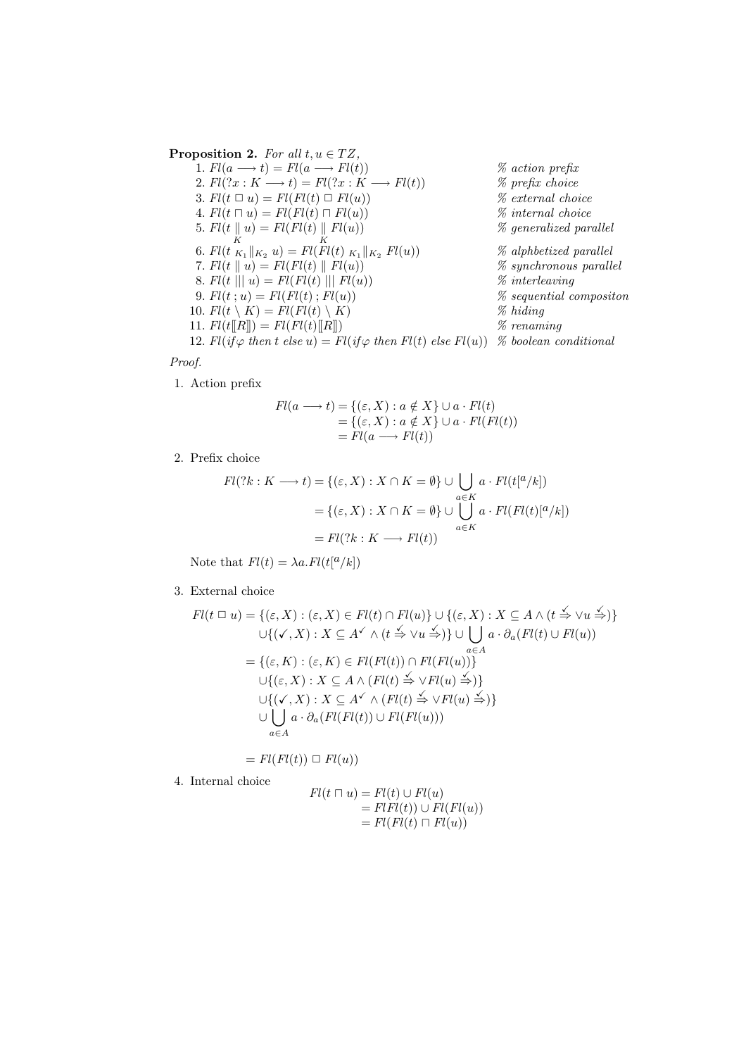**Proposition 2.** *For all $t, u \in TZ$,*

1. $Fl(a \longrightarrow t) = Fl(a \longrightarrow Fl(t))$ % *action prefix*
2. $Fl(?x : K \longrightarrow t) = Fl(?x : K \longrightarrow Fl(t))$ % *prefix choice*
3. $Fl(t \,\Box\, u) = Fl(Fl(t) \,\Box\, Fl(u))$ % *external choice*
4. $Fl(t \sqcap u) = Fl(Fl(t) \sqcap Fl(u))$ % *internal choice*
5. $Fl(t \underset{K}{\|} u) = Fl(Fl(t) \underset{K}{\|} Fl(u))$ % *generalized parallel*
6. $Fl(t \,{}_{K_1}\|_{K_2}\, u) = Fl(Fl(t) \,{}_{K_1}\|_{K_2}\, Fl(u))$ % *alphbetized parallel*
7. $Fl(t \parallel u) = Fl(Fl(t) \parallel Fl(u))$ % *synchronous parallel*
8. $Fl(t \,|||\, u) = Fl(Fl(t) \,|||\, Fl(u))$ % *interleaving*
9. $Fl(t \,;\, u) = Fl(Fl(t) \,;\, Fl(u))$ % *sequential compositon*
10. $Fl(t \setminus K) = Fl(Fl(t) \setminus K)$ % *hiding*
11. $Fl(t[\![R]\!]) = Fl(Fl(t)[\![R]\!])$ % *renaming*
12. $Fl(if \varphi \; then \; t \; else \; u) = Fl(if \varphi \; then \; Fl(t) \; else \; Fl(u))$ % *boolean conditional*

*Proof.*

1. Action prefix

$$\begin{aligned}
Fl(a \longrightarrow t) &= \{(\varepsilon, X) : a \notin X\} \cup a \cdot Fl(t) \\
&= \{(\varepsilon, X) : a \notin X\} \cup a \cdot Fl(Fl(t)) \\
&= Fl(a \longrightarrow Fl(t))
\end{aligned}$$

2. Prefix choice

$$\begin{aligned}
Fl(?k : K \longrightarrow t) &= \{(\varepsilon, X) : X \cap K = \emptyset\} \cup \bigcup_{a \in K} a \cdot Fl(t[^a/k]) \\
&= \{(\varepsilon, X) : X \cap K = \emptyset\} \cup \bigcup_{a \in K} a \cdot Fl(Fl(t)[^a/k]) \\
&= Fl(?k : K \longrightarrow Fl(t))
\end{aligned}$$

Note that $Fl(t) = \lambda a. Fl(t[^a/k])$

3. External choice

$$\begin{aligned}
Fl(t \,\Box\, u) &= \{(\varepsilon, X) : (\varepsilon, X) \in Fl(t) \cap Fl(u)\} \cup \{(\varepsilon, X) : X \subseteq A \wedge (t \overset{\checkmark}{\Rightarrow} \vee u \overset{\checkmark}{\Rightarrow})\} \\
&\quad \cup \{(\checkmark, X) : X \subseteq A^{\checkmark} \wedge (t \overset{\checkmark}{\Rightarrow} \vee u \overset{\checkmark}{\Rightarrow})\} \cup \bigcup_{a \in A} a \cdot \partial_a(Fl(t) \cup Fl(u)) \\
&= \{(\varepsilon, K) : (\varepsilon, K) \in Fl(Fl(t)) \cap Fl(Fl(u))\} \\
&\quad \cup \{(\varepsilon, X) : X \subseteq A \wedge (Fl(t) \overset{\checkmark}{\Rightarrow} \vee Fl(u) \overset{\checkmark}{\Rightarrow})\} \\
&\quad \cup \{(\checkmark, X) : X \subseteq A^{\checkmark} \wedge (Fl(t) \overset{\checkmark}{\Rightarrow} \vee Fl(u) \overset{\checkmark}{\Rightarrow})\} \\
&\quad \cup \bigcup_{a \in A} a \cdot \partial_a(Fl(Fl(t)) \cup Fl(Fl(u))) \\
&= Fl(Fl(t)) \,\Box\, Fl(u))
\end{aligned}$$

4. Internal choice

$$\begin{aligned}
Fl(t \sqcap u) &= Fl(t) \cup Fl(u) \\
&= FlFl(t)) \cup Fl(Fl(u)) \\
&= Fl(Fl(t) \sqcap Fl(u))
\end{aligned}$$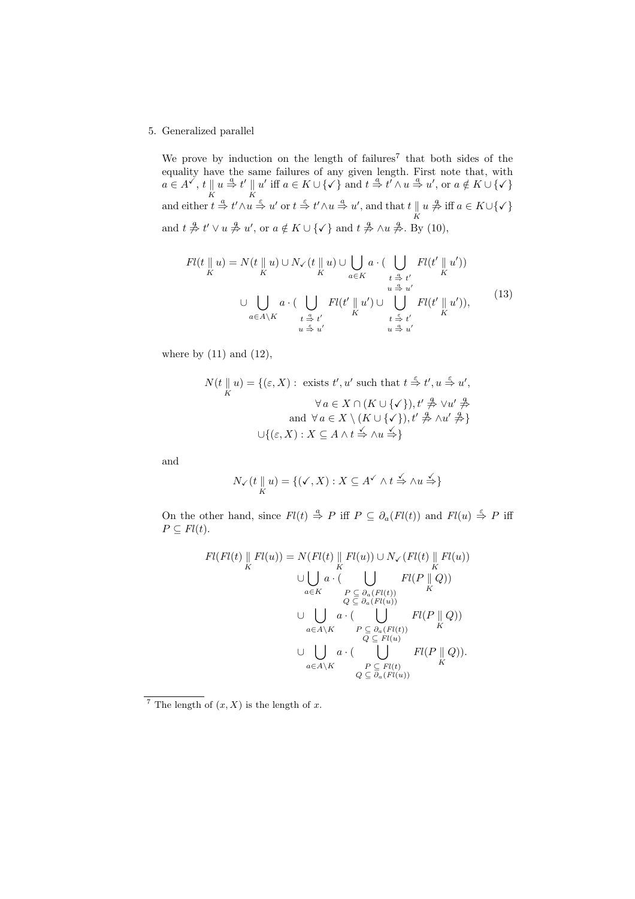5. Generalized parallel

We prove by induction on the length of failures[7] that both sides of the equality have the same failures of any given length. First note that, with $a \in A^{\checkmark}$, $t \underset{K}{\|} u \overset{a}{\Rightarrow} t' \underset{K}{\|} u'$ iff $a \in K \cup \{\checkmark\}$ and $t \overset{a}{\Rightarrow} t' \wedge u \overset{a}{\Rightarrow} u'$, or $a \notin K \cup \{\checkmark\}$ and either $t \overset{a}{\Rightarrow} t' \wedge u \overset{\varepsilon}{\Rightarrow} u'$ or $t \overset{\varepsilon}{\Rightarrow} t' \wedge u \overset{a}{\Rightarrow} u'$, and that $t \underset{K}{\|} u \overset{a}{\not\Rightarrow}$ iff $a \in K \cup \{\checkmark\}$ and $t \overset{a}{\not\Rightarrow} t' \vee u \overset{a}{\not\Rightarrow} u'$, or $a \notin K \cup \{\checkmark\}$ and $t \overset{a}{\not\Rightarrow} \wedge u \overset{a}{\not\Rightarrow}$. By (10),

$$
\begin{aligned}
Fl(t \underset{K}{\|} u) = N(t \underset{K}{\|} u) \cup N_{\checkmark}(t \underset{K}{\|} u) \cup \bigcup_{a \in K} a \cdot (\bigcup_{\substack{t \overset{a}{\Rightarrow} t' \\ u \overset{a}{\Rightarrow} u'}} Fl(t' \underset{K}{\|} u')) \\
\cup \bigcup_{a \in A \setminus K} a \cdot (\bigcup_{\substack{t \overset{a}{\Rightarrow} t' \\ u \overset{\varepsilon}{\Rightarrow} u'}} Fl(t' \underset{K}{\|} u') \cup \bigcup_{\substack{t \overset{\varepsilon}{\Rightarrow} t' \\ u \overset{a}{\Rightarrow} u'}} Fl(t' \underset{K}{\|} u')),
\end{aligned}
\tag{13}
$$

where by (11) and (12),

$$
\begin{aligned}
N(t \underset{K}{\|} u) = \{(\varepsilon, X) :\ & \text{exists } t', u' \text{ such that } t \overset{\varepsilon}{\Rightarrow} t', u \overset{\varepsilon}{\Rightarrow} u', \\
& \forall\, a \in X \cap (K \cup \{\checkmark\}), t' \overset{a}{\not\Rightarrow} \vee u' \overset{a}{\not\Rightarrow} \\
& \text{and } \forall\, a \in X \setminus (K \cup \{\checkmark\}), t' \overset{a}{\not\Rightarrow} \wedge u' \overset{a}{\not\Rightarrow}\} \\
& \cup \{(\varepsilon, X) : X \subseteq A \wedge t \overset{\checkmark}{\not\Rightarrow} \wedge u \overset{\checkmark}{\not\Rightarrow}\}
\end{aligned}
$$

and

$$
N_{\checkmark}(t \underset{K}{\|} u) = \{(\checkmark, X) : X \subseteq A^{\checkmark} \wedge t \overset{\checkmark}{\Rightarrow} \wedge u \overset{\checkmark}{\Rightarrow}\}
$$

On the other hand, since $Fl(t) \overset{a}{\Rightarrow} P$ iff $P \subseteq \partial_a(Fl(t))$ and $Fl(u) \overset{\varepsilon}{\Rightarrow} P$ iff $P \subseteq Fl(t)$.

$$
\begin{aligned}
Fl(Fl(t) \underset{K}{\|} Fl(u)) = N(Fl(t) \underset{K}{\|} Fl(u)) \cup N_{\checkmark}(Fl(t) \underset{K}{\|} Fl(u)) \\
\cup \bigcup_{a \in K} a \cdot (\bigcup_{\substack{P \subseteq \partial_a(Fl(t)) \\ Q \subseteq \partial_a(Fl(u))}} Fl(P \underset{K}{\|} Q)) \\
\cup \bigcup_{a \in A \setminus K} a \cdot (\bigcup_{\substack{P \subseteq \partial_a(Fl(t)) \\ Q \subseteq Fl(u)}} Fl(P \underset{K}{\|} Q)) \\
\cup \bigcup_{a \in A \setminus K} a \cdot (\bigcup_{\substack{P \subseteq Fl(t) \\ Q \subseteq \partial_a(Fl(u))}} Fl(P \underset{K}{\|} Q)).
\end{aligned}
$$

[7] The length of $(x, X)$ is the length of $x$.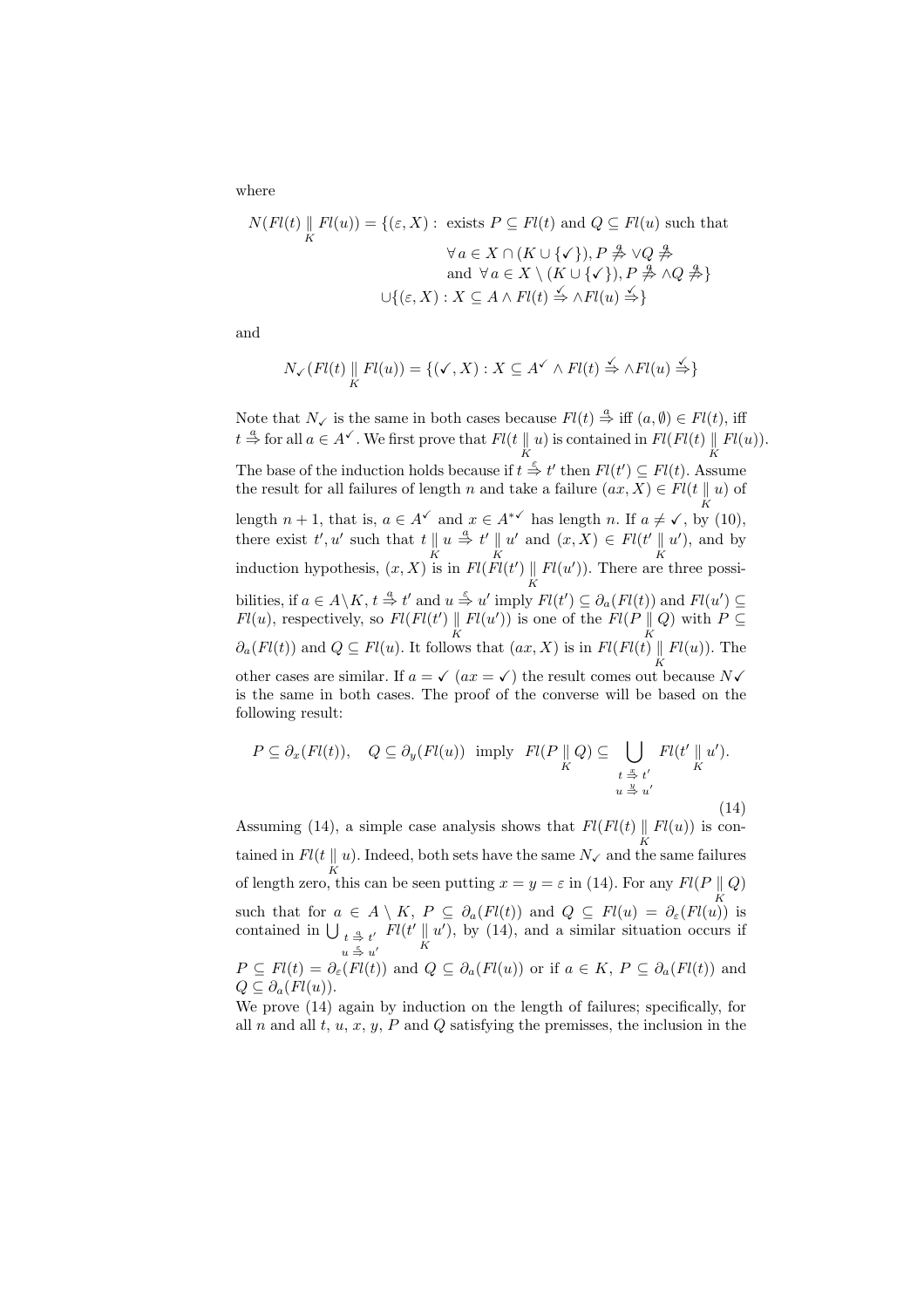where

$$N(Fl(t) \underset{K}{\parallel} Fl(u)) = \{(\varepsilon, X) : \text{ exists } P \subseteq Fl(t) \text{ and } Q \subseteq Fl(u) \text{ such that}$$
$$\forall\, a \in X \cap (K \cup \{\checkmark\}), P \overset{a}{\not\Rightarrow} \vee Q \overset{a}{\not\Rightarrow}$$
$$\text{and } \forall\, a \in X \setminus (K \cup \{\checkmark\}), P \overset{a}{\not\Rightarrow} \wedge Q \overset{a}{\not\Rightarrow}\}$$
$$\cup \{(\varepsilon, X) : X \subseteq A \wedge Fl(t) \overset{\checkmark}{\Rightarrow} \wedge Fl(u) \overset{\checkmark}{\Rightarrow}\}$$

and

$$N_{\checkmark}(Fl(t) \underset{K}{\parallel} Fl(u)) = \{(\checkmark, X) : X \subseteq A^{\checkmark} \wedge Fl(t) \overset{\checkmark}{\Rightarrow} \wedge Fl(u) \overset{\checkmark}{\Rightarrow}\}$$

Note that $N_{\checkmark}$ is the same in both cases because $Fl(t) \overset{a}{\Rightarrow}$ iff $(a, \emptyset) \in Fl(t)$, iff $t \overset{a}{\Rightarrow}$ for all $a \in A^{\checkmark}$. We first prove that $Fl(t \underset{K}{\parallel} u)$ is contained in $Fl(Fl(t) \underset{K}{\parallel} Fl(u))$. The base of the induction holds because if $t \overset{\varepsilon}{\Rightarrow} t'$ then $Fl(t') \subseteq Fl(t)$. Assume the result for all failures of length $n$ and take a failure $(ax, X) \in Fl(t \underset{K}{\parallel} u)$ of length $n+1$, that is, $a \in A^{\checkmark}$ and $x \in A^{*\checkmark}$ has length $n$. If $a \neq \checkmark$, by (10), there exist $t', u'$ such that $t \underset{K}{\parallel} u \overset{a}{\Rightarrow} t' \underset{K}{\parallel} u'$ and $(x, X) \in Fl(t' \underset{K}{\parallel} u')$, and by induction hypothesis, $(x, X)$ is in $Fl(Fl(t') \underset{K}{\parallel} Fl(u'))$. There are three possibilities, if $a \in A \backslash K$, $t \overset{a}{\Rightarrow} t'$ and $u \overset{\varepsilon}{\Rightarrow} u'$ imply $Fl(t') \subseteq \partial_a(Fl(t))$ and $Fl(u') \subseteq Fl(u)$, respectively, so $Fl(Fl(t') \underset{K}{\parallel} Fl(u'))$ is one of the $Fl(P \underset{K}{\parallel} Q)$ with $P \subseteq \partial_a(Fl(t))$ and $Q \subseteq Fl(u)$. It follows that $(ax, X)$ is in $Fl(Fl(t) \underset{K}{\parallel} Fl(u))$. The other cases are similar. If $a = \checkmark$ ($ax = \checkmark$) the result comes out because $N\checkmark$ is the same in both cases. The proof of the converse will be based on the following result:

$$P \subseteq \partial_x(Fl(t)), \quad Q \subseteq \partial_y(Fl(u)) \ \text{ imply } \ Fl(P \underset{K}{\parallel} Q) \subseteq \bigcup_{\substack{t \overset{x}{\Rightarrow} t' \\ u \overset{y}{\Rightarrow} u'}} Fl(t' \underset{K}{\parallel} u'). \tag{14}$$

Assuming (14), a simple case analysis shows that $Fl(Fl(t) \underset{K}{\parallel} Fl(u))$ is contained in $Fl(t \underset{K}{\parallel} u)$. Indeed, both sets have the same $N_{\checkmark}$ and the same failures of length zero, this can be seen putting $x = y = \varepsilon$ in (14). For any $Fl(P \underset{K}{\parallel} Q)$ such that for $a \in A \setminus K$, $P \subseteq \partial_a(Fl(t))$ and $Q \subseteq Fl(u) = \partial_{\varepsilon}(Fl(u))$ is contained in $\bigcup_{\substack{t \overset{a}{\Rightarrow} t' \\ u \overset{\varepsilon}{\Rightarrow} u'}} Fl(t' \underset{K}{\parallel} u')$, by (14), and a similar situation occurs if $P \subseteq Fl(t) = \partial_{\varepsilon}(Fl(t))$ and $Q \subseteq \partial_a(Fl(u))$ or if $a \in K$, $P \subseteq \partial_a(Fl(t))$ and $Q \subseteq \partial_a(Fl(u))$.

We prove (14) again by induction on the length of failures; specifically, for all $n$ and all $t$, $u$, $x$, $y$, $P$ and $Q$ satisfying the premisses, the inclusion in the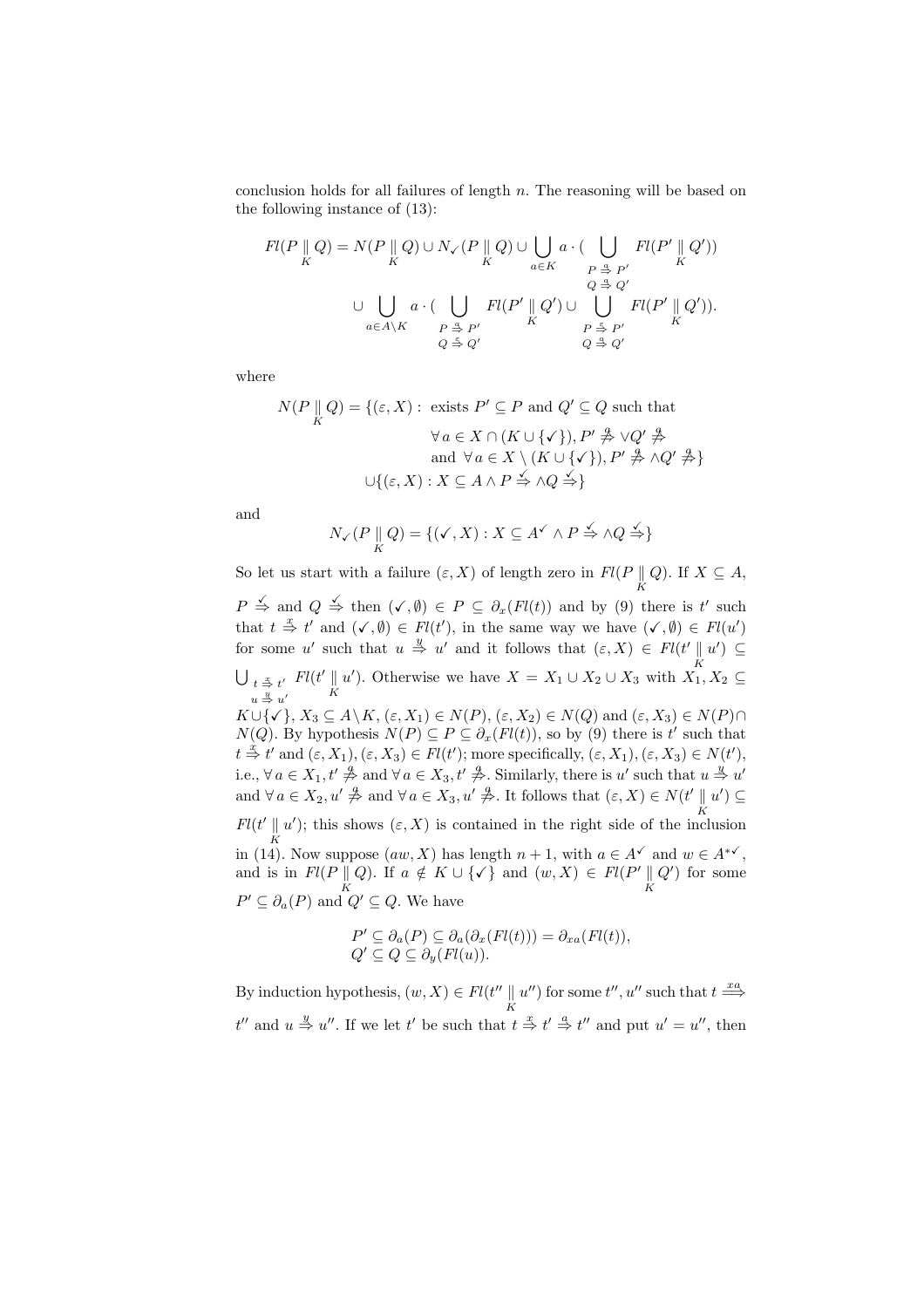conclusion holds for all failures of length $n$. The reasoning will be based on the following instance of (13):

$$Fl(P \underset{K}{\|} Q) = N(P \underset{K}{\|} Q) \cup N_{\checkmark}(P \underset{K}{\|} Q) \cup \bigcup_{a \in K} a \cdot ( \bigcup_{\substack{P \overset{a}{\Rightarrow} P' \\ Q \overset{a}{\Rightarrow} Q'}} Fl(P' \underset{K}{\|} Q'))$$

$$\cup \bigcup_{a \in A \setminus K} a \cdot ( \bigcup_{\substack{P \overset{a}{\Rightarrow} P' \\ Q \overset{\varepsilon}{\Rightarrow} Q'}} Fl(P' \underset{K}{\|} Q') \cup \bigcup_{\substack{P \overset{\varepsilon}{\Rightarrow} P' \\ Q \overset{a}{\Rightarrow} Q'}} Fl(P' \underset{K}{\|} Q')).$$

where

$$\begin{aligned} N(P \underset{K}{\|} Q) = \{(\varepsilon, X) :\ & \text{exists } P' \subseteq P \text{ and } Q' \subseteq Q \text{ such that} \\ & \forall\, a \in X \cap (K \cup \{\checkmark\}), P' \overset{a}{\not\Rightarrow} \vee Q' \overset{a}{\not\Rightarrow} \\ & \text{and } \forall\, a \in X \setminus (K \cup \{\checkmark\}), P' \overset{a}{\not\Rightarrow} \wedge Q' \overset{a}{\not\Rightarrow}\} \\ \cup \{(\varepsilon, X) :\ & X \subseteq A \wedge P \overset{\checkmark}{\Rightarrow} \wedge Q \overset{\checkmark}{\Rightarrow}\} \end{aligned}$$

and

$$N_{\checkmark}(P \underset{K}{\|} Q) = \{(\checkmark, X) : X \subseteq A^{\checkmark} \wedge P \overset{\checkmark}{\Rightarrow} \wedge Q \overset{\checkmark}{\Rightarrow}\}$$

So let us start with a failure $(\varepsilon, X)$ of length zero in $Fl(P \underset{K}{\|} Q)$. If $X \subseteq A$, $P \overset{\checkmark}{\Rightarrow}$ and $Q \overset{\checkmark}{\Rightarrow}$ then $(\checkmark, \emptyset) \in P \subseteq \partial_x(Fl(t))$ and by (9) there is $t'$ such that $t \overset{x}{\Rightarrow} t'$ and $(\checkmark, \emptyset) \in Fl(t')$, in the same way we have $(\checkmark, \emptyset) \in Fl(u')$ for some $u'$ such that $u \overset{y}{\Rightarrow} u'$ and it follows that $(\varepsilon, X) \in Fl(t' \underset{K}{\|} u') \subseteq \bigcup_{\substack{t \overset{x}{\Rightarrow} t' \\ u \overset{y}{\Rightarrow} u'}} Fl(t' \underset{K}{\|} u')$. Otherwise we have $X = X_1 \cup X_2 \cup X_3$ with $X_1, X_2 \subseteq K \cup \{\checkmark\}$, $X_3 \subseteq A \setminus K$, $(\varepsilon, X_1) \in N(P)$, $(\varepsilon, X_2) \in N(Q)$ and $(\varepsilon, X_3) \in N(P) \cap N(Q)$. By hypothesis $N(P) \subseteq P \subseteq \partial_x(Fl(t))$, so by (9) there is $t'$ such that $t \overset{x}{\Rightarrow} t'$ and $(\varepsilon, X_1), (\varepsilon, X_3) \in Fl(t')$; more specifically, $(\varepsilon, X_1), (\varepsilon, X_3) \in N(t')$, i.e., $\forall\, a \in X_1, t' \overset{a}{\not\Rightarrow}$ and $\forall\, a \in X_3, t' \overset{a}{\not\Rightarrow}$. Similarly, there is $u'$ such that $u \overset{y}{\Rightarrow} u'$ and $\forall\, a \in X_2, u' \overset{a}{\not\Rightarrow}$ and $\forall\, a \in X_3, u' \overset{a}{\not\Rightarrow}$. It follows that $(\varepsilon, X) \in N(t' \underset{K}{\|} u') \subseteq Fl(t' \underset{K}{\|} u')$; this shows $(\varepsilon, X)$ is contained in the right side of the inclusion in (14). Now suppose $(aw, X)$ has length $n+1$, with $a \in A^{\checkmark}$ and $w \in A^{*\checkmark}$, and is in $Fl(P \underset{K}{\|} Q)$. If $a \notin K \cup \{\checkmark\}$ and $(w, X) \in Fl(P' \underset{K}{\|} Q')$ for some $P' \subseteq \partial_a(P)$ and $Q' \subseteq Q$. We have

$$\begin{aligned} P' &\subseteq \partial_a(P) \subseteq \partial_a(\partial_x(Fl(t))) = \partial_{xa}(Fl(t)), \\ Q' &\subseteq Q \subseteq \partial_y(Fl(u)). \end{aligned}$$

By induction hypothesis, $(w, X) \in Fl(t'' \underset{K}{\|} u'')$ for some $t'', u''$ such that $t \overset{xa}{\Longrightarrow} t''$ and $u \overset{y}{\Rightarrow} u''$. If we let $t'$ be such that $t \overset{x}{\Rightarrow} t' \overset{a}{\Rightarrow} t''$ and put $u' = u''$, then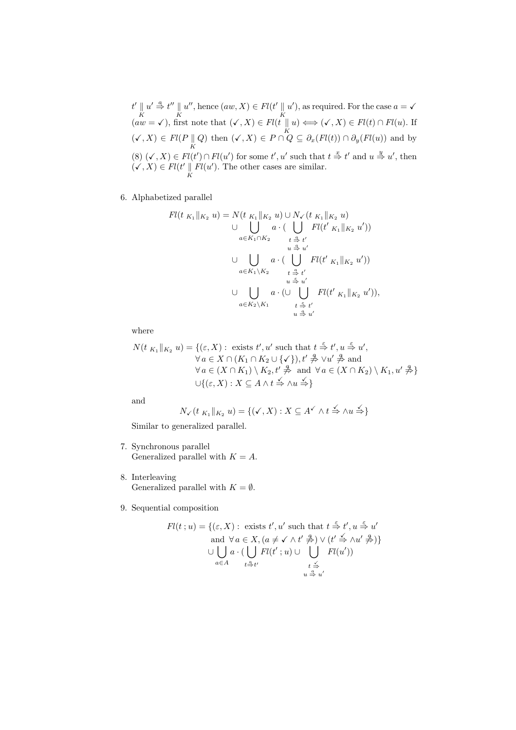$t' \underset{K}{\|} u' \stackrel{a}{\Rightarrow} t'' \underset{K}{\|} u''$, hence $(aw, X) \in Fl(t' \underset{K}{\|} u')$, as required. For the case $a = \checkmark$ ($aw = \checkmark$), first note that $(\checkmark, X) \in Fl(t \underset{K}{\|} u) \iff (\checkmark, X) \in Fl(t) \cap Fl(u)$. If $(\checkmark, X) \in Fl(P \underset{K}{\|} Q)$ then $(\checkmark, X) \in P \cap Q \subseteq \partial_x(Fl(t)) \cap \partial_y(Fl(u))$ and by (8) $(\checkmark, X) \in Fl(t') \cap Fl(u')$ for some $t', u'$ such that $t \stackrel{x}{\Rightarrow} t'$ and $u \stackrel{y}{\Rightarrow} u'$, then $(\checkmark, X) \in Fl(t' \underset{K}{\|} Fl(u')$. The other cases are similar.

6. Alphabetized parallel

$$
\begin{aligned}
Fl(t\ {}_{K_1}\|_{K_2}\ u) = {} & N(t\ {}_{K_1}\|_{K_2}\ u) \cup N_{\checkmark}(t\ {}_{K_1}\|_{K_2}\ u) \\
& \cup \bigcup_{a \in K_1 \cap K_2} a \cdot \Big( \bigcup_{\substack{t \stackrel{a}{\Rightarrow} t' \\ u \stackrel{a}{\Rightarrow} u'}} Fl(t'\ {}_{K_1}\|_{K_2}\ u') \Big) \\
& \cup \bigcup_{a \in K_1 \setminus K_2} a \cdot \Big( \bigcup_{\substack{t \stackrel{a}{\Rightarrow} t' \\ u \stackrel{\varepsilon}{\Rightarrow} u'}} Fl(t'\ {}_{K_1}\|_{K_2}\ u') \Big) \\
& \cup \bigcup_{a \in K_2 \setminus K_1} a \cdot \Big( \cup \bigcup_{\substack{t \stackrel{\varepsilon}{\Rightarrow} t' \\ u \stackrel{a}{\Rightarrow} u'}} Fl(t'\ {}_{K_1}\|_{K_2}\ u') \Big),
\end{aligned}
$$

where

$$
\begin{aligned}
N(t\ {}_{K_1}\|_{K_2}\ u) = {} & \{(\varepsilon, X) : \text{ exists } t', u' \text{ such that } t \stackrel{\varepsilon}{\Rightarrow} t', u \stackrel{\varepsilon}{\Rightarrow} u', \\
& \forall\, a \in X \cap (K_1 \cap K_2 \cup \{\checkmark\}), t' \stackrel{a}{\not\Rightarrow} \vee u' \stackrel{a}{\not\Rightarrow} \text{ and} \\
& \forall\, a \in (X \cap K_1) \setminus K_2, t' \stackrel{a}{\not\Rightarrow} \text{ and } \forall\, a \in (X \cap K_2) \setminus K_1, u' \stackrel{a}{\not\Rightarrow}\} \\
& \cup \{(\varepsilon, X) : X \subseteq A \wedge t \stackrel{\checkmark}{\Rightarrow} \wedge u \stackrel{\checkmark}{\Rightarrow}\}
\end{aligned}
$$

and

$$
N_{\checkmark}(t\ {}_{K_1}\|_{K_2}\ u) = \{(\checkmark, X) : X \subseteq A^{\checkmark} \wedge t \stackrel{\checkmark}{\Rightarrow} \wedge u \stackrel{\checkmark}{\Rightarrow}\}
$$

Similar to generalized parallel.

7. Synchronous parallel
Generalized parallel with $K = A$.

8. Interleaving
Generalized parallel with $K = \emptyset$.

9. Sequential composition

$$
\begin{aligned}
Fl(t\,;u) = {} & \{(\varepsilon, X) : \text{ exists } t', u' \text{ such that } t \stackrel{\varepsilon}{\Rightarrow} t', u \stackrel{\varepsilon}{\Rightarrow} u' \\
& \text{ and } \forall\, a \in X, (a \neq \checkmark \wedge t' \stackrel{a}{\not\Rightarrow}) \vee (t' \stackrel{\checkmark}{\Rightarrow} \wedge u' \stackrel{a}{\not\Rightarrow})\} \\
& \cup \bigcup_{a \in A} a \cdot \Big( \bigcup_{t \stackrel{a}{\Rightarrow} t'} Fl(t'\,;u) \cup \bigcup_{\substack{t \stackrel{\checkmark}{\Rightarrow} \\ u \stackrel{a}{\Rightarrow} u'}} Fl(u') \Big)
\end{aligned}
$$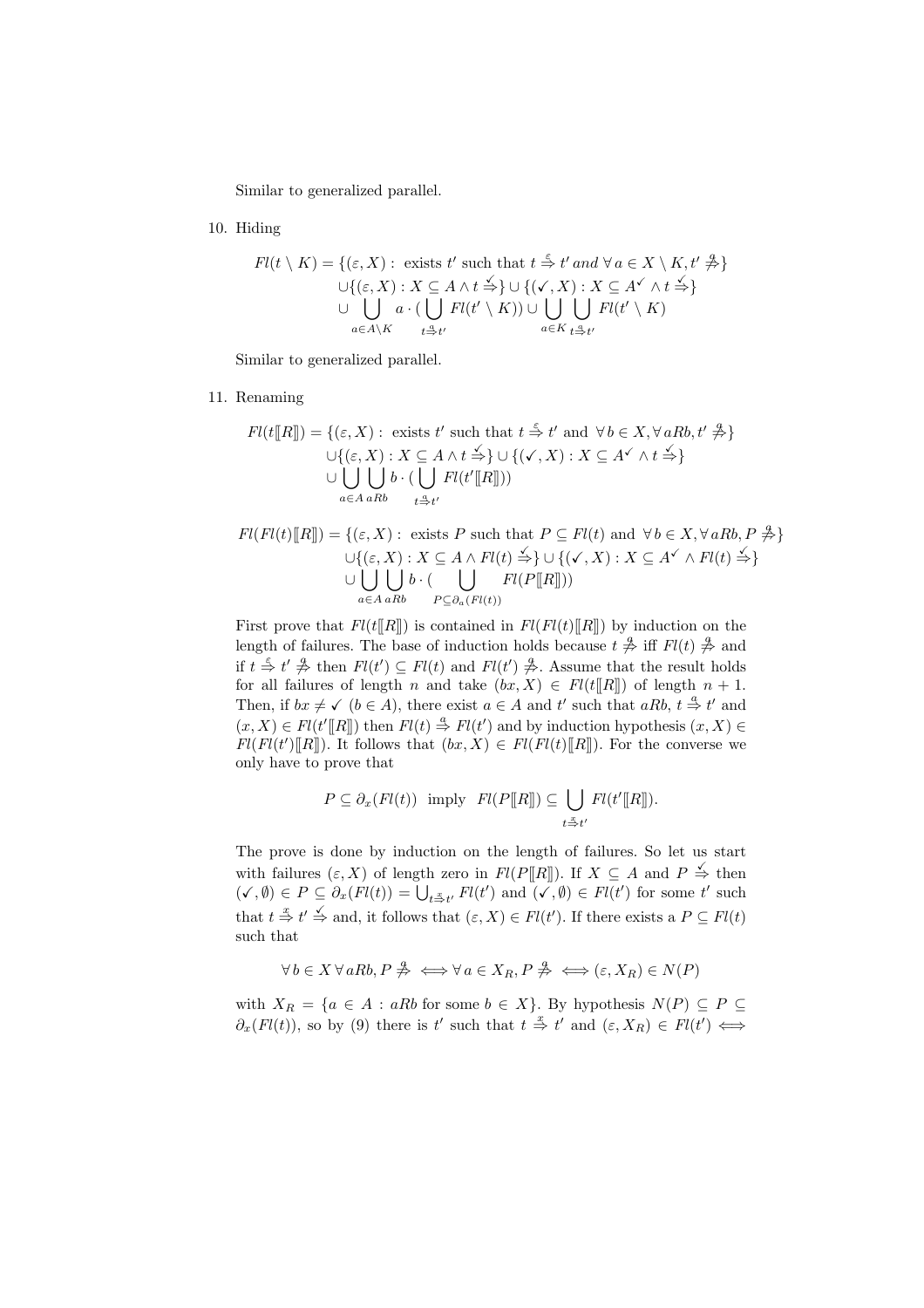Similar to generalized parallel.

10. Hiding

$$
\begin{aligned}
Fl(t \setminus K) = \{(\varepsilon, X) :\ & \text{exists } t' \text{ such that } t \overset{\varepsilon}{\Rightarrow} t' \textit{ and } \forall\, a \in X \setminus K, t' \overset{a}{\not\Rightarrow}\} \\
& \cup \{(\varepsilon, X) : X \subseteq A \wedge t \overset{\checkmark}{\not\Rightarrow}\} \cup \{(\checkmark, X) : X \subseteq A^{\checkmark} \wedge t \overset{\checkmark}{\Rightarrow}\} \\
& \cup \bigcup_{a \in A \setminus K} a \cdot (\bigcup_{t \overset{a}{\Rightarrow} t'} Fl(t' \setminus K)) \cup \bigcup_{a \in K} \bigcup_{t \overset{a}{\Rightarrow} t'} Fl(t' \setminus K)
\end{aligned}
$$

Similar to generalized parallel.

11. Renaming

$$
\begin{aligned}
Fl(t[\![R]\!]) = \{(\varepsilon, X) :\ & \text{exists } t' \text{ such that } t \overset{\varepsilon}{\Rightarrow} t' \text{ and } \ \forall\, b \in X, \forall\, aRb, t' \overset{a}{\not\Rightarrow}\} \\
& \cup \{(\varepsilon, X) : X \subseteq A \wedge t \overset{\checkmark}{\not\Rightarrow}\} \cup \{(\checkmark, X) : X \subseteq A^{\checkmark} \wedge t \overset{\checkmark}{\Rightarrow}\} \\
& \cup \bigcup_{a \in A} \bigcup_{aRb} b \cdot (\bigcup_{t \overset{a}{\Rightarrow} t'} Fl(t'[\![R]\!]))
\end{aligned}
$$

$$
\begin{aligned}
Fl(Fl(t)[\![R]\!]) = \{(\varepsilon, X) :\ & \text{exists } P \text{ such that } P \subseteq Fl(t) \text{ and } \ \forall\, b \in X, \forall\, aRb, P \overset{a}{\not\Rightarrow}\} \\
& \cup \{(\varepsilon, X) : X \subseteq A \wedge Fl(t) \overset{\checkmark}{\not\Rightarrow}\} \cup \{(\checkmark, X) : X \subseteq A^{\checkmark} \wedge Fl(t) \overset{\checkmark}{\Rightarrow}\} \\
& \cup \bigcup_{a \in A} \bigcup_{aRb} b \cdot (\bigcup_{P \subseteq \partial_a(Fl(t))} Fl(P[\![R]\!]))
\end{aligned}
$$

First prove that $Fl(t[\![R]\!])$ is contained in $Fl(Fl(t)[\![R]\!])$ by induction on the length of failures. The base of induction holds because $t \overset{a}{\not\Rightarrow}$ iff $Fl(t) \overset{a}{\not\Rightarrow}$ and if $t \overset{\varepsilon}{\Rightarrow} t' \overset{a}{\not\Rightarrow}$ then $Fl(t') \subseteq Fl(t)$ and $Fl(t') \overset{a}{\not\Rightarrow}$. Assume that the result holds for all failures of length $n$ and take $(bx, X) \in Fl(t[\![R]\!])$ of length $n+1$. Then, if $bx \neq \checkmark$ $(b \in A)$, there exist $a \in A$ and $t'$ such that $aRb$, $t \overset{a}{\Rightarrow} t'$ and $(x, X) \in Fl(t'[\![R]\!])$ then $Fl(t) \overset{a}{\Rightarrow} Fl(t')$ and by induction hypothesis $(x, X) \in Fl(Fl(t')[\![R]\!])$. It follows that $(bx, X) \in Fl(Fl(t)[\![R]\!])$. For the converse we only have to prove that

$$P \subseteq \partial_x(Fl(t)) \ \text{ imply } \ Fl(P[\![R]\!]) \subseteq \bigcup_{t \overset{x}{\Rightarrow} t'} Fl(t'[\![R]\!]).$$

The prove is done by induction on the length of failures. So let us start with failures $(\varepsilon, X)$ of length zero in $Fl(P[\![R]\!])$. If $X \subseteq A$ and $P \overset{\checkmark}{\Rightarrow}$ then $(\checkmark, \emptyset) \in P \subseteq \partial_x(Fl(t)) = \bigcup_{t \overset{x}{\Rightarrow} t'} Fl(t')$ and $(\checkmark, \emptyset) \in Fl(t')$ for some $t'$ such that $t \overset{x}{\Rightarrow} t' \overset{\checkmark}{\Rightarrow}$ and, it follows that $(\varepsilon, X) \in Fl(t')$. If there exists a $P \subseteq Fl(t)$ such that

$$\forall\, b \in X\, \forall\, aRb, P \overset{a}{\not\Rightarrow} \iff \forall\, a \in X_R, P \overset{a}{\not\Rightarrow} \iff (\varepsilon, X_R) \in N(P)$$

with $X_R = \{a \in A : aRb \text{ for some } b \in X\}$. By hypothesis $N(P) \subseteq P \subseteq \partial_x(Fl(t))$, so by (9) there is $t'$ such that $t \overset{x}{\Rightarrow} t'$ and $(\varepsilon, X_R) \in Fl(t') \iff$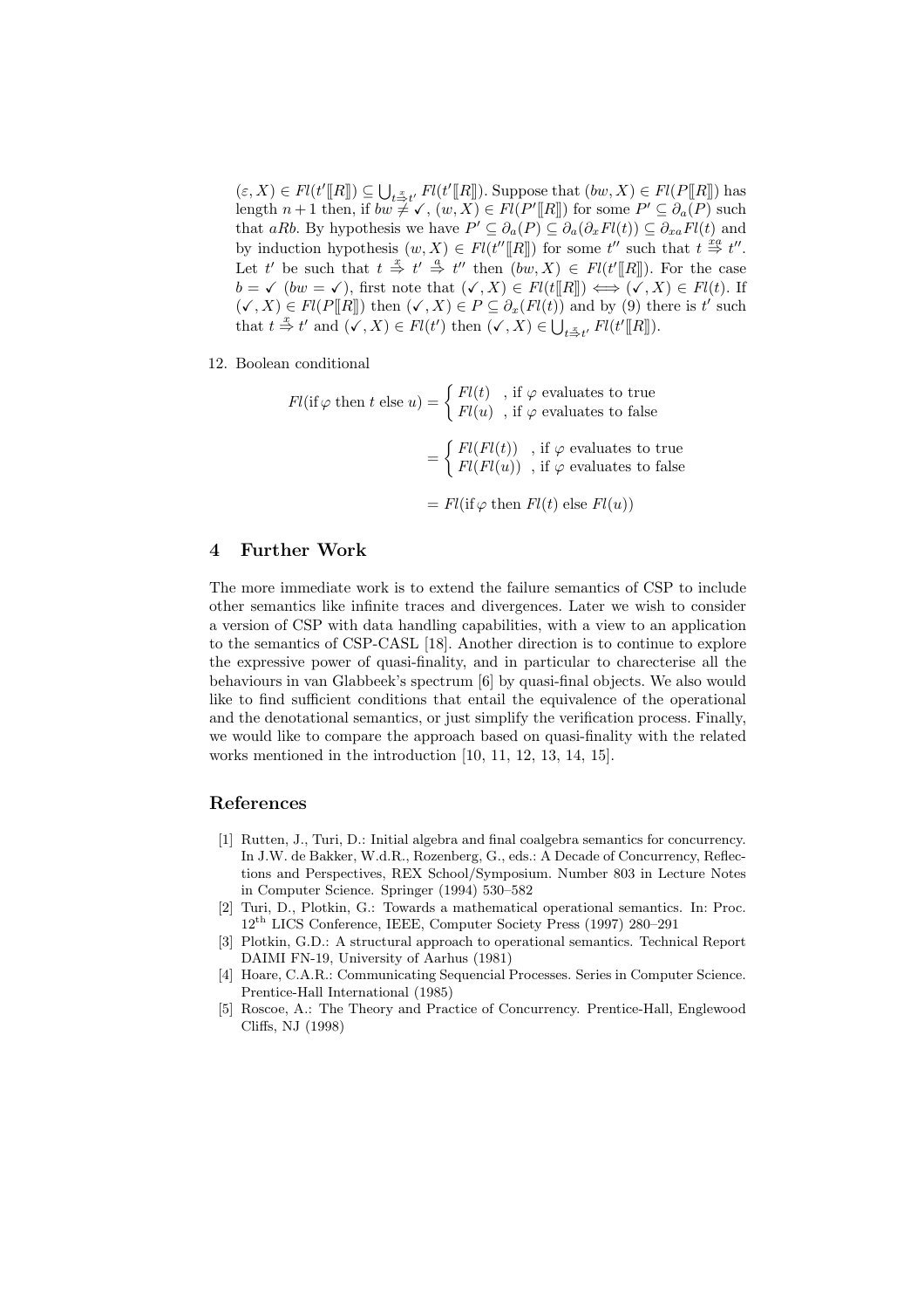$(\varepsilon, X) \in Fl(t'[\![R]\!]) \subseteq \bigcup_{t \overset{x}{\Rightarrow} t'} Fl(t'[\![R]\!])$. Suppose that $(bw, X) \in Fl(P[\![R]\!])$ has length $n+1$ then, if $bw \neq \checkmark$, $(w, X) \in Fl(P'[\![R]\!])$ for some $P' \subseteq \partial_a(P)$ such that $aRb$. By hypothesis we have $P' \subseteq \partial_a(P) \subseteq \partial_a(\partial_x Fl(t)) \subseteq \partial_{xa} Fl(t)$ and by induction hypothesis $(w, X) \in Fl(t''[\![R]\!])$ for some $t''$ such that $t \overset{xa}{\Rightarrow} t''$. Let $t'$ be such that $t \overset{x}{\Rightarrow} t' \overset{a}{\Rightarrow} t''$ then $(bw, X) \in Fl(t'[\![R]\!])$. For the case $b = \checkmark$ ($bw = \checkmark$), first note that $(\checkmark, X) \in Fl(t[\![R]\!]) \iff (\checkmark, X) \in Fl(t)$. If $(\checkmark, X) \in Fl(P[\![R]\!])$ then $(\checkmark, X) \in P \subseteq \partial_x(Fl(t))$ and by (9) there is $t'$ such that $t \overset{x}{\Rightarrow} t'$ and $(\checkmark, X) \in Fl(t')$ then $(\checkmark, X) \in \bigcup_{t \overset{x}{\Rightarrow} t'} Fl(t'[\![R]\!])$.

12. Boolean conditional

$$Fl(\text{if}\,\varphi \text{ then } t \text{ else } u) = \begin{cases} Fl(t) & \text{, if } \varphi \text{ evaluates to true} \\ Fl(u) & \text{, if } \varphi \text{ evaluates to false} \end{cases}$$

$$= \begin{cases} Fl(Fl(t)) & \text{, if } \varphi \text{ evaluates to true} \\ Fl(Fl(u)) & \text{, if } \varphi \text{ evaluates to false} \end{cases}$$

$$= Fl(\text{if}\,\varphi \text{ then } Fl(t) \text{ else } Fl(u))$$

## 4 Further Work

The more immediate work is to extend the failure semantics of CSP to include other semantics like infinite traces and divergences. Later we wish to consider a version of CSP with data handling capabilities, with a view to an application to the semantics of CSP-CASL [18]. Another direction is to continue to explore the expressive power of quasi-finality, and in particular to charecterise all the behaviours in van Glabbeek's spectrum [6] by quasi-final objects. We also would like to find sufficient conditions that entail the equivalence of the operational and the denotational semantics, or just simplify the verification process. Finally, we would like to compare the approach based on quasi-finality with the related works mentioned in the introduction [10, 11, 12, 13, 14, 15].

## References

[1] Rutten, J., Turi, D.: Initial algebra and final coalgebra semantics for concurrency. In J.W. de Bakker, W.d.R., Rozenberg, G., eds.: A Decade of Concurrency, Reflections and Perspectives, REX School/Symposium. Number 803 in Lecture Notes in Computer Science. Springer (1994) 530–582

[2] Turi, D., Plotkin, G.: Towards a mathematical operational semantics. In: Proc. 12th LICS Conference, IEEE, Computer Society Press (1997) 280–291

[3] Plotkin, G.D.: A structural approach to operational semantics. Technical Report DAIMI FN-19, University of Aarhus (1981)

[4] Hoare, C.A.R.: Communicating Sequencial Processes. Series in Computer Science. Prentice-Hall International (1985)

[5] Roscoe, A.: The Theory and Practice of Concurrency. Prentice-Hall, Englewood Cliffs, NJ (1998)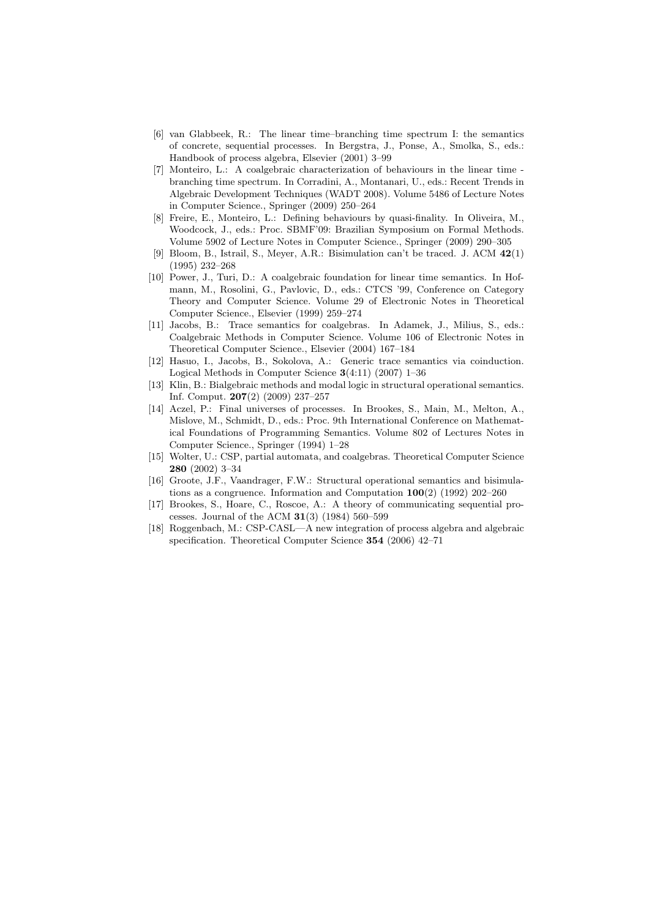[6] van Glabbeek, R.: The linear time–branching time spectrum I: the semantics of concrete, sequential processes. In Bergstra, J., Ponse, A., Smolka, S., eds.: Handbook of process algebra, Elsevier (2001) 3–99

[7] Monteiro, L.: A coalgebraic characterization of behaviours in the linear time - branching time spectrum. In Corradini, A., Montanari, U., eds.: Recent Trends in Algebraic Development Techniques (WADT 2008). Volume 5486 of Lecture Notes in Computer Science., Springer (2009) 250–264

[8] Freire, E., Monteiro, L.: Defining behaviours by quasi-finality. In Oliveira, M., Woodcock, J., eds.: Proc. SBMF'09: Brazilian Symposium on Formal Methods. Volume 5902 of Lecture Notes in Computer Science., Springer (2009) 290–305

[9] Bloom, B., Istrail, S., Meyer, A.R.: Bisimulation can't be traced. J. ACM **42**(1) (1995) 232–268

[10] Power, J., Turi, D.: A coalgebraic foundation for linear time semantics. In Hofmann, M., Rosolini, G., Pavlovic, D., eds.: CTCS '99, Conference on Category Theory and Computer Science. Volume 29 of Electronic Notes in Theoretical Computer Science., Elsevier (1999) 259–274

[11] Jacobs, B.: Trace semantics for coalgebras. In Adamek, J., Milius, S., eds.: Coalgebraic Methods in Computer Science. Volume 106 of Electronic Notes in Theoretical Computer Science., Elsevier (2004) 167–184

[12] Hasuo, I., Jacobs, B., Sokolova, A.: Generic trace semantics via coinduction. Logical Methods in Computer Science **3**(4:11) (2007) 1–36

[13] Klin, B.: Bialgebraic methods and modal logic in structural operational semantics. Inf. Comput. **207**(2) (2009) 237–257

[14] Aczel, P.: Final universes of processes. In Brookes, S., Main, M., Melton, A., Mislove, M., Schmidt, D., eds.: Proc. 9th International Conference on Mathematical Foundations of Programming Semantics. Volume 802 of Lectures Notes in Computer Science., Springer (1994) 1–28

[15] Wolter, U.: CSP, partial automata, and coalgebras. Theoretical Computer Science **280** (2002) 3–34

[16] Groote, J.F., Vaandrager, F.W.: Structural operational semantics and bisimulations as a congruence. Information and Computation **100**(2) (1992) 202–260

[17] Brookes, S., Hoare, C., Roscoe, A.: A theory of communicating sequential processes. Journal of the ACM **31**(3) (1984) 560–599

[18] Roggenbach, M.: CSP-CASL—A new integration of process algebra and algebraic specification. Theoretical Computer Science **354** (2006) 42–71